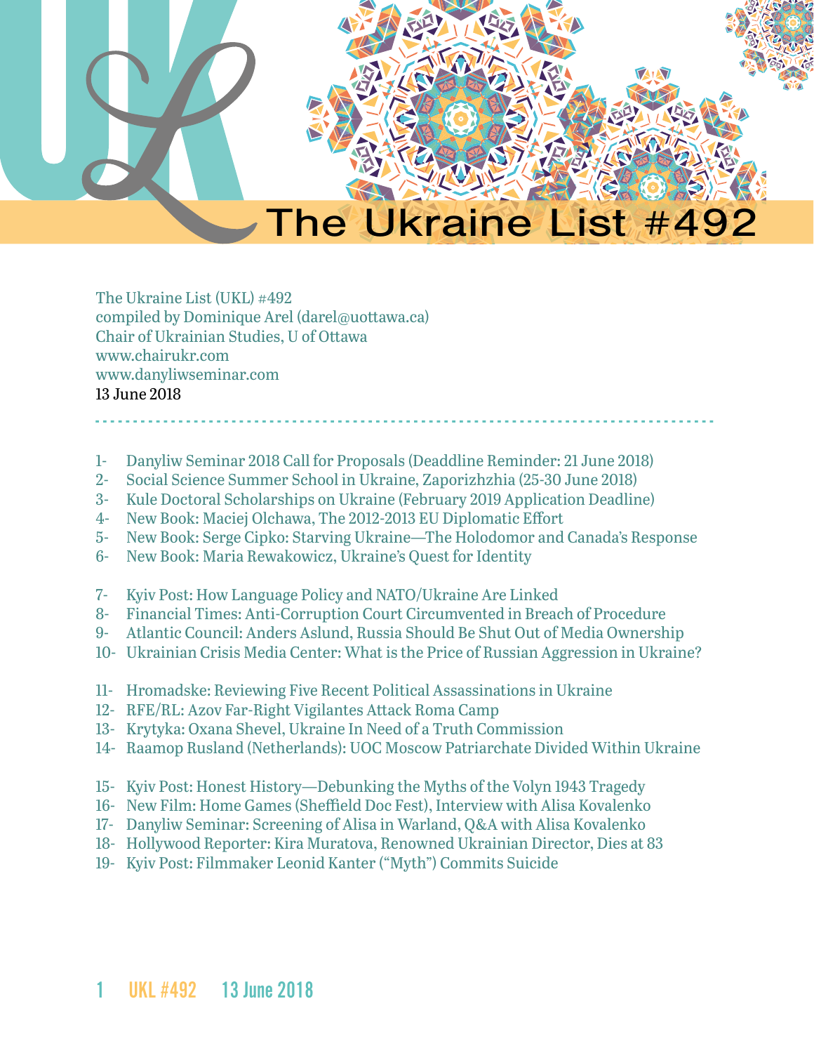# The Ukraine List #492

The Ukraine List (UKL) #492
compiled by Dominique Arel (darel@uottawa.ca)
Chair of Ukrainian Studies, U of Ottawa
www.chairukr.com
www.danyliwseminar.com
13 June 2018

---

1- Danyliw Seminar 2018 Call for Proposals (Deaddline Reminder: 21 June 2018)
2- Social Science Summer School in Ukraine, Zaporizhzhia (25-30 June 2018)
3- Kule Doctoral Scholarships on Ukraine (February 2019 Application Deadline)
4- New Book: Maciej Olchawa, The 2012-2013 EU Diplomatic Effort
5- New Book: Serge Cipko: Starving Ukraine—The Holodomor and Canada's Response
6- New Book: Maria Rewakowicz, Ukraine's Quest for Identity

7- Kyiv Post: How Language Policy and NATO/Ukraine Are Linked
8- Financial Times: Anti-Corruption Court Circumvented in Breach of Procedure
9- Atlantic Council: Anders Aslund, Russia Should Be Shut Out of Media Ownership
10- Ukrainian Crisis Media Center: What is the Price of Russian Aggression in Ukraine?

11- Hromadske: Reviewing Five Recent Political Assassinations in Ukraine
12- RFE/RL: Azov Far-Right Vigilantes Attack Roma Camp
13- Krytyka: Oxana Shevel, Ukraine In Need of a Truth Commission
14- Raamop Rusland (Netherlands): UOC Moscow Patriarchate Divided Within Ukraine

15- Kyiv Post: Honest History—Debunking the Myths of the Volyn 1943 Tragedy
16- New Film: Home Games (Sheffield Doc Fest), Interview with Alisa Kovalenko
17- Danyliw Seminar: Screening of Alisa in Warland, Q&A with Alisa Kovalenko
18- Hollywood Reporter: Kira Muratova, Renowned Ukrainian Director, Dies at 83
19- Kyiv Post: Filmmaker Leonid Kanter ("Myth") Commits Suicide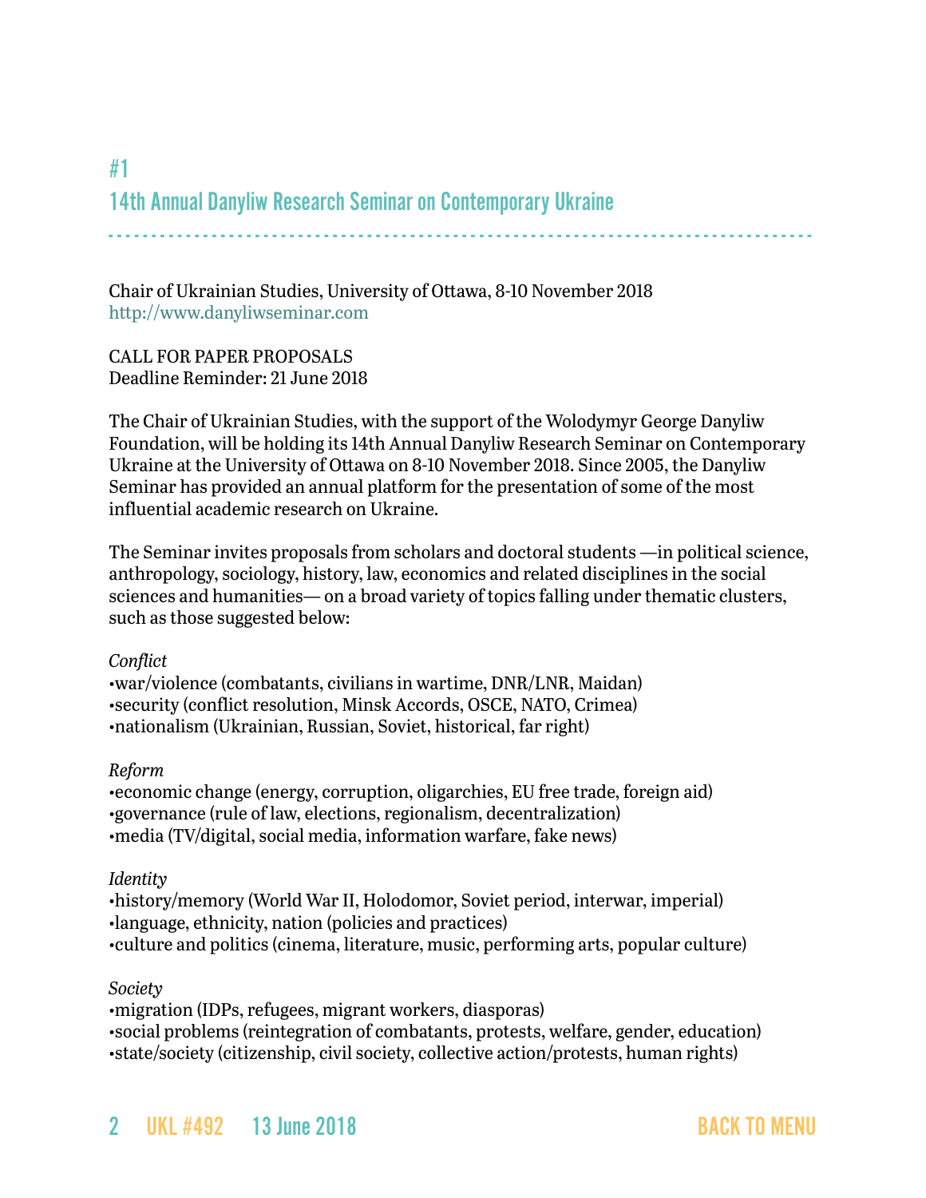## #1
## 14th Annual Danyliw Research Seminar on Contemporary Ukraine

Chair of Ukrainian Studies, University of Ottawa, 8-10 November 2018
http://www.danyliwseminar.com

CALL FOR PAPER PROPOSALS
Deadline Reminder: 21 June 2018

The Chair of Ukrainian Studies, with the support of the Wolodymyr George Danyliw Foundation, will be holding its 14th Annual Danyliw Research Seminar on Contemporary Ukraine at the University of Ottawa on 8-10 November 2018. Since 2005, the Danyliw Seminar has provided an annual platform for the presentation of some of the most influential academic research on Ukraine.

The Seminar invites proposals from scholars and doctoral students —in political science, anthropology, sociology, history, law, economics and related disciplines in the social sciences and humanities— on a broad variety of topics falling under thematic clusters, such as those suggested below:

*Conflict*
•war/violence (combatants, civilians in wartime, DNR/LNR, Maidan)
•security (conflict resolution, Minsk Accords, OSCE, NATO, Crimea)
•nationalism (Ukrainian, Russian, Soviet, historical, far right)

*Reform*
•economic change (energy, corruption, oligarchies, EU free trade, foreign aid)
•governance (rule of law, elections, regionalism, decentralization)
•media (TV/digital, social media, information warfare, fake news)

*Identity*
•history/memory (World War II, Holodomor, Soviet period, interwar, imperial)
•language, ethnicity, nation (policies and practices)
•culture and politics (cinema, literature, music, performing arts, popular culture)

*Society*
•migration (IDPs, refugees, migrant workers, diasporas)
•social problems (reintegration of combatants, protests, welfare, gender, education)
•state/society (citizenship, civil society, collective action/protests, human rights)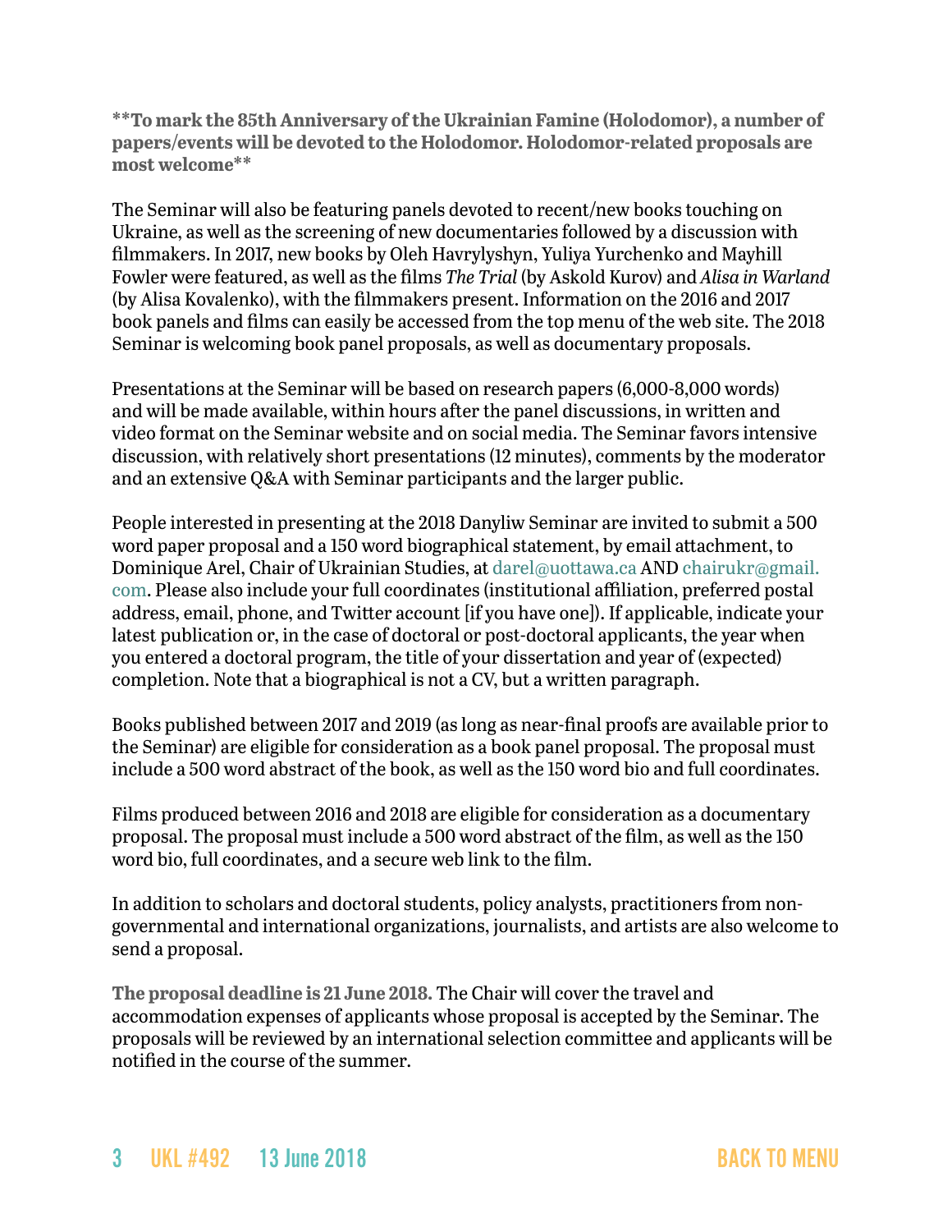**\*\*To mark the 85th Anniversary of the Ukrainian Famine (Holodomor), a number of papers/events will be devoted to the Holodomor. Holodomor-related proposals are most welcome\*\***

The Seminar will also be featuring panels devoted to recent/new books touching on Ukraine, as well as the screening of new documentaries followed by a discussion with filmmakers. In 2017, new books by Oleh Havrylyshyn, Yuliya Yurchenko and Mayhill Fowler were featured, as well as the films *The Trial* (by Askold Kurov) and *Alisa in Warland* (by Alisa Kovalenko), with the filmmakers present. Information on the 2016 and 2017 book panels and films can easily be accessed from the top menu of the web site. The 2018 Seminar is welcoming book panel proposals, as well as documentary proposals.

Presentations at the Seminar will be based on research papers (6,000-8,000 words) and will be made available, within hours after the panel discussions, in written and video format on the Seminar website and on social media. The Seminar favors intensive discussion, with relatively short presentations (12 minutes), comments by the moderator and an extensive Q&A with Seminar participants and the larger public.

People interested in presenting at the 2018 Danyliw Seminar are invited to submit a 500 word paper proposal and a 150 word biographical statement, by email attachment, to Dominique Arel, Chair of Ukrainian Studies, at darel@uottawa.ca AND chairukr@gmail.com. Please also include your full coordinates (institutional affiliation, preferred postal address, email, phone, and Twitter account [if you have one]). If applicable, indicate your latest publication or, in the case of doctoral or post-doctoral applicants, the year when you entered a doctoral program, the title of your dissertation and year of (expected) completion. Note that a biographical is not a CV, but a written paragraph.

Books published between 2017 and 2019 (as long as near-final proofs are available prior to the Seminar) are eligible for consideration as a book panel proposal. The proposal must include a 500 word abstract of the book, as well as the 150 word bio and full coordinates.

Films produced between 2016 and 2018 are eligible for consideration as a documentary proposal. The proposal must include a 500 word abstract of the film, as well as the 150 word bio, full coordinates, and a secure web link to the film.

In addition to scholars and doctoral students, policy analysts, practitioners from non-governmental and international organizations, journalists, and artists are also welcome to send a proposal.

**The proposal deadline is 21 June 2018.** The Chair will cover the travel and accommodation expenses of applicants whose proposal is accepted by the Seminar. The proposals will be reviewed by an international selection committee and applicants will be notified in the course of the summer.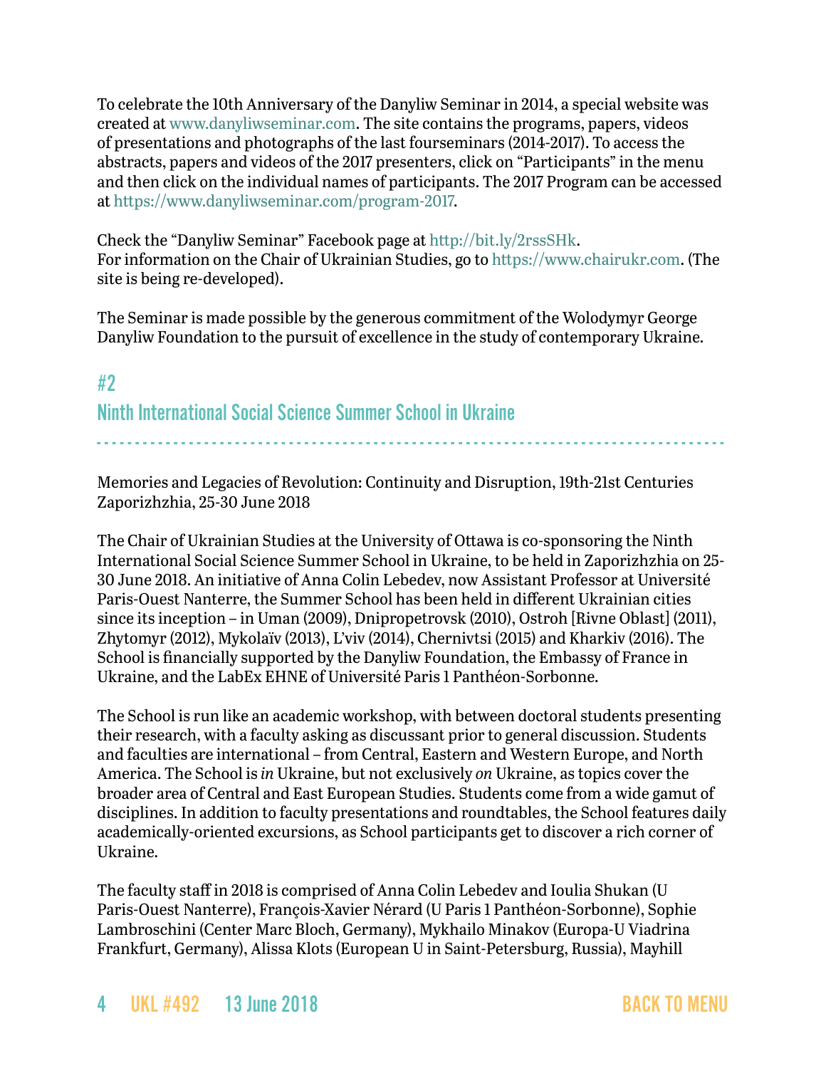To celebrate the 10th Anniversary of the Danyliw Seminar in 2014, a special website was created at www.danyliwseminar.com. The site contains the programs, papers, videos of presentations and photographs of the last fourseminars (2014-2017). To access the abstracts, papers and videos of the 2017 presenters, click on "Participants" in the menu and then click on the individual names of participants. The 2017 Program can be accessed at https://www.danyliwseminar.com/program-2017.

Check the "Danyliw Seminar" Facebook page at http://bit.ly/2rssSHk.
For information on the Chair of Ukrainian Studies, go to https://www.chairukr.com. (The site is being re-developed).

The Seminar is made possible by the generous commitment of the Wolodymyr George Danyliw Foundation to the pursuit of excellence in the study of contemporary Ukraine.

## #2
## Ninth International Social Science Summer School in Ukraine

Memories and Legacies of Revolution: Continuity and Disruption, 19th-21st Centuries
Zaporizhzhia, 25-30 June 2018

The Chair of Ukrainian Studies at the University of Ottawa is co-sponsoring the Ninth International Social Science Summer School in Ukraine, to be held in Zaporizhzhia on 25-30 June 2018. An initiative of Anna Colin Lebedev, now Assistant Professor at Université Paris-Ouest Nanterre, the Summer School has been held in different Ukrainian cities since its inception – in Uman (2009), Dnipropetrovsk (2010), Ostroh [Rivne Oblast] (2011), Zhytomyr (2012), Mykolaïv (2013), L'viv (2014), Chernivtsi (2015) and Kharkiv (2016). The School is financially supported by the Danyliw Foundation, the Embassy of France in Ukraine, and the LabEx EHNE of Université Paris 1 Panthéon-Sorbonne.

The School is run like an academic workshop, with between doctoral students presenting their research, with a faculty asking as discussant prior to general discussion. Students and faculties are international – from Central, Eastern and Western Europe, and North America. The School is *in* Ukraine, but not exclusively *on* Ukraine, as topics cover the broader area of Central and East European Studies. Students come from a wide gamut of disciplines. In addition to faculty presentations and roundtables, the School features daily academically-oriented excursions, as School participants get to discover a rich corner of Ukraine.

The faculty staff in 2018 is comprised of Anna Colin Lebedev and Ioulia Shukan (U Paris-Ouest Nanterre), François-Xavier Nérard (U Paris 1 Panthéon-Sorbonne), Sophie Lambroschini (Center Marc Bloch, Germany), Mykhailo Minakov (Europa-U Viadrina Frankfurt, Germany), Alissa Klots (European U in Saint-Petersburg, Russia), Mayhill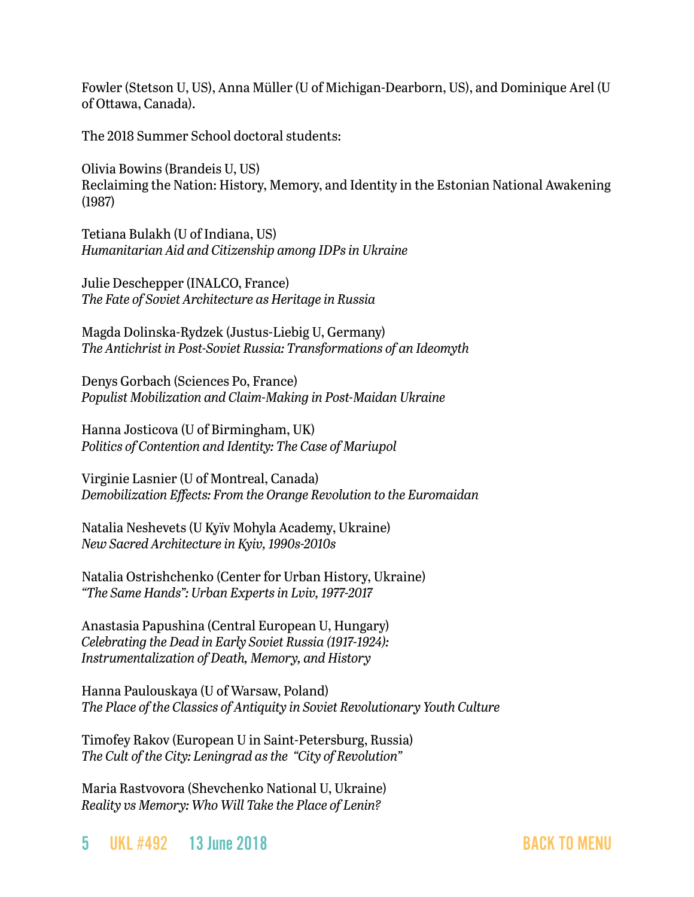Fowler (Stetson U, US), Anna Müller (U of Michigan-Dearborn, US), and Dominique Arel (U of Ottawa, Canada).

The 2018 Summer School doctoral students:

Olivia Bowins (Brandeis U, US)
Reclaiming the Nation: History, Memory, and Identity in the Estonian National Awakening (1987)

Tetiana Bulakh (U of Indiana, US)
*Humanitarian Aid and Citizenship among IDPs in Ukraine*

Julie Deschepper (INALCO, France)
*The Fate of Soviet Architecture as Heritage in Russia*

Magda Dolinska-Rydzek (Justus-Liebig U, Germany)
*The Antichrist in Post-Soviet Russia: Transformations of an Ideomyth*

Denys Gorbach (Sciences Po, France)
*Populist Mobilization and Claim-Making in Post-Maidan Ukraine*

Hanna Josticova (U of Birmingham, UK)
*Politics of Contention and Identity: The Case of Mariupol*

Virginie Lasnier (U of Montreal, Canada)
*Demobilization Effects: From the Orange Revolution to the Euromaidan*

Natalia Neshevets (U Kyïv Mohyla Academy, Ukraine)
*New Sacred Architecture in Kyiv, 1990s-2010s*

Natalia Ostrishchenko (Center for Urban History, Ukraine)
*"The Same Hands": Urban Experts in Lviv, 1977-2017*

Anastasia Papushina (Central European U, Hungary)
*Celebrating the Dead in Early Soviet Russia (1917-1924): Instrumentalization of Death, Memory, and History*

Hanna Paulouskaya (U of Warsaw, Poland)
*The Place of the Classics of Antiquity in Soviet Revolutionary Youth Culture*

Timofey Rakov (European U in Saint-Petersburg, Russia)
*The Cult of the City: Leningrad as the "City of Revolution"*

Maria Rastvovora (Shevchenko National U, Ukraine)
*Reality vs Memory: Who Will Take the Place of Lenin?*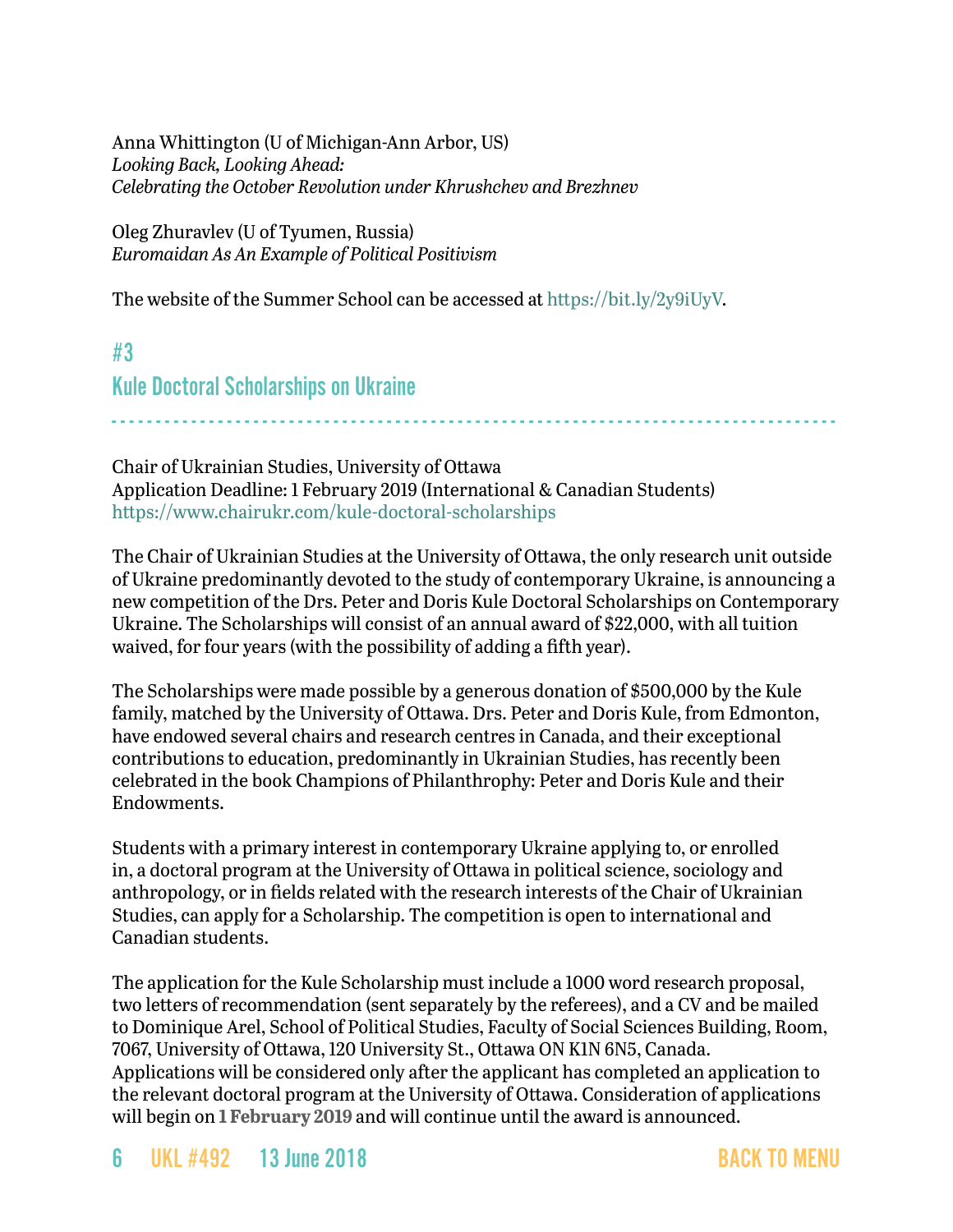Anna Whittington (U of Michigan-Ann Arbor, US)
*Looking Back, Looking Ahead:*
*Celebrating the October Revolution under Khrushchev and Brezhnev*

Oleg Zhuravlev (U of Tyumen, Russia)
*Euromaidan As An Example of Political Positivism*

The website of the Summer School can be accessed at https://bit.ly/2y9iUyV.

## #3
## Kule Doctoral Scholarships on Ukraine

Chair of Ukrainian Studies, University of Ottawa
Application Deadline: 1 February 2019 (International & Canadian Students)
https://www.chairukr.com/kule-doctoral-scholarships

The Chair of Ukrainian Studies at the University of Ottawa, the only research unit outside of Ukraine predominantly devoted to the study of contemporary Ukraine, is announcing a new competition of the Drs. Peter and Doris Kule Doctoral Scholarships on Contemporary Ukraine. The Scholarships will consist of an annual award of $22,000, with all tuition waived, for four years (with the possibility of adding a fifth year).

The Scholarships were made possible by a generous donation of $500,000 by the Kule family, matched by the University of Ottawa. Drs. Peter and Doris Kule, from Edmonton, have endowed several chairs and research centres in Canada, and their exceptional contributions to education, predominantly in Ukrainian Studies, has recently been celebrated in the book Champions of Philanthrophy: Peter and Doris Kule and their Endowments.

Students with a primary interest in contemporary Ukraine applying to, or enrolled in, a doctoral program at the University of Ottawa in political science, sociology and anthropology, or in fields related with the research interests of the Chair of Ukrainian Studies, can apply for a Scholarship. The competition is open to international and Canadian students.

The application for the Kule Scholarship must include a 1000 word research proposal, two letters of recommendation (sent separately by the referees), and a CV and be mailed to Dominique Arel, School of Political Studies, Faculty of Social Sciences Building, Room, 7067, University of Ottawa, 120 University St., Ottawa ON K1N 6N5, Canada. Applications will be considered only after the applicant has completed an application to the relevant doctoral program at the University of Ottawa. Consideration of applications will begin on **1 February 2019** and will continue until the award is announced.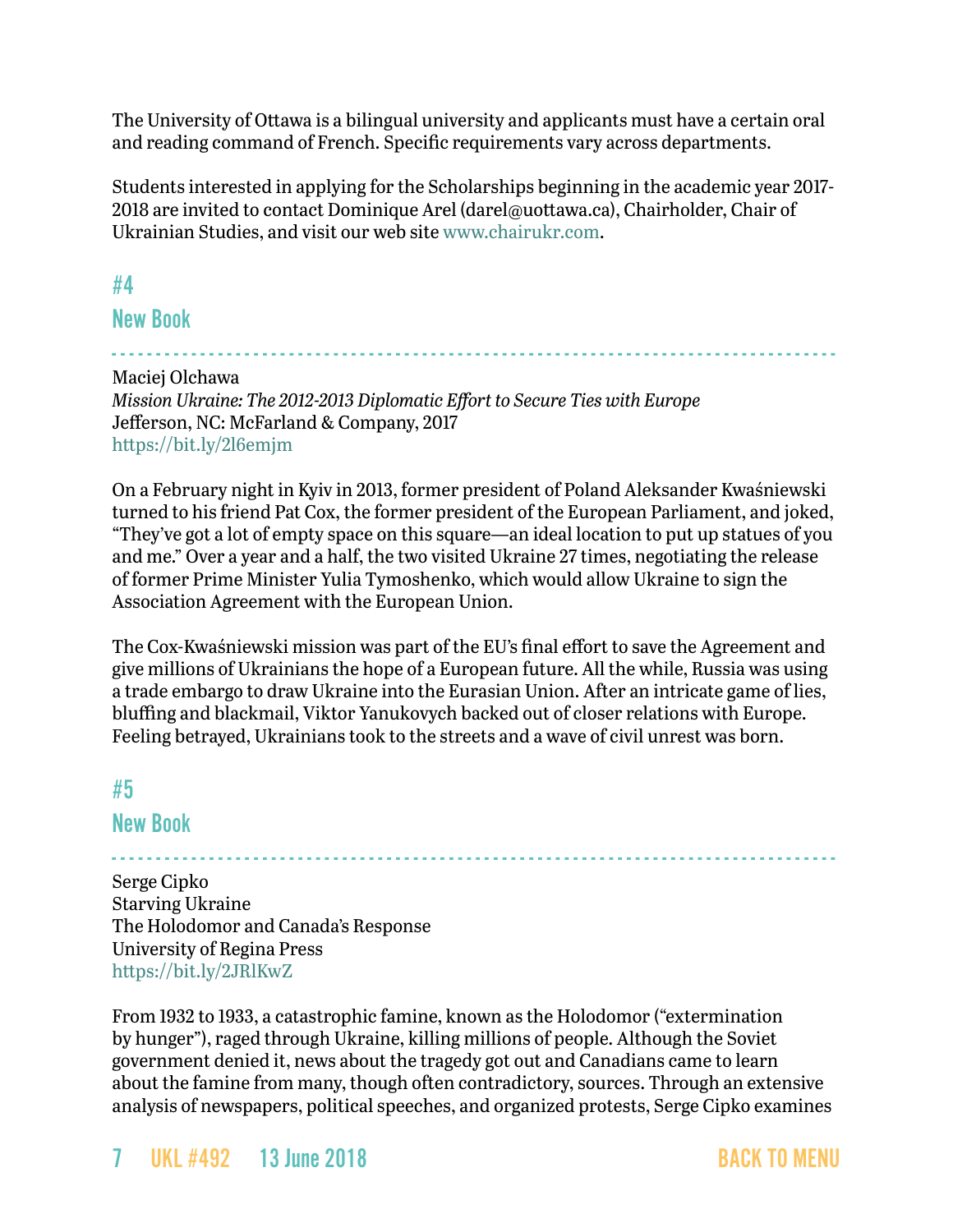The University of Ottawa is a bilingual university and applicants must have a certain oral and reading command of French. Specific requirements vary across departments.

Students interested in applying for the Scholarships beginning in the academic year 2017-2018 are invited to contact Dominique Arel (darel@uottawa.ca), Chairholder, Chair of Ukrainian Studies, and visit our web site www.chairukr.com.

## #4
## New Book

Maciej Olchawa
*Mission Ukraine: The 2012-2013 Diplomatic Effort to Secure Ties with Europe*
Jefferson, NC: McFarland & Company, 2017
https://bit.ly/2l6emjm

On a February night in Kyiv in 2013, former president of Poland Aleksander Kwaśniewski turned to his friend Pat Cox, the former president of the European Parliament, and joked, "They've got a lot of empty space on this square—an ideal location to put up statues of you and me." Over a year and a half, the two visited Ukraine 27 times, negotiating the release of former Prime Minister Yulia Tymoshenko, which would allow Ukraine to sign the Association Agreement with the European Union.

The Cox-Kwaśniewski mission was part of the EU's final effort to save the Agreement and give millions of Ukrainians the hope of a European future. All the while, Russia was using a trade embargo to draw Ukraine into the Eurasian Union. After an intricate game of lies, bluffing and blackmail, Viktor Yanukovych backed out of closer relations with Europe. Feeling betrayed, Ukrainians took to the streets and a wave of civil unrest was born.

## #5
## New Book

Serge Cipko
Starving Ukraine
The Holodomor and Canada's Response
University of Regina Press
https://bit.ly/2JRlKwZ

From 1932 to 1933, a catastrophic famine, known as the Holodomor ("extermination by hunger"), raged through Ukraine, killing millions of people. Although the Soviet government denied it, news about the tragedy got out and Canadians came to learn about the famine from many, though often contradictory, sources. Through an extensive analysis of newspapers, political speeches, and organized protests, Serge Cipko examines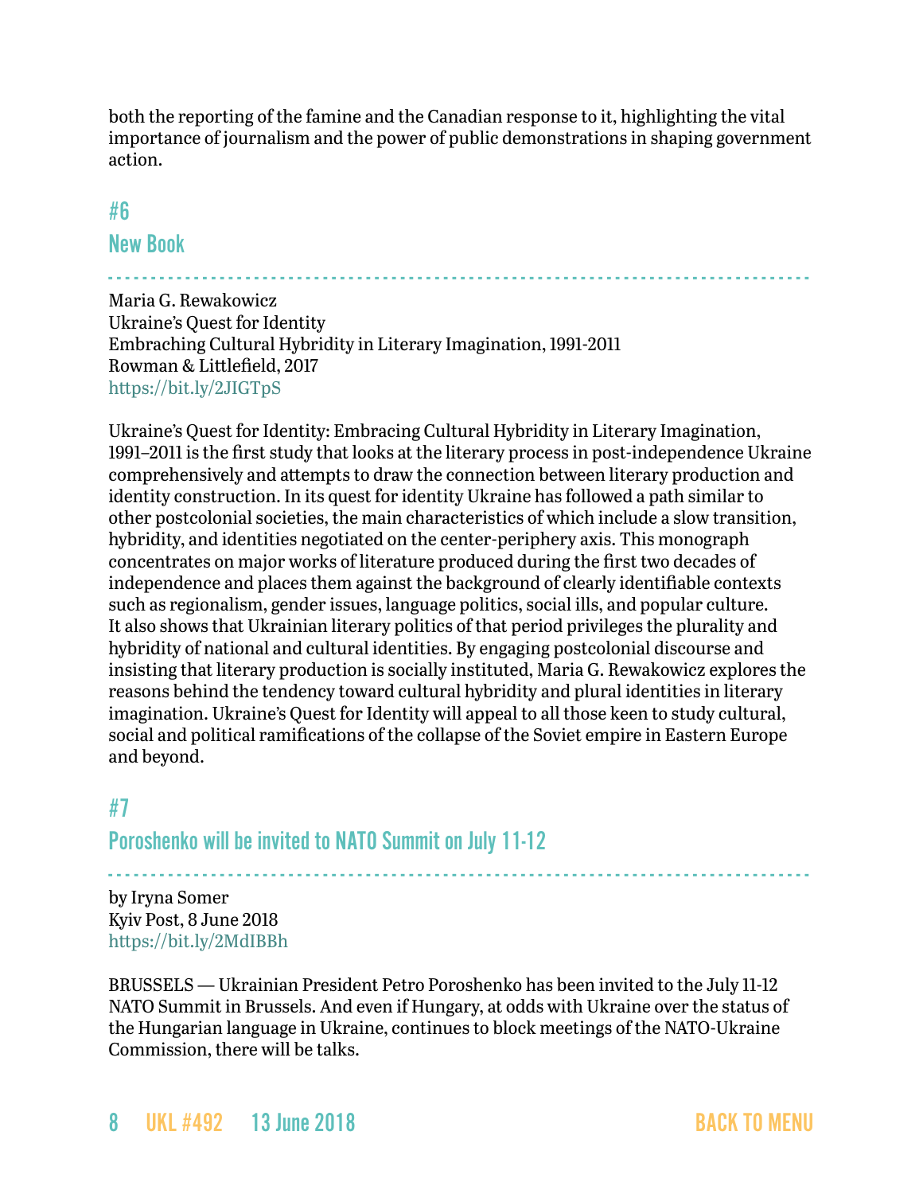both the reporting of the famine and the Canadian response to it, highlighting the vital importance of journalism and the power of public demonstrations in shaping government action.

## #6

## New Book

Maria G. Rewakowicz
Ukraine's Quest for Identity
Embraching Cultural Hybridity in Literary Imagination, 1991-2011
Rowman & Littlefield, 2017
https://bit.ly/2JIGTpS

Ukraine's Quest for Identity: Embracing Cultural Hybridity in Literary Imagination, 1991–2011 is the first study that looks at the literary process in post-independence Ukraine comprehensively and attempts to draw the connection between literary production and identity construction. In its quest for identity Ukraine has followed a path similar to other postcolonial societies, the main characteristics of which include a slow transition, hybridity, and identities negotiated on the center-periphery axis. This monograph concentrates on major works of literature produced during the first two decades of independence and places them against the background of clearly identifiable contexts such as regionalism, gender issues, language politics, social ills, and popular culture. It also shows that Ukrainian literary politics of that period privileges the plurality and hybridity of national and cultural identities. By engaging postcolonial discourse and insisting that literary production is socially instituted, Maria G. Rewakowicz explores the reasons behind the tendency toward cultural hybridity and plural identities in literary imagination. Ukraine's Quest for Identity will appeal to all those keen to study cultural, social and political ramifications of the collapse of the Soviet empire in Eastern Europe and beyond.

## #7

## Poroshenko will be invited to NATO Summit on July 11-12

by Iryna Somer
Kyiv Post, 8 June 2018
https://bit.ly/2MdIBBh

BRUSSELS — Ukrainian President Petro Poroshenko has been invited to the July 11-12 NATO Summit in Brussels. And even if Hungary, at odds with Ukraine over the status of the Hungarian language in Ukraine, continues to block meetings of the NATO-Ukraine Commission, there will be talks.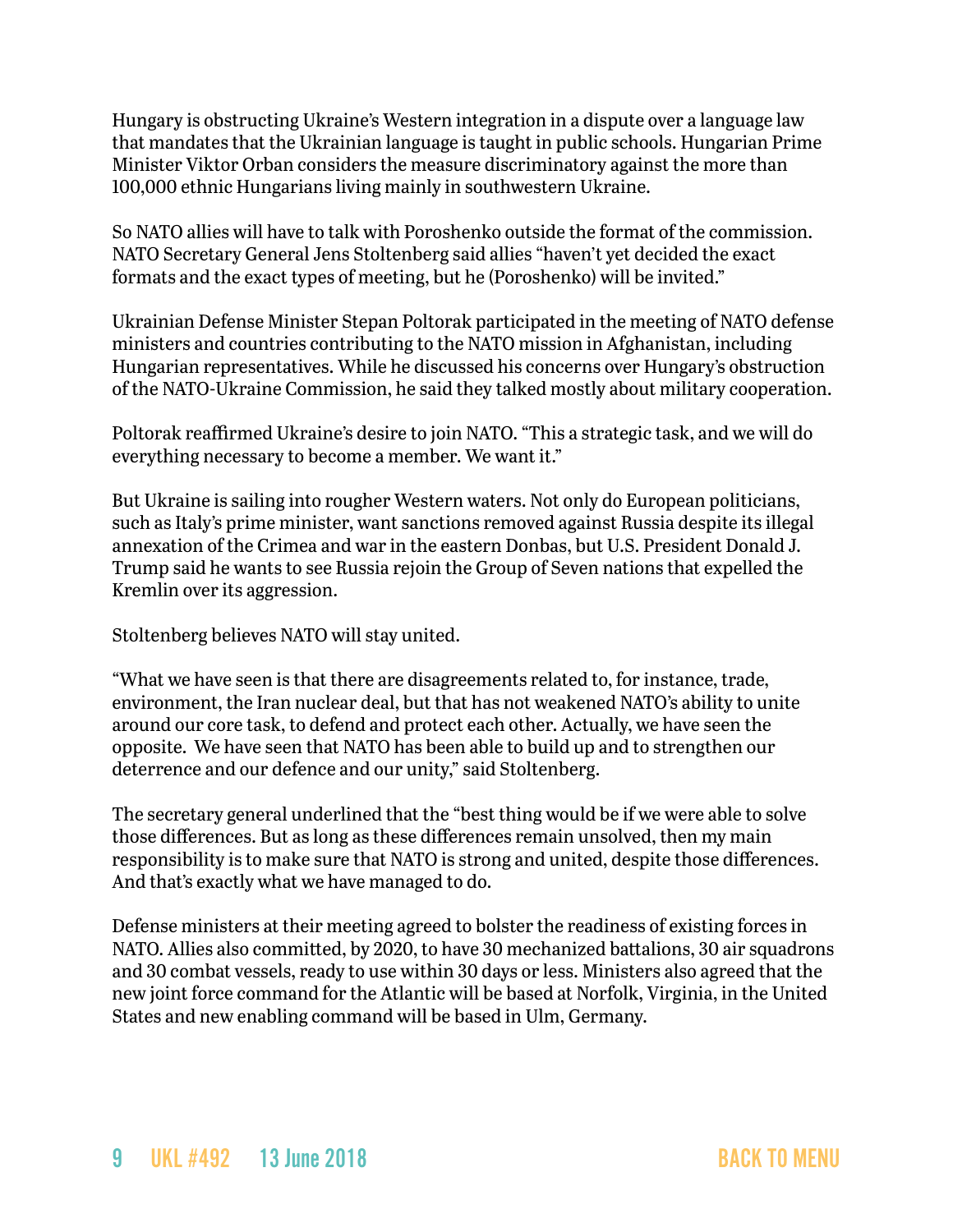Hungary is obstructing Ukraine's Western integration in a dispute over a language law that mandates that the Ukrainian language is taught in public schools. Hungarian Prime Minister Viktor Orban considers the measure discriminatory against the more than 100,000 ethnic Hungarians living mainly in southwestern Ukraine.

So NATO allies will have to talk with Poroshenko outside the format of the commission. NATO Secretary General Jens Stoltenberg said allies "haven't yet decided the exact formats and the exact types of meeting, but he (Poroshenko) will be invited."

Ukrainian Defense Minister Stepan Poltorak participated in the meeting of NATO defense ministers and countries contributing to the NATO mission in Afghanistan, including Hungarian representatives. While he discussed his concerns over Hungary's obstruction of the NATO-Ukraine Commission, he said they talked mostly about military cooperation.

Poltorak reaffirmed Ukraine's desire to join NATO. "This a strategic task, and we will do everything necessary to become a member. We want it."

But Ukraine is sailing into rougher Western waters. Not only do European politicians, such as Italy's prime minister, want sanctions removed against Russia despite its illegal annexation of the Crimea and war in the eastern Donbas, but U.S. President Donald J. Trump said he wants to see Russia rejoin the Group of Seven nations that expelled the Kremlin over its aggression.

Stoltenberg believes NATO will stay united.

"What we have seen is that there are disagreements related to, for instance, trade, environment, the Iran nuclear deal, but that has not weakened NATO's ability to unite around our core task, to defend and protect each other. Actually, we have seen the opposite. We have seen that NATO has been able to build up and to strengthen our deterrence and our defence and our unity," said Stoltenberg.

The secretary general underlined that the "best thing would be if we were able to solve those differences. But as long as these differences remain unsolved, then my main responsibility is to make sure that NATO is strong and united, despite those differences. And that's exactly what we have managed to do.

Defense ministers at their meeting agreed to bolster the readiness of existing forces in NATO. Allies also committed, by 2020, to have 30 mechanized battalions, 30 air squadrons and 30 combat vessels, ready to use within 30 days or less. Ministers also agreed that the new joint force command for the Atlantic will be based at Norfolk, Virginia, in the United States and new enabling command will be based in Ulm, Germany.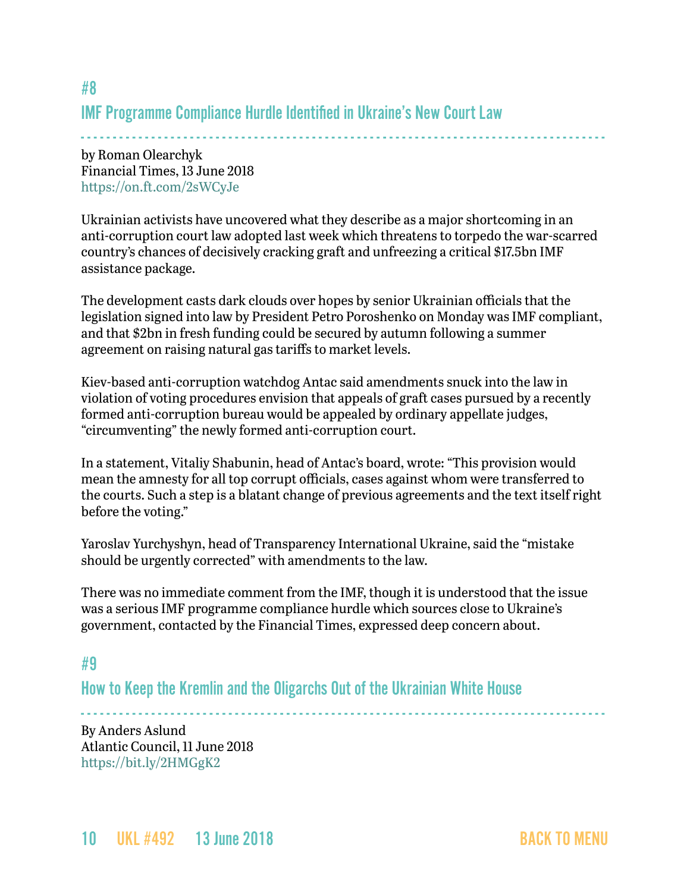## #8

## IMF Programme Compliance Hurdle Identified in Ukraine's New Court Law

by Roman Olearchyk
Financial Times, 13 June 2018
https://on.ft.com/2sWCyJe

Ukrainian activists have uncovered what they describe as a major shortcoming in an anti-corruption court law adopted last week which threatens to torpedo the war-scarred country's chances of decisively cracking graft and unfreezing a critical $17.5bn IMF assistance package.

The development casts dark clouds over hopes by senior Ukrainian officials that the legislation signed into law by President Petro Poroshenko on Monday was IMF compliant, and that $2bn in fresh funding could be secured by autumn following a summer agreement on raising natural gas tariffs to market levels.

Kiev-based anti-corruption watchdog Antac said amendments snuck into the law in violation of voting procedures envision that appeals of graft cases pursued by a recently formed anti-corruption bureau would be appealed by ordinary appellate judges, "circumventing" the newly formed anti-corruption court.

In a statement, Vitaliy Shabunin, head of Antac's board, wrote: "This provision would mean the amnesty for all top corrupt officials, cases against whom were transferred to the courts. Such a step is a blatant change of previous agreements and the text itself right before the voting."

Yaroslav Yurchyshyn, head of Transparency International Ukraine, said the "mistake should be urgently corrected" with amendments to the law.

There was no immediate comment from the IMF, though it is understood that the issue was a serious IMF programme compliance hurdle which sources close to Ukraine's government, contacted by the Financial Times, expressed deep concern about.

## #9

## How to Keep the Kremlin and the Oligarchs Out of the Ukrainian White House

By Anders Aslund
Atlantic Council, 11 June 2018
https://bit.ly/2HMGgK2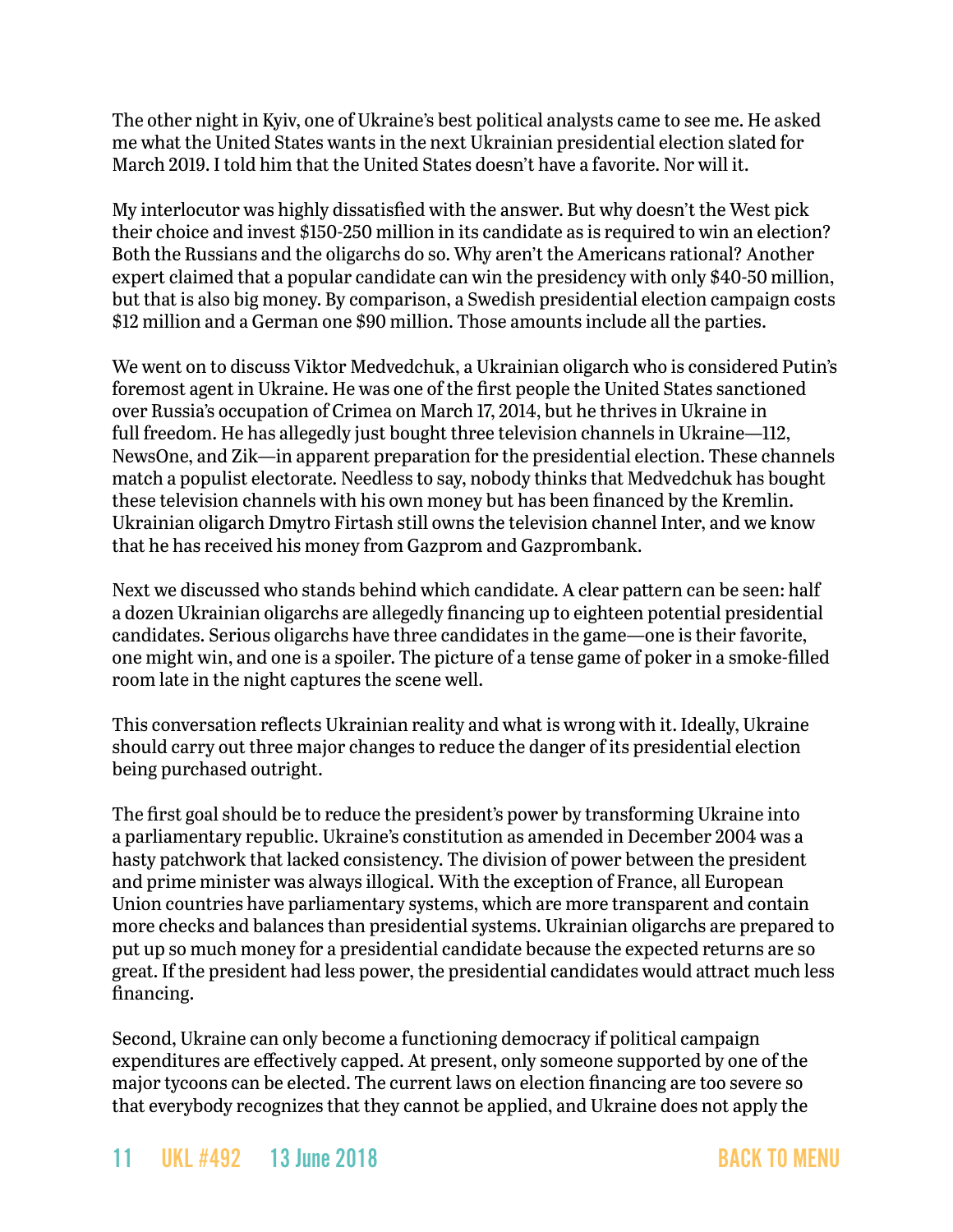The other night in Kyiv, one of Ukraine's best political analysts came to see me. He asked me what the United States wants in the next Ukrainian presidential election slated for March 2019. I told him that the United States doesn't have a favorite. Nor will it.

My interlocutor was highly dissatisfied with the answer. But why doesn't the West pick their choice and invest $150-250 million in its candidate as is required to win an election? Both the Russians and the oligarchs do so. Why aren't the Americans rational? Another expert claimed that a popular candidate can win the presidency with only $40-50 million, but that is also big money. By comparison, a Swedish presidential election campaign costs $12 million and a German one $90 million. Those amounts include all the parties.

We went on to discuss Viktor Medvedchuk, a Ukrainian oligarch who is considered Putin's foremost agent in Ukraine. He was one of the first people the United States sanctioned over Russia's occupation of Crimea on March 17, 2014, but he thrives in Ukraine in full freedom. He has allegedly just bought three television channels in Ukraine—112, NewsOne, and Zik—in apparent preparation for the presidential election. These channels match a populist electorate. Needless to say, nobody thinks that Medvedchuk has bought these television channels with his own money but has been financed by the Kremlin. Ukrainian oligarch Dmytro Firtash still owns the television channel Inter, and we know that he has received his money from Gazprom and Gazprombank.

Next we discussed who stands behind which candidate. A clear pattern can be seen: half a dozen Ukrainian oligarchs are allegedly financing up to eighteen potential presidential candidates. Serious oligarchs have three candidates in the game—one is their favorite, one might win, and one is a spoiler. The picture of a tense game of poker in a smoke-filled room late in the night captures the scene well.

This conversation reflects Ukrainian reality and what is wrong with it. Ideally, Ukraine should carry out three major changes to reduce the danger of its presidential election being purchased outright.

The first goal should be to reduce the president's power by transforming Ukraine into a parliamentary republic. Ukraine's constitution as amended in December 2004 was a hasty patchwork that lacked consistency. The division of power between the president and prime minister was always illogical. With the exception of France, all European Union countries have parliamentary systems, which are more transparent and contain more checks and balances than presidential systems. Ukrainian oligarchs are prepared to put up so much money for a presidential candidate because the expected returns are so great. If the president had less power, the presidential candidates would attract much less financing.

Second, Ukraine can only become a functioning democracy if political campaign expenditures are effectively capped. At present, only someone supported by one of the major tycoons can be elected. The current laws on election financing are too severe so that everybody recognizes that they cannot be applied, and Ukraine does not apply the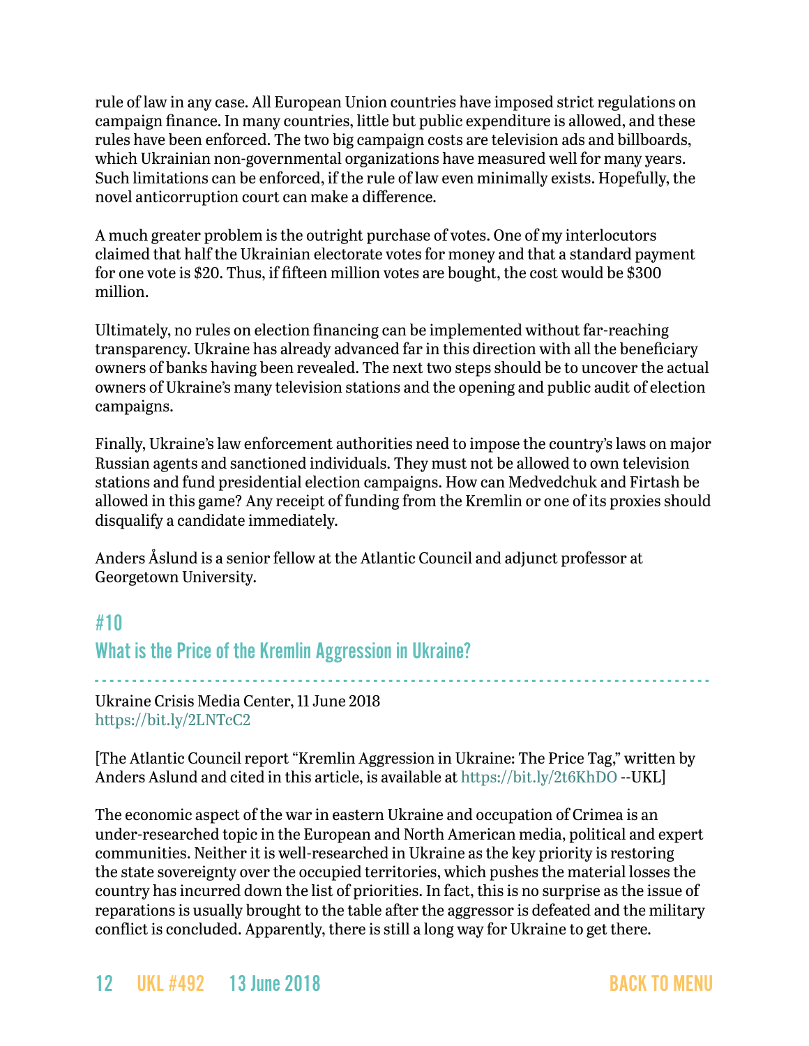rule of law in any case. All European Union countries have imposed strict regulations on campaign finance. In many countries, little but public expenditure is allowed, and these rules have been enforced. The two big campaign costs are television ads and billboards, which Ukrainian non-governmental organizations have measured well for many years. Such limitations can be enforced, if the rule of law even minimally exists. Hopefully, the novel anticorruption court can make a difference.

A much greater problem is the outright purchase of votes. One of my interlocutors claimed that half the Ukrainian electorate votes for money and that a standard payment for one vote is $20. Thus, if fifteen million votes are bought, the cost would be $300 million.

Ultimately, no rules on election financing can be implemented without far-reaching transparency. Ukraine has already advanced far in this direction with all the beneficiary owners of banks having been revealed. The next two steps should be to uncover the actual owners of Ukraine's many television stations and the opening and public audit of election campaigns.

Finally, Ukraine's law enforcement authorities need to impose the country's laws on major Russian agents and sanctioned individuals. They must not be allowed to own television stations and fund presidential election campaigns. How can Medvedchuk and Firtash be allowed in this game? Any receipt of funding from the Kremlin or one of its proxies should disqualify a candidate immediately.

Anders Åslund is a senior fellow at the Atlantic Council and adjunct professor at Georgetown University.

## #10
## What is the Price of the Kremlin Aggression in Ukraine?

Ukraine Crisis Media Center, 11 June 2018
https://bit.ly/2LNTcC2

[The Atlantic Council report "Kremlin Aggression in Ukraine: The Price Tag," written by Anders Aslund and cited in this article, is available at https://bit.ly/2t6KhDO --UKL]

The economic aspect of the war in eastern Ukraine and occupation of Crimea is an under-researched topic in the European and North American media, political and expert communities. Neither it is well-researched in Ukraine as the key priority is restoring the state sovereignty over the occupied territories, which pushes the material losses the country has incurred down the list of priorities. In fact, this is no surprise as the issue of reparations is usually brought to the table after the aggressor is defeated and the military conflict is concluded. Apparently, there is still a long way for Ukraine to get there.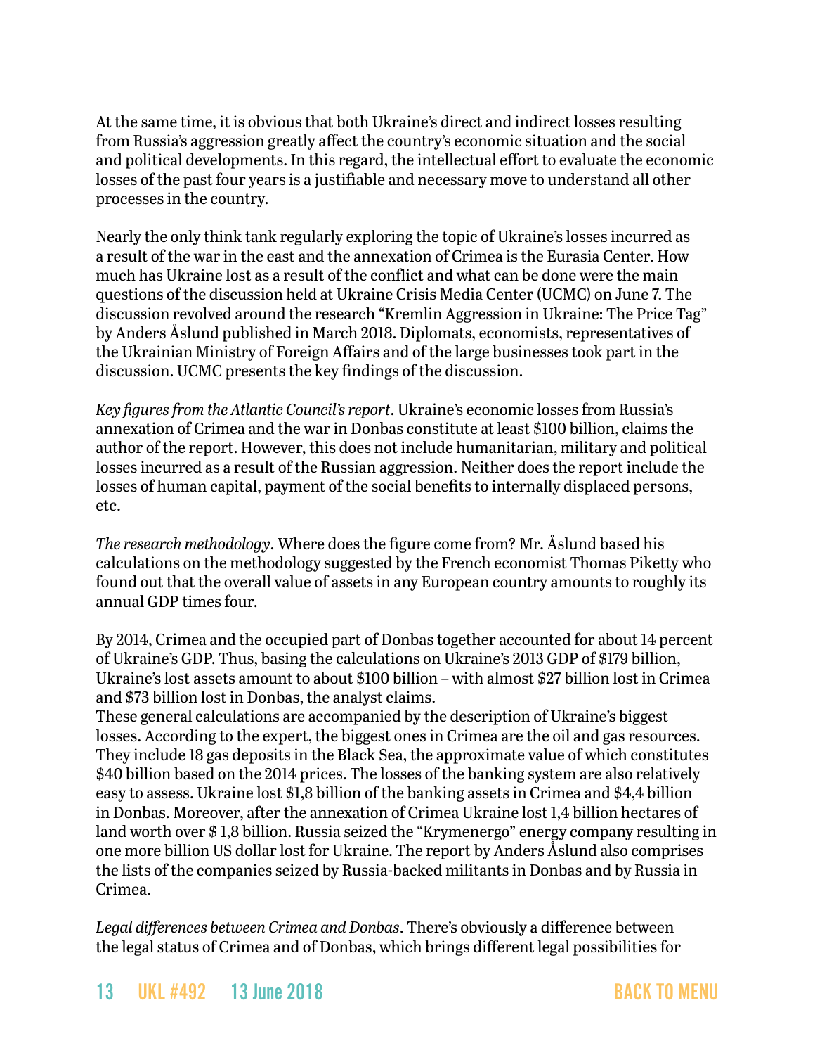At the same time, it is obvious that both Ukraine's direct and indirect losses resulting from Russia's aggression greatly affect the country's economic situation and the social and political developments. In this regard, the intellectual effort to evaluate the economic losses of the past four years is a justifiable and necessary move to understand all other processes in the country.

Nearly the only think tank regularly exploring the topic of Ukraine's losses incurred as a result of the war in the east and the annexation of Crimea is the Eurasia Center. How much has Ukraine lost as a result of the conflict and what can be done were the main questions of the discussion held at Ukraine Crisis Media Center (UCMC) on June 7. The discussion revolved around the research "Kremlin Aggression in Ukraine: The Price Tag" by Anders Åslund published in March 2018. Diplomats, economists, representatives of the Ukrainian Ministry of Foreign Affairs and of the large businesses took part in the discussion. UCMC presents the key findings of the discussion.

*Key figures from the Atlantic Council's report*. Ukraine's economic losses from Russia's annexation of Crimea and the war in Donbas constitute at least $100 billion, claims the author of the report. However, this does not include humanitarian, military and political losses incurred as a result of the Russian aggression. Neither does the report include the losses of human capital, payment of the social benefits to internally displaced persons, etc.

*The research methodology*. Where does the figure come from? Mr. Åslund based his calculations on the methodology suggested by the French economist Thomas Piketty who found out that the overall value of assets in any European country amounts to roughly its annual GDP times four.

By 2014, Crimea and the occupied part of Donbas together accounted for about 14 percent of Ukraine's GDP. Thus, basing the calculations on Ukraine's 2013 GDP of $179 billion, Ukraine's lost assets amount to about $100 billion – with almost $27 billion lost in Crimea and $73 billion lost in Donbas, the analyst claims.
These general calculations are accompanied by the description of Ukraine's biggest losses. According to the expert, the biggest ones in Crimea are the oil and gas resources. They include 18 gas deposits in the Black Sea, the approximate value of which constitutes $40 billion based on the 2014 prices. The losses of the banking system are also relatively easy to assess. Ukraine lost $1,8 billion of the banking assets in Crimea and $4,4 billion in Donbas. Moreover, after the annexation of Crimea Ukraine lost 1,4 billion hectares of land worth over $ 1,8 billion. Russia seized the "Krymenergo" energy company resulting in one more billion US dollar lost for Ukraine. The report by Anders Åslund also comprises the lists of the companies seized by Russia-backed militants in Donbas and by Russia in Crimea.

*Legal differences between Crimea and Donbas*. There's obviously a difference between the legal status of Crimea and of Donbas, which brings different legal possibilities for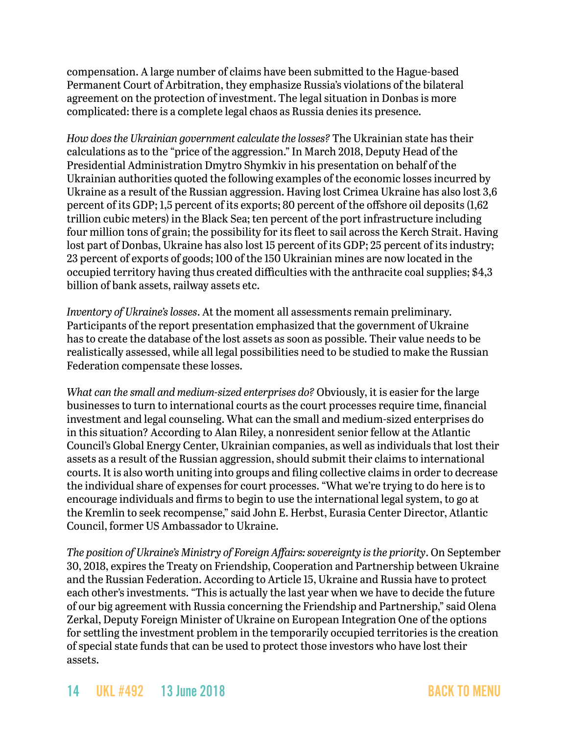compensation. A large number of claims have been submitted to the Hague-based Permanent Court of Arbitration, they emphasize Russia's violations of the bilateral agreement on the protection of investment. The legal situation in Donbas is more complicated: there is a complete legal chaos as Russia denies its presence.

*How does the Ukrainian government calculate the losses?* The Ukrainian state has their calculations as to the "price of the aggression." In March 2018, Deputy Head of the Presidential Administration Dmytro Shymkiv in his presentation on behalf of the Ukrainian authorities quoted the following examples of the economic losses incurred by Ukraine as a result of the Russian aggression. Having lost Crimea Ukraine has also lost 3,6 percent of its GDP; 1,5 percent of its exports; 80 percent of the offshore oil deposits (1,62 trillion cubic meters) in the Black Sea; ten percent of the port infrastructure including four million tons of grain; the possibility for its fleet to sail across the Kerch Strait. Having lost part of Donbas, Ukraine has also lost 15 percent of its GDP; 25 percent of its industry; 23 percent of exports of goods; 100 of the 150 Ukrainian mines are now located in the occupied territory having thus created difficulties with the anthracite coal supplies; $4,3 billion of bank assets, railway assets etc.

*Inventory of Ukraine's losses*. At the moment all assessments remain preliminary. Participants of the report presentation emphasized that the government of Ukraine has to create the database of the lost assets as soon as possible. Their value needs to be realistically assessed, while all legal possibilities need to be studied to make the Russian Federation compensate these losses.

*What can the small and medium-sized enterprises do?* Obviously, it is easier for the large businesses to turn to international courts as the court processes require time, financial investment and legal counseling. What can the small and medium-sized enterprises do in this situation? According to Alan Riley, a nonresident senior fellow at the Atlantic Council's Global Energy Center, Ukrainian companies, as well as individuals that lost their assets as a result of the Russian aggression, should submit their claims to international courts. It is also worth uniting into groups and filing collective claims in order to decrease the individual share of expenses for court processes. "What we're trying to do here is to encourage individuals and firms to begin to use the international legal system, to go at the Kremlin to seek recompense," said John E. Herbst, Eurasia Center Director, Atlantic Council, former US Ambassador to Ukraine.

*The position of Ukraine's Ministry of Foreign Affairs: sovereignty is the priority*. On September 30, 2018, expires the Treaty on Friendship, Cooperation and Partnership between Ukraine and the Russian Federation. According to Article 15, Ukraine and Russia have to protect each other's investments. "This is actually the last year when we have to decide the future of our big agreement with Russia concerning the Friendship and Partnership," said Olena Zerkal, Deputy Foreign Minister of Ukraine on European Integration One of the options for settling the investment problem in the temporarily occupied territories is the creation of special state funds that can be used to protect those investors who have lost their assets.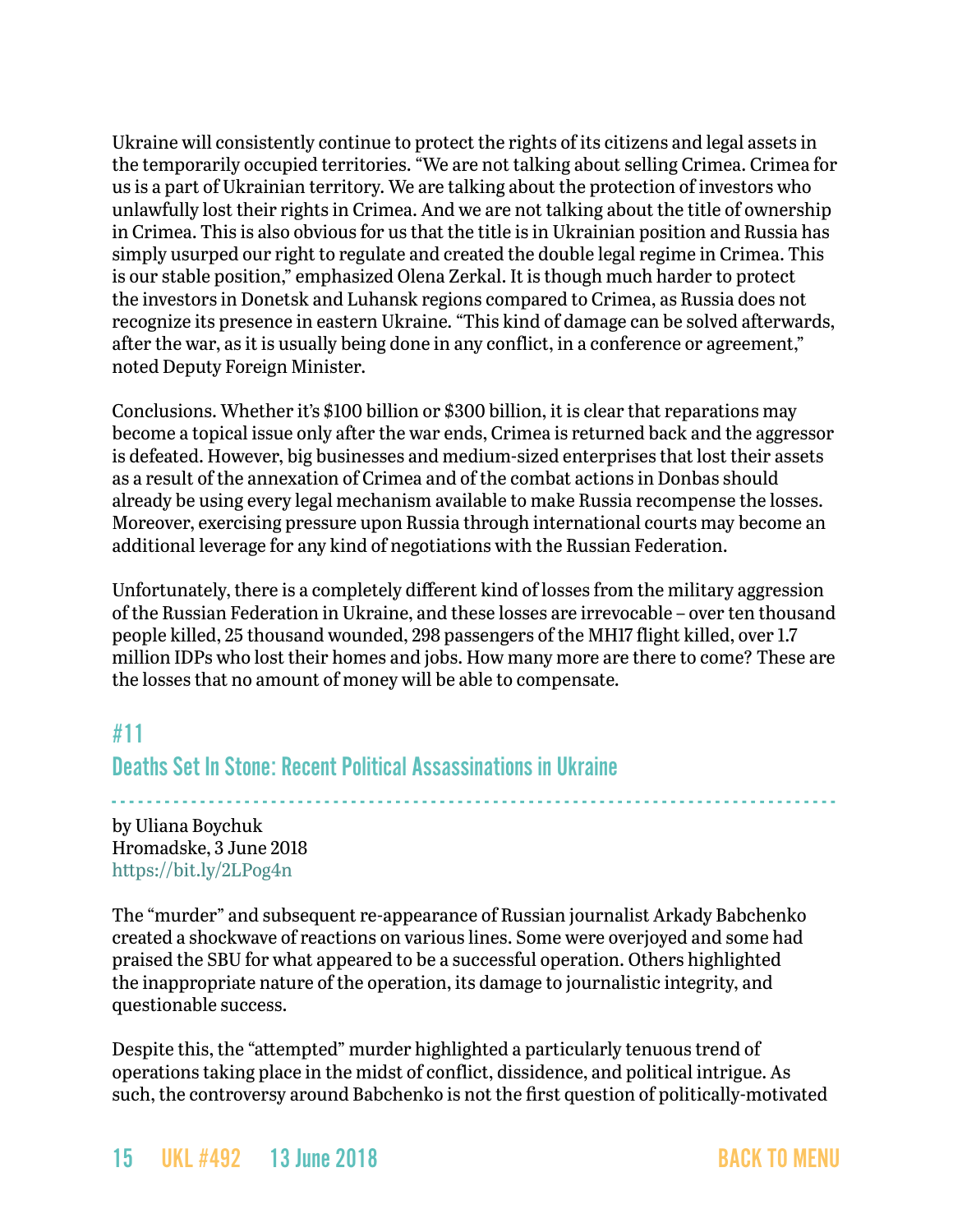Ukraine will consistently continue to protect the rights of its citizens and legal assets in the temporarily occupied territories. "We are not talking about selling Crimea. Crimea for us is a part of Ukrainian territory. We are talking about the protection of investors who unlawfully lost their rights in Crimea. And we are not talking about the title of ownership in Crimea. This is also obvious for us that the title is in Ukrainian position and Russia has simply usurped our right to regulate and created the double legal regime in Crimea. This is our stable position," emphasized Olena Zerkal. It is though much harder to protect the investors in Donetsk and Luhansk regions compared to Crimea, as Russia does not recognize its presence in eastern Ukraine. "This kind of damage can be solved afterwards, after the war, as it is usually being done in any conflict, in a conference or agreement," noted Deputy Foreign Minister.

Conclusions. Whether it's $100 billion or $300 billion, it is clear that reparations may become a topical issue only after the war ends, Crimea is returned back and the aggressor is defeated. However, big businesses and medium-sized enterprises that lost their assets as a result of the annexation of Crimea and of the combat actions in Donbas should already be using every legal mechanism available to make Russia recompense the losses. Moreover, exercising pressure upon Russia through international courts may become an additional leverage for any kind of negotiations with the Russian Federation.

Unfortunately, there is a completely different kind of losses from the military aggression of the Russian Federation in Ukraine, and these losses are irrevocable – over ten thousand people killed, 25 thousand wounded, 298 passengers of the MH17 flight killed, over 1.7 million IDPs who lost their homes and jobs. How many more are there to come? These are the losses that no amount of money will be able to compensate.

## #11

## Deaths Set In Stone: Recent Political Assassinations in Ukraine

by Uliana Boychuk
Hromadske, 3 June 2018
https://bit.ly/2LPog4n

The "murder" and subsequent re-appearance of Russian journalist Arkady Babchenko created a shockwave of reactions on various lines. Some were overjoyed and some had praised the SBU for what appeared to be a successful operation. Others highlighted the inappropriate nature of the operation, its damage to journalistic integrity, and questionable success.

Despite this, the "attempted" murder highlighted a particularly tenuous trend of operations taking place in the midst of conflict, dissidence, and political intrigue. As such, the controversy around Babchenko is not the first question of politically-motivated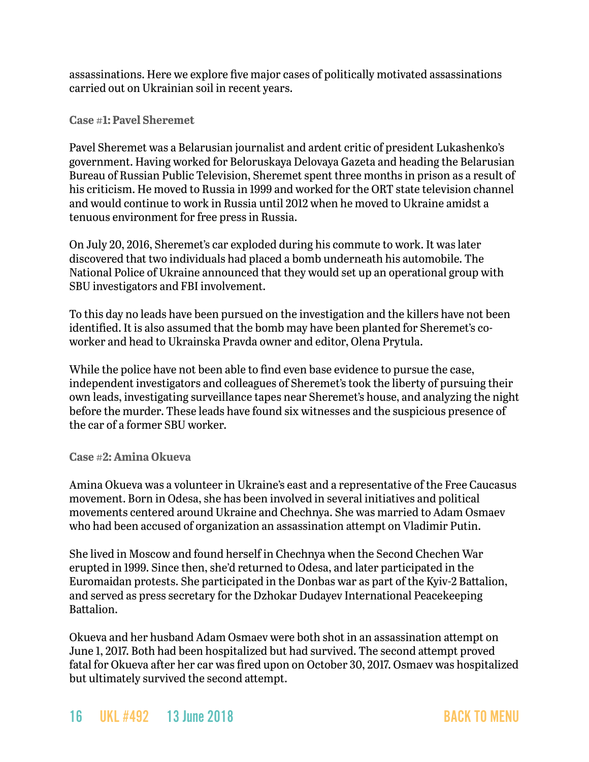assassinations. Here we explore five major cases of politically motivated assassinations carried out on Ukrainian soil in recent years.

### Case #1: Pavel Sheremet

Pavel Sheremet was a Belarusian journalist and ardent critic of president Lukashenko's government. Having worked for Beloruskaya Delovaya Gazeta and heading the Belarusian Bureau of Russian Public Television, Sheremet spent three months in prison as a result of his criticism. He moved to Russia in 1999 and worked for the ORT state television channel and would continue to work in Russia until 2012 when he moved to Ukraine amidst a tenuous environment for free press in Russia.

On July 20, 2016, Sheremet's car exploded during his commute to work. It was later discovered that two individuals had placed a bomb underneath his automobile. The National Police of Ukraine announced that they would set up an operational group with SBU investigators and FBI involvement.

To this day no leads have been pursued on the investigation and the killers have not been identified. It is also assumed that the bomb may have been planted for Sheremet's co-worker and head to Ukrainska Pravda owner and editor, Olena Prytula.

While the police have not been able to find even base evidence to pursue the case, independent investigators and colleagues of Sheremet's took the liberty of pursuing their own leads, investigating surveillance tapes near Sheremet's house, and analyzing the night before the murder. These leads have found six witnesses and the suspicious presence of the car of a former SBU worker.

### Case #2: Amina Okueva

Amina Okueva was a volunteer in Ukraine's east and a representative of the Free Caucasus movement. Born in Odesa, she has been involved in several initiatives and political movements centered around Ukraine and Chechnya. She was married to Adam Osmaev who had been accused of organization an assassination attempt on Vladimir Putin.

She lived in Moscow and found herself in Chechnya when the Second Chechen War erupted in 1999. Since then, she'd returned to Odesa, and later participated in the Euromaidan protests. She participated in the Donbas war as part of the Kyiv-2 Battalion, and served as press secretary for the Dzhokar Dudayev International Peacekeeping Battalion.

Okueva and her husband Adam Osmaev were both shot in an assassination attempt on June 1, 2017. Both had been hospitalized but had survived. The second attempt proved fatal for Okueva after her car was fired upon on October 30, 2017. Osmaev was hospitalized but ultimately survived the second attempt.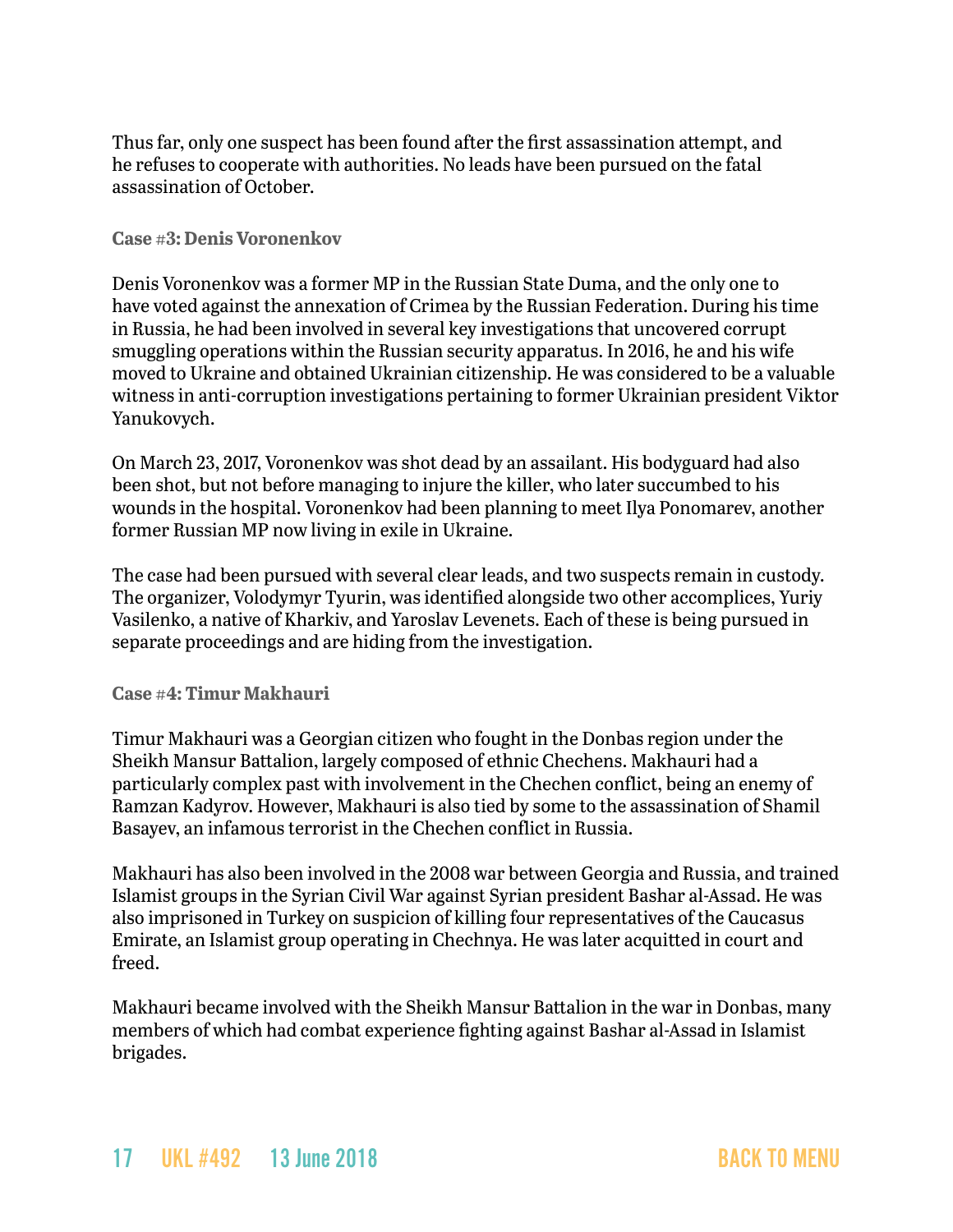Thus far, only one suspect has been found after the first assassination attempt, and he refuses to cooperate with authorities. No leads have been pursued on the fatal assassination of October.

### Case #3: Denis Voronenkov

Denis Voronenkov was a former MP in the Russian State Duma, and the only one to have voted against the annexation of Crimea by the Russian Federation. During his time in Russia, he had been involved in several key investigations that uncovered corrupt smuggling operations within the Russian security apparatus. In 2016, he and his wife moved to Ukraine and obtained Ukrainian citizenship. He was considered to be a valuable witness in anti-corruption investigations pertaining to former Ukrainian president Viktor Yanukovych.

On March 23, 2017, Voronenkov was shot dead by an assailant. His bodyguard had also been shot, but not before managing to injure the killer, who later succumbed to his wounds in the hospital. Voronenkov had been planning to meet Ilya Ponomarev, another former Russian MP now living in exile in Ukraine.

The case had been pursued with several clear leads, and two suspects remain in custody. The organizer, Volodymyr Tyurin, was identified alongside two other accomplices, Yuriy Vasilenko, a native of Kharkiv, and Yaroslav Levenets. Each of these is being pursued in separate proceedings and are hiding from the investigation.

### Case #4: Timur Makhauri

Timur Makhauri was a Georgian citizen who fought in the Donbas region under the Sheikh Mansur Battalion, largely composed of ethnic Chechens. Makhauri had a particularly complex past with involvement in the Chechen conflict, being an enemy of Ramzan Kadyrov. However, Makhauri is also tied by some to the assassination of Shamil Basayev, an infamous terrorist in the Chechen conflict in Russia.

Makhauri has also been involved in the 2008 war between Georgia and Russia, and trained Islamist groups in the Syrian Civil War against Syrian president Bashar al-Assad. He was also imprisoned in Turkey on suspicion of killing four representatives of the Caucasus Emirate, an Islamist group operating in Chechnya. He was later acquitted in court and freed.

Makhauri became involved with the Sheikh Mansur Battalion in the war in Donbas, many members of which had combat experience fighting against Bashar al-Assad in Islamist brigades.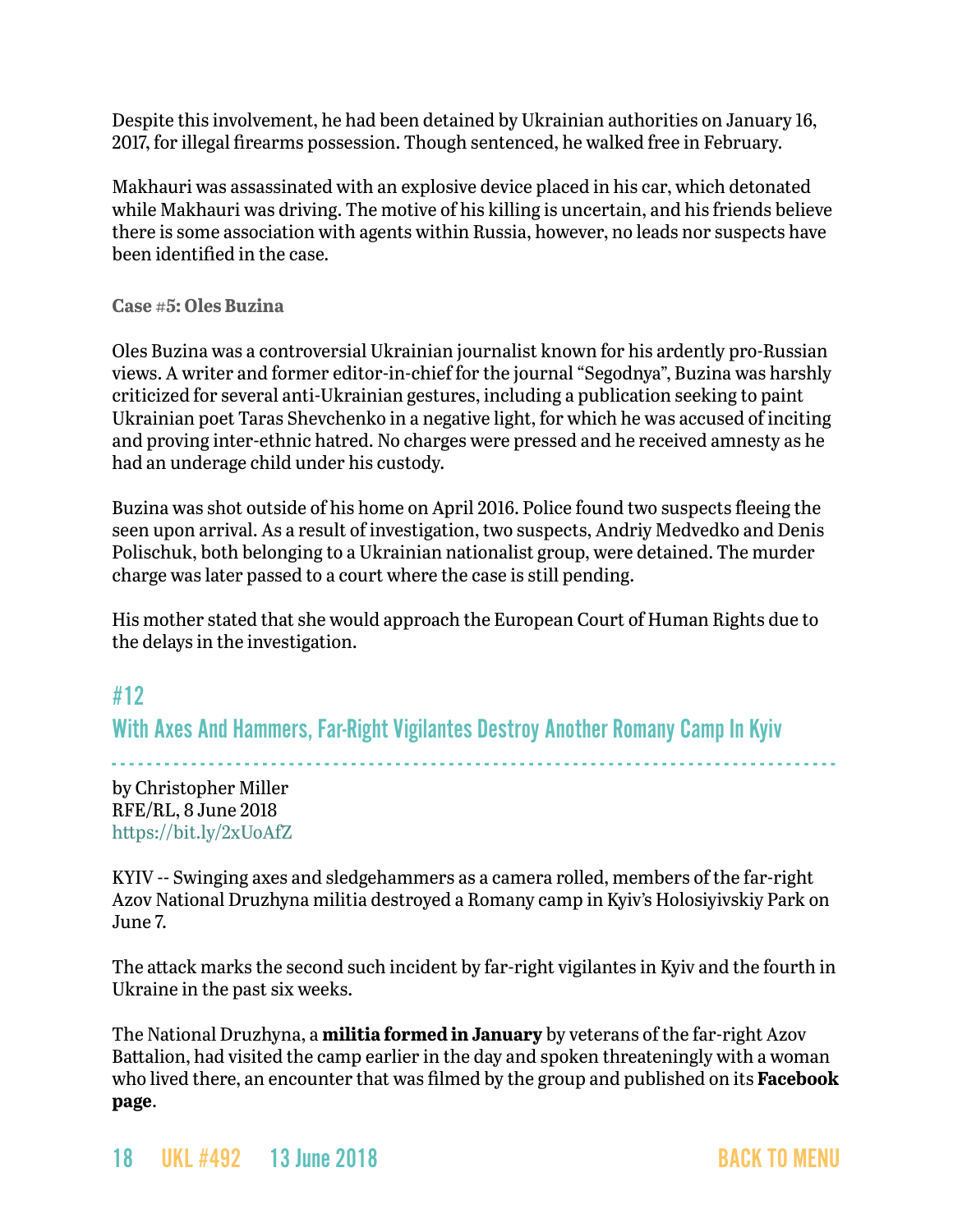Despite this involvement, he had been detained by Ukrainian authorities on January 16, 2017, for illegal firearms possession. Though sentenced, he walked free in February.

Makhauri was assassinated with an explosive device placed in his car, which detonated while Makhauri was driving. The motive of his killing is uncertain, and his friends believe there is some association with agents within Russia, however, no leads nor suspects have been identified in the case.

**Case #5: Oles Buzina**

Oles Buzina was a controversial Ukrainian journalist known for his ardently pro-Russian views. A writer and former editor-in-chief for the journal "Segodnya", Buzina was harshly criticized for several anti-Ukrainian gestures, including a publication seeking to paint Ukrainian poet Taras Shevchenko in a negative light, for which he was accused of inciting and proving inter-ethnic hatred. No charges were pressed and he received amnesty as he had an underage child under his custody.

Buzina was shot outside of his home on April 2016. Police found two suspects fleeing the seen upon arrival. As a result of investigation, two suspects, Andriy Medvedko and Denis Polischuk, both belonging to a Ukrainian nationalist group, were detained. The murder charge was later passed to a court where the case is still pending.

His mother stated that she would approach the European Court of Human Rights due to the delays in the investigation.

## #12

## With Axes And Hammers, Far-Right Vigilantes Destroy Another Romany Camp In Kyiv

by Christopher Miller
RFE/RL, 8 June 2018
https://bit.ly/2xUoAfZ

KYIV -- Swinging axes and sledgehammers as a camera rolled, members of the far-right Azov National Druzhyna militia destroyed a Romany camp in Kyiv's Holosiyivskiy Park on June 7.

The attack marks the second such incident by far-right vigilantes in Kyiv and the fourth in Ukraine in the past six weeks.

The National Druzhyna, a **militia formed in January** by veterans of the far-right Azov Battalion, had visited the camp earlier in the day and spoken threateningly with a woman who lived there, an encounter that was filmed by the group and published on its **Facebook page**.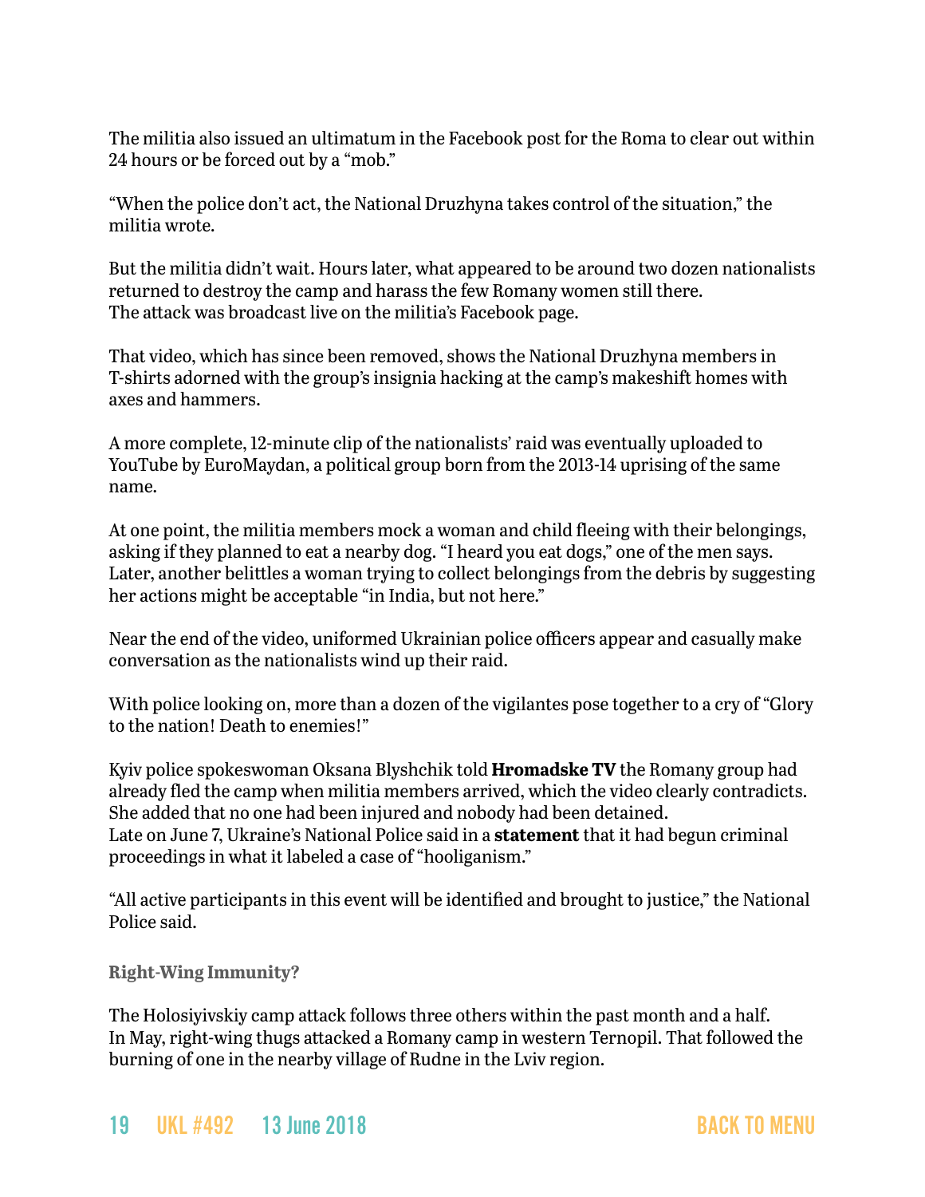The militia also issued an ultimatum in the Facebook post for the Roma to clear out within 24 hours or be forced out by a "mob."

"When the police don't act, the National Druzhyna takes control of the situation," the militia wrote.

But the militia didn't wait. Hours later, what appeared to be around two dozen nationalists returned to destroy the camp and harass the few Romany women still there. The attack was broadcast live on the militia's Facebook page.

That video, which has since been removed, shows the National Druzhyna members in T-shirts adorned with the group's insignia hacking at the camp's makeshift homes with axes and hammers.

A more complete, 12-minute clip of the nationalists' raid was eventually uploaded to YouTube by EuroMaydan, a political group born from the 2013-14 uprising of the same name.

At one point, the militia members mock a woman and child fleeing with their belongings, asking if they planned to eat a nearby dog. "I heard you eat dogs," one of the men says. Later, another belittles a woman trying to collect belongings from the debris by suggesting her actions might be acceptable "in India, but not here."

Near the end of the video, uniformed Ukrainian police officers appear and casually make conversation as the nationalists wind up their raid.

With police looking on, more than a dozen of the vigilantes pose together to a cry of "Glory to the nation! Death to enemies!"

Kyiv police spokeswoman Oksana Blyshchik told **Hromadske TV** the Romany group had already fled the camp when militia members arrived, which the video clearly contradicts. She added that no one had been injured and nobody had been detained. Late on June 7, Ukraine's National Police said in a **statement** that it had begun criminal proceedings in what it labeled a case of "hooliganism."

"All active participants in this event will be identified and brought to justice," the National Police said.

### Right-Wing Immunity?

The Holosiyivskiy camp attack follows three others within the past month and a half. In May, right-wing thugs attacked a Romany camp in western Ternopil. That followed the burning of one in the nearby village of Rudne in the Lviv region.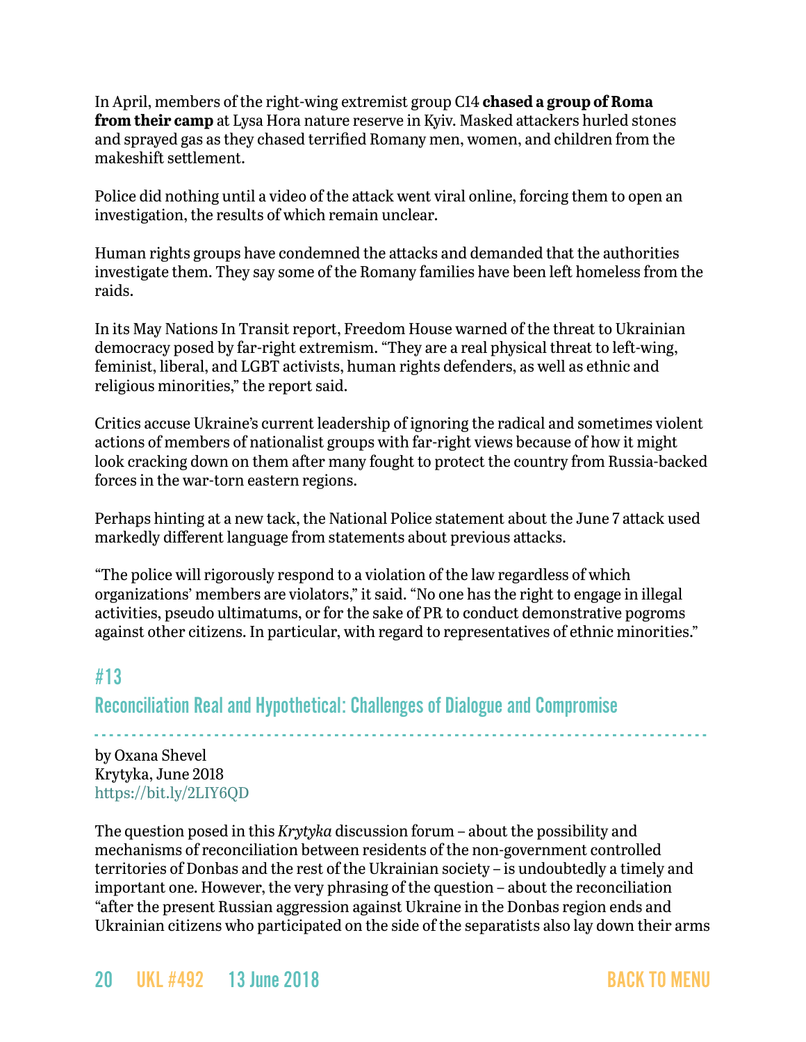In April, members of the right-wing extremist group C14 **chased a group of Roma from their camp** at Lysa Hora nature reserve in Kyiv. Masked attackers hurled stones and sprayed gas as they chased terrified Romany men, women, and children from the makeshift settlement.

Police did nothing until a video of the attack went viral online, forcing them to open an investigation, the results of which remain unclear.

Human rights groups have condemned the attacks and demanded that the authorities investigate them. They say some of the Romany families have been left homeless from the raids.

In its May Nations In Transit report, Freedom House warned of the threat to Ukrainian democracy posed by far-right extremism. "They are a real physical threat to left-wing, feminist, liberal, and LGBT activists, human rights defenders, as well as ethnic and religious minorities," the report said.

Critics accuse Ukraine's current leadership of ignoring the radical and sometimes violent actions of members of nationalist groups with far-right views because of how it might look cracking down on them after many fought to protect the country from Russia-backed forces in the war-torn eastern regions.

Perhaps hinting at a new tack, the National Police statement about the June 7 attack used markedly different language from statements about previous attacks.

"The police will rigorously respond to a violation of the law regardless of which organizations' members are violators," it said. "No one has the right to engage in illegal activities, pseudo ultimatums, or for the sake of PR to conduct demonstrative pogroms against other citizens. In particular, with regard to representatives of ethnic minorities."

## #13
## Reconciliation Real and Hypothetical: Challenges of Dialogue and Compromise

by Oxana Shevel
Krytyka, June 2018
https://bit.ly/2LIY6QD

The question posed in this *Krytyka* discussion forum – about the possibility and mechanisms of reconciliation between residents of the non-government controlled territories of Donbas and the rest of the Ukrainian society – is undoubtedly a timely and important one. However, the very phrasing of the question – about the reconciliation "after the present Russian aggression against Ukraine in the Donbas region ends and Ukrainian citizens who participated on the side of the separatists also lay down their arms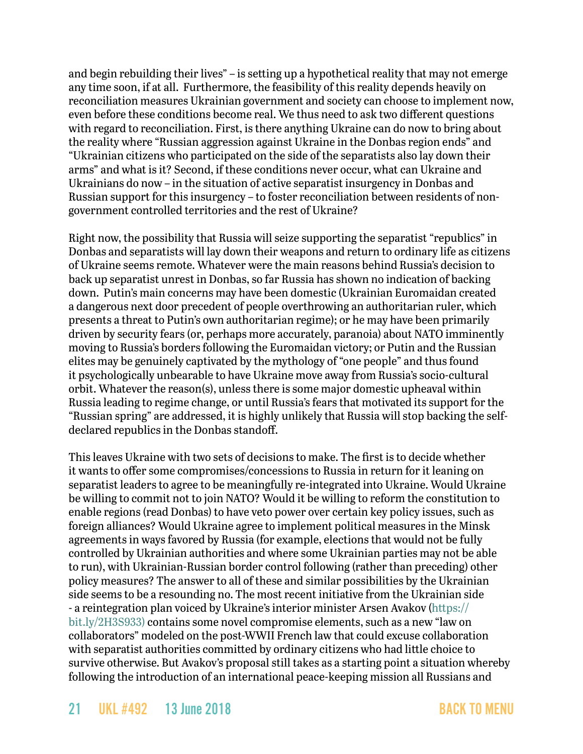and begin rebuilding their lives" – is setting up a hypothetical reality that may not emerge any time soon, if at all. Furthermore, the feasibility of this reality depends heavily on reconciliation measures Ukrainian government and society can choose to implement now, even before these conditions become real. We thus need to ask two different questions with regard to reconciliation. First, is there anything Ukraine can do now to bring about the reality where "Russian aggression against Ukraine in the Donbas region ends" and "Ukrainian citizens who participated on the side of the separatists also lay down their arms" and what is it? Second, if these conditions never occur, what can Ukraine and Ukrainians do now – in the situation of active separatist insurgency in Donbas and Russian support for this insurgency – to foster reconciliation between residents of non-government controlled territories and the rest of Ukraine?

Right now, the possibility that Russia will seize supporting the separatist "republics" in Donbas and separatists will lay down their weapons and return to ordinary life as citizens of Ukraine seems remote. Whatever were the main reasons behind Russia's decision to back up separatist unrest in Donbas, so far Russia has shown no indication of backing down. Putin's main concerns may have been domestic (Ukrainian Euromaidan created a dangerous next door precedent of people overthrowing an authoritarian ruler, which presents a threat to Putin's own authoritarian regime); or he may have been primarily driven by security fears (or, perhaps more accurately, paranoia) about NATO imminently moving to Russia's borders following the Euromaidan victory; or Putin and the Russian elites may be genuinely captivated by the mythology of "one people" and thus found it psychologically unbearable to have Ukraine move away from Russia's socio-cultural orbit. Whatever the reason(s), unless there is some major domestic upheaval within Russia leading to regime change, or until Russia's fears that motivated its support for the "Russian spring" are addressed, it is highly unlikely that Russia will stop backing the self-declared republics in the Donbas standoff.

This leaves Ukraine with two sets of decisions to make. The first is to decide whether it wants to offer some compromises/concessions to Russia in return for it leaning on separatist leaders to agree to be meaningfully re-integrated into Ukraine. Would Ukraine be willing to commit not to join NATO? Would it be willing to reform the constitution to enable regions (read Donbas) to have veto power over certain key policy issues, such as foreign alliances? Would Ukraine agree to implement political measures in the Minsk agreements in ways favored by Russia (for example, elections that would not be fully controlled by Ukrainian authorities and where some Ukrainian parties may not be able to run), with Ukrainian-Russian border control following (rather than preceding) other policy measures? The answer to all of these and similar possibilities by the Ukrainian side seems to be a resounding no. The most recent initiative from the Ukrainian side - a reintegration plan voiced by Ukraine's interior minister Arsen Avakov (https://bit.ly/2H3S933) contains some novel compromise elements, such as a new "law on collaborators" modeled on the post-WWII French law that could excuse collaboration with separatist authorities committed by ordinary citizens who had little choice to survive otherwise. But Avakov's proposal still takes as a starting point a situation whereby following the introduction of an international peace-keeping mission all Russians and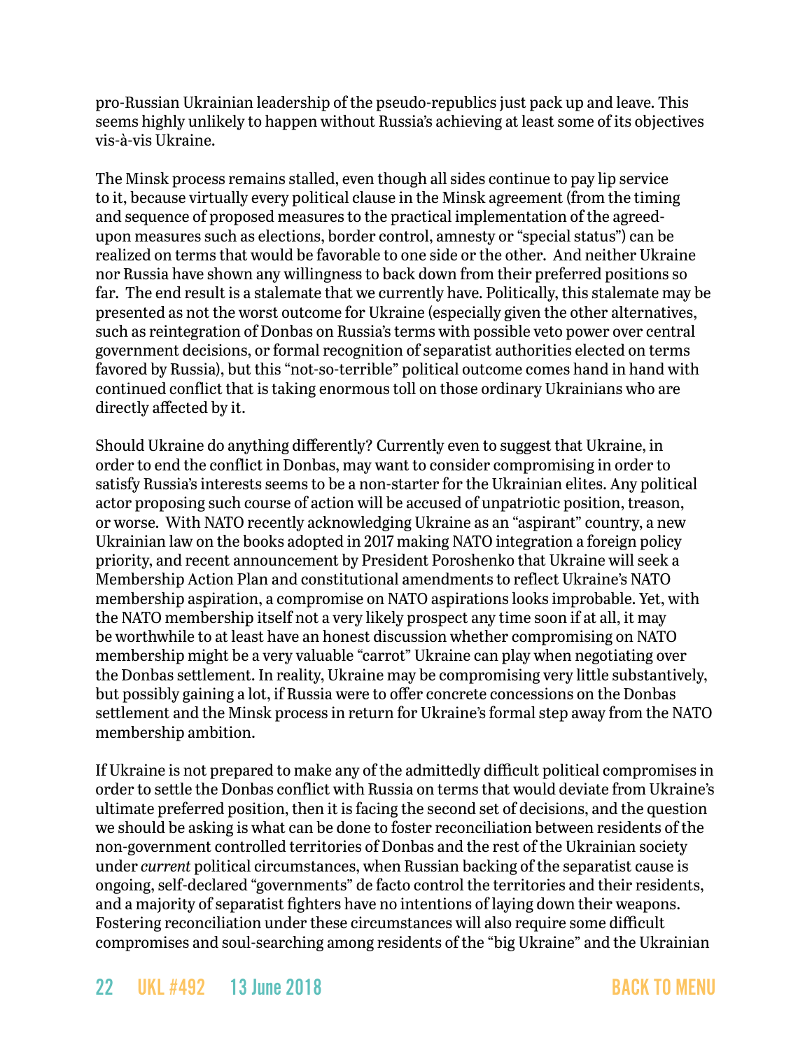pro-Russian Ukrainian leadership of the pseudo-republics just pack up and leave. This seems highly unlikely to happen without Russia's achieving at least some of its objectives vis-à-vis Ukraine.

The Minsk process remains stalled, even though all sides continue to pay lip service to it, because virtually every political clause in the Minsk agreement (from the timing and sequence of proposed measures to the practical implementation of the agreed-upon measures such as elections, border control, amnesty or "special status") can be realized on terms that would be favorable to one side or the other. And neither Ukraine nor Russia have shown any willingness to back down from their preferred positions so far. The end result is a stalemate that we currently have. Politically, this stalemate may be presented as not the worst outcome for Ukraine (especially given the other alternatives, such as reintegration of Donbas on Russia's terms with possible veto power over central government decisions, or formal recognition of separatist authorities elected on terms favored by Russia), but this "not-so-terrible" political outcome comes hand in hand with continued conflict that is taking enormous toll on those ordinary Ukrainians who are directly affected by it.

Should Ukraine do anything differently? Currently even to suggest that Ukraine, in order to end the conflict in Donbas, may want to consider compromising in order to satisfy Russia's interests seems to be a non-starter for the Ukrainian elites. Any political actor proposing such course of action will be accused of unpatriotic position, treason, or worse. With NATO recently acknowledging Ukraine as an "aspirant" country, a new Ukrainian law on the books adopted in 2017 making NATO integration a foreign policy priority, and recent announcement by President Poroshenko that Ukraine will seek a Membership Action Plan and constitutional amendments to reflect Ukraine's NATO membership aspiration, a compromise on NATO aspirations looks improbable. Yet, with the NATO membership itself not a very likely prospect any time soon if at all, it may be worthwhile to at least have an honest discussion whether compromising on NATO membership might be a very valuable "carrot" Ukraine can play when negotiating over the Donbas settlement. In reality, Ukraine may be compromising very little substantively, but possibly gaining a lot, if Russia were to offer concrete concessions on the Donbas settlement and the Minsk process in return for Ukraine's formal step away from the NATO membership ambition.

If Ukraine is not prepared to make any of the admittedly difficult political compromises in order to settle the Donbas conflict with Russia on terms that would deviate from Ukraine's ultimate preferred position, then it is facing the second set of decisions, and the question we should be asking is what can be done to foster reconciliation between residents of the non-government controlled territories of Donbas and the rest of the Ukrainian society under *current* political circumstances, when Russian backing of the separatist cause is ongoing, self-declared "governments" de facto control the territories and their residents, and a majority of separatist fighters have no intentions of laying down their weapons. Fostering reconciliation under these circumstances will also require some difficult compromises and soul-searching among residents of the "big Ukraine" and the Ukrainian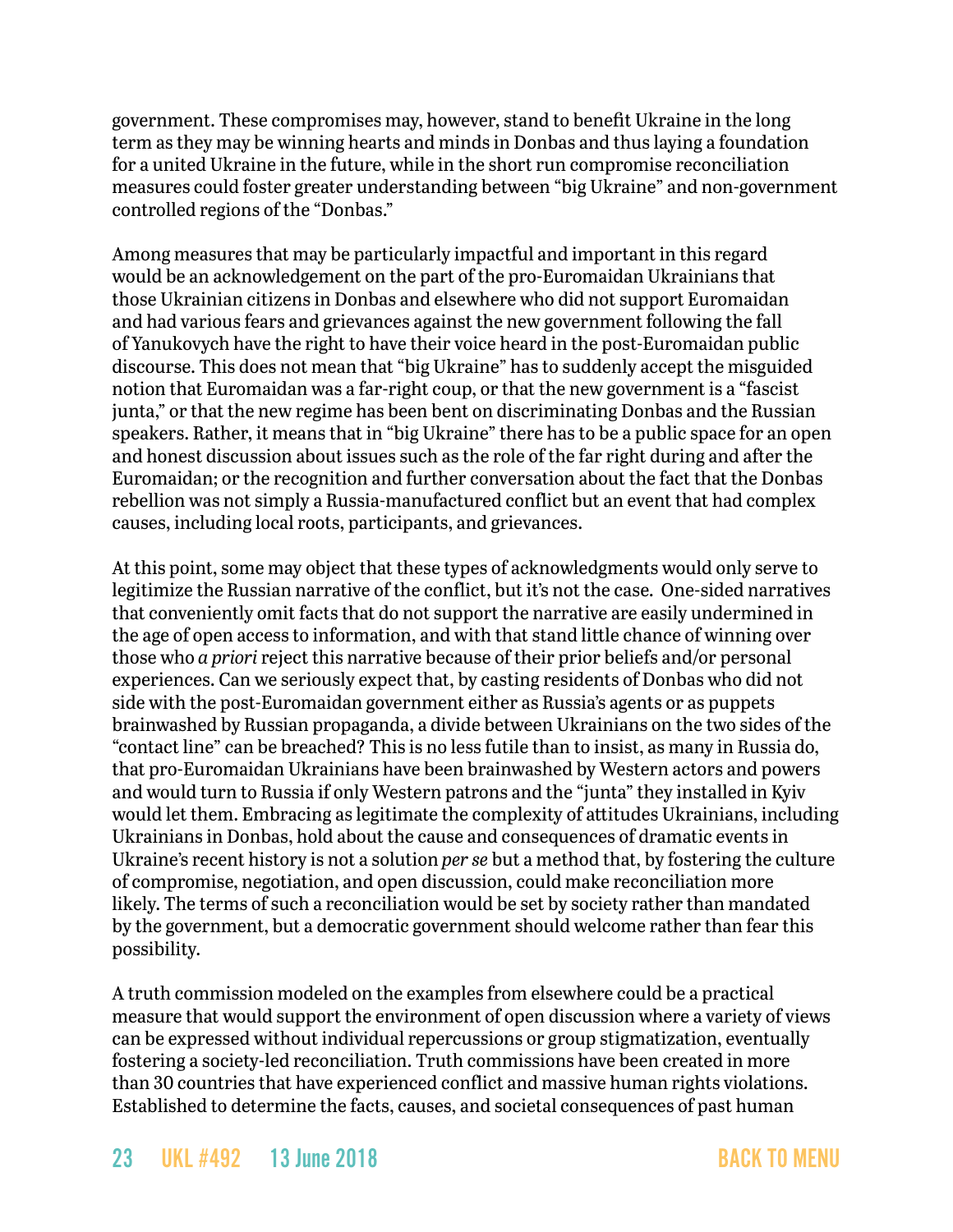government. These compromises may, however, stand to benefit Ukraine in the long term as they may be winning hearts and minds in Donbas and thus laying a foundation for a united Ukraine in the future, while in the short run compromise reconciliation measures could foster greater understanding between "big Ukraine" and non-government controlled regions of the "Donbas."

Among measures that may be particularly impactful and important in this regard would be an acknowledgement on the part of the pro-Euromaidan Ukrainians that those Ukrainian citizens in Donbas and elsewhere who did not support Euromaidan and had various fears and grievances against the new government following the fall of Yanukovych have the right to have their voice heard in the post-Euromaidan public discourse. This does not mean that "big Ukraine" has to suddenly accept the misguided notion that Euromaidan was a far-right coup, or that the new government is a "fascist junta," or that the new regime has been bent on discriminating Donbas and the Russian speakers. Rather, it means that in "big Ukraine" there has to be a public space for an open and honest discussion about issues such as the role of the far right during and after the Euromaidan; or the recognition and further conversation about the fact that the Donbas rebellion was not simply a Russia-manufactured conflict but an event that had complex causes, including local roots, participants, and grievances.

At this point, some may object that these types of acknowledgments would only serve to legitimize the Russian narrative of the conflict, but it's not the case. One-sided narratives that conveniently omit facts that do not support the narrative are easily undermined in the age of open access to information, and with that stand little chance of winning over those who *a priori* reject this narrative because of their prior beliefs and/or personal experiences. Can we seriously expect that, by casting residents of Donbas who did not side with the post-Euromaidan government either as Russia's agents or as puppets brainwashed by Russian propaganda, a divide between Ukrainians on the two sides of the "contact line" can be breached? This is no less futile than to insist, as many in Russia do, that pro-Euromaidan Ukrainians have been brainwashed by Western actors and powers and would turn to Russia if only Western patrons and the "junta" they installed in Kyiv would let them. Embracing as legitimate the complexity of attitudes Ukrainians, including Ukrainians in Donbas, hold about the cause and consequences of dramatic events in Ukraine's recent history is not a solution *per se* but a method that, by fostering the culture of compromise, negotiation, and open discussion, could make reconciliation more likely. The terms of such a reconciliation would be set by society rather than mandated by the government, but a democratic government should welcome rather than fear this possibility.

A truth commission modeled on the examples from elsewhere could be a practical measure that would support the environment of open discussion where a variety of views can be expressed without individual repercussions or group stigmatization, eventually fostering a society-led reconciliation. Truth commissions have been created in more than 30 countries that have experienced conflict and massive human rights violations. Established to determine the facts, causes, and societal consequences of past human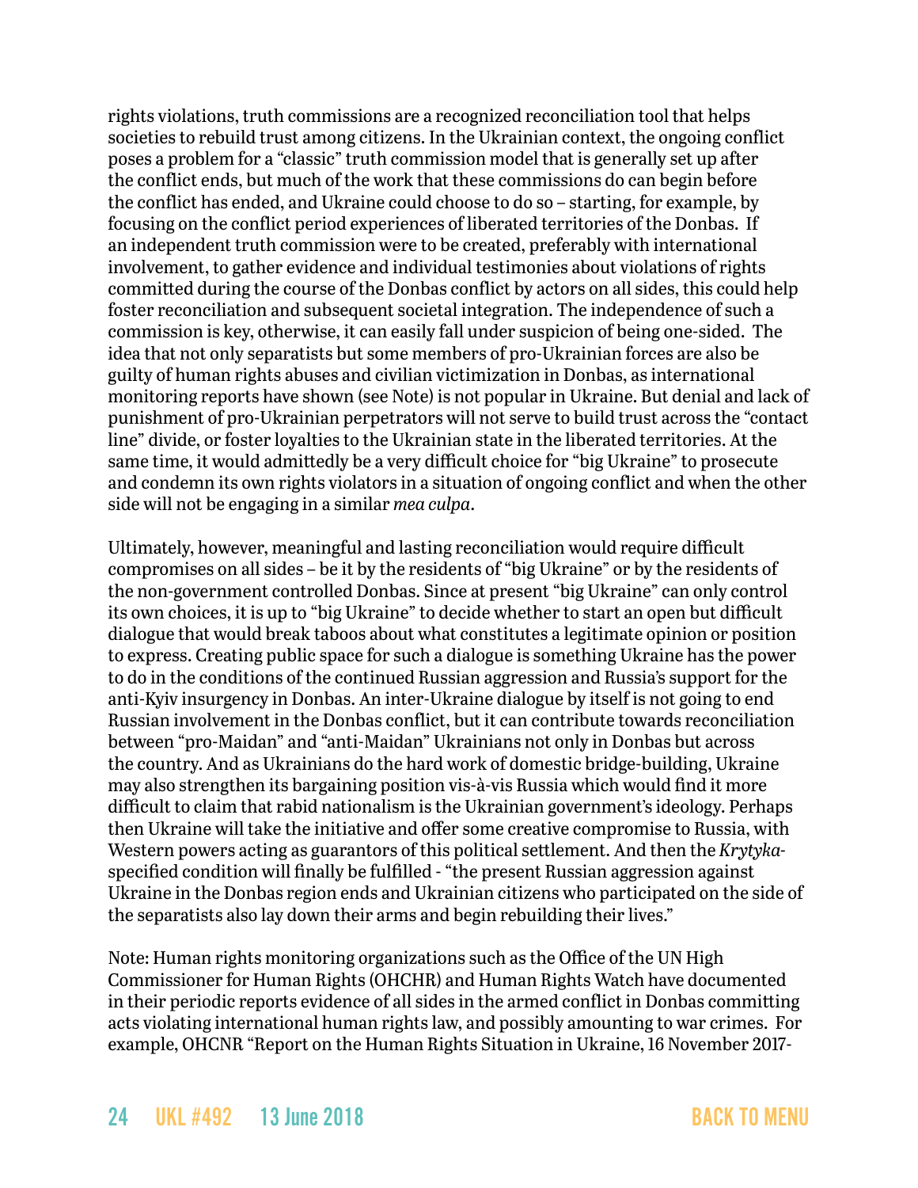rights violations, truth commissions are a recognized reconciliation tool that helps societies to rebuild trust among citizens. In the Ukrainian context, the ongoing conflict poses a problem for a "classic" truth commission model that is generally set up after the conflict ends, but much of the work that these commissions do can begin before the conflict has ended, and Ukraine could choose to do so – starting, for example, by focusing on the conflict period experiences of liberated territories of the Donbas. If an independent truth commission were to be created, preferably with international involvement, to gather evidence and individual testimonies about violations of rights committed during the course of the Donbas conflict by actors on all sides, this could help foster reconciliation and subsequent societal integration. The independence of such a commission is key, otherwise, it can easily fall under suspicion of being one-sided. The idea that not only separatists but some members of pro-Ukrainian forces are also be guilty of human rights abuses and civilian victimization in Donbas, as international monitoring reports have shown (see Note) is not popular in Ukraine. But denial and lack of punishment of pro-Ukrainian perpetrators will not serve to build trust across the "contact line" divide, or foster loyalties to the Ukrainian state in the liberated territories. At the same time, it would admittedly be a very difficult choice for "big Ukraine" to prosecute and condemn its own rights violators in a situation of ongoing conflict and when the other side will not be engaging in a similar *mea culpa*.

Ultimately, however, meaningful and lasting reconciliation would require difficult compromises on all sides – be it by the residents of "big Ukraine" or by the residents of the non-government controlled Donbas. Since at present "big Ukraine" can only control its own choices, it is up to "big Ukraine" to decide whether to start an open but difficult dialogue that would break taboos about what constitutes a legitimate opinion or position to express. Creating public space for such a dialogue is something Ukraine has the power to do in the conditions of the continued Russian aggression and Russia's support for the anti-Kyiv insurgency in Donbas. An inter-Ukraine dialogue by itself is not going to end Russian involvement in the Donbas conflict, but it can contribute towards reconciliation between "pro-Maidan" and "anti-Maidan" Ukrainians not only in Donbas but across the country. And as Ukrainians do the hard work of domestic bridge-building, Ukraine may also strengthen its bargaining position vis-à-vis Russia which would find it more difficult to claim that rabid nationalism is the Ukrainian government's ideology. Perhaps then Ukraine will take the initiative and offer some creative compromise to Russia, with Western powers acting as guarantors of this political settlement. And then the *Krytyka*-specified condition will finally be fulfilled - "the present Russian aggression against Ukraine in the Donbas region ends and Ukrainian citizens who participated on the side of the separatists also lay down their arms and begin rebuilding their lives."

Note: Human rights monitoring organizations such as the Office of the UN High Commissioner for Human Rights (OHCHR) and Human Rights Watch have documented in their periodic reports evidence of all sides in the armed conflict in Donbas committing acts violating international human rights law, and possibly amounting to war crimes. For example, OHCNR "Report on the Human Rights Situation in Ukraine, 16 November 2017-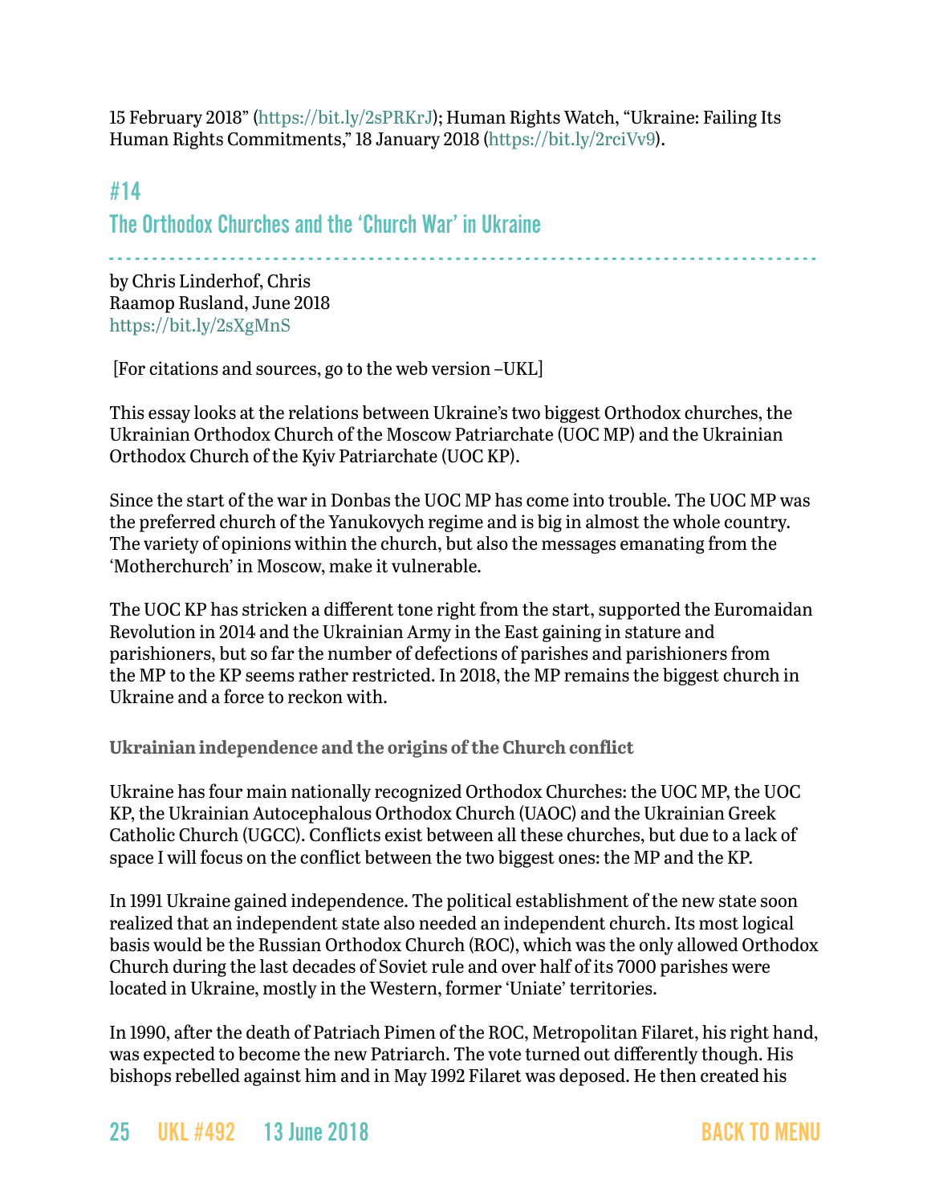15 February 2018" (https://bit.ly/2sPRKrJ); Human Rights Watch, "Ukraine: Failing Its Human Rights Commitments," 18 January 2018 (https://bit.ly/2rciVv9).

## #14
## The Orthodox Churches and the 'Church War' in Ukraine

by Chris Linderhof, Chris
Raamop Rusland, June 2018
https://bit.ly/2sXgMnS

[For citations and sources, go to the web version –UKL]

This essay looks at the relations between Ukraine's two biggest Orthodox churches, the Ukrainian Orthodox Church of the Moscow Patriarchate (UOC MP) and the Ukrainian Orthodox Church of the Kyiv Patriarchate (UOC KP).

Since the start of the war in Donbas the UOC MP has come into trouble. The UOC MP was the preferred church of the Yanukovych regime and is big in almost the whole country. The variety of opinions within the church, but also the messages emanating from the 'Motherchurch' in Moscow, make it vulnerable.

The UOC KP has stricken a different tone right from the start, supported the Euromaidan Revolution in 2014 and the Ukrainian Army in the East gaining in stature and parishioners, but so far the number of defections of parishes and parishioners from the MP to the KP seems rather restricted. In 2018, the MP remains the biggest church in Ukraine and a force to reckon with.

**Ukrainian independence and the origins of the Church conflict**

Ukraine has four main nationally recognized Orthodox Churches: the UOC MP, the UOC KP, the Ukrainian Autocephalous Orthodox Church (UAOC) and the Ukrainian Greek Catholic Church (UGCC). Conflicts exist between all these churches, but due to a lack of space I will focus on the conflict between the two biggest ones: the MP and the KP.

In 1991 Ukraine gained independence. The political establishment of the new state soon realized that an independent state also needed an independent church. Its most logical basis would be the Russian Orthodox Church (ROC), which was the only allowed Orthodox Church during the last decades of Soviet rule and over half of its 7000 parishes were located in Ukraine, mostly in the Western, former 'Uniate' territories.

In 1990, after the death of Patriach Pimen of the ROC, Metropolitan Filaret, his right hand, was expected to become the new Patriarch. The vote turned out differently though. His bishops rebelled against him and in May 1992 Filaret was deposed. He then created his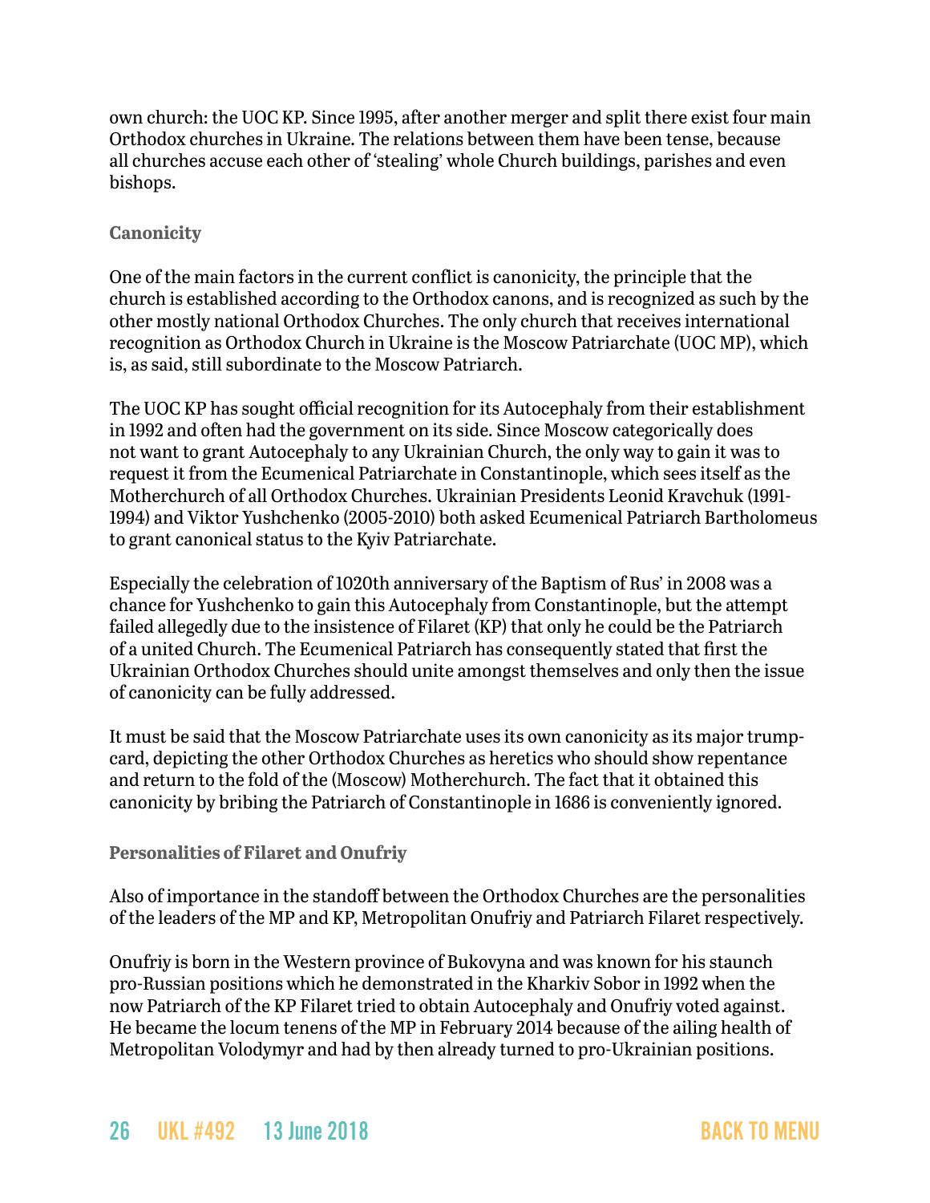own church: the UOC KP. Since 1995, after another merger and split there exist four main Orthodox churches in Ukraine. The relations between them have been tense, because all churches accuse each other of 'stealing' whole Church buildings, parishes and even bishops.

### Canonicity

One of the main factors in the current conflict is canonicity, the principle that the church is established according to the Orthodox canons, and is recognized as such by the other mostly national Orthodox Churches. The only church that receives international recognition as Orthodox Church in Ukraine is the Moscow Patriarchate (UOC MP), which is, as said, still subordinate to the Moscow Patriarch.

The UOC KP has sought official recognition for its Autocephaly from their establishment in 1992 and often had the government on its side. Since Moscow categorically does not want to grant Autocephaly to any Ukrainian Church, the only way to gain it was to request it from the Ecumenical Patriarchate in Constantinople, which sees itself as the Motherchurch of all Orthodox Churches. Ukrainian Presidents Leonid Kravchuk (1991-1994) and Viktor Yushchenko (2005-2010) both asked Ecumenical Patriarch Bartholomeus to grant canonical status to the Kyiv Patriarchate.

Especially the celebration of 1020th anniversary of the Baptism of Rus' in 2008 was a chance for Yushchenko to gain this Autocephaly from Constantinople, but the attempt failed allegedly due to the insistence of Filaret (KP) that only he could be the Patriarch of a united Church. The Ecumenical Patriarch has consequently stated that first the Ukrainian Orthodox Churches should unite amongst themselves and only then the issue of canonicity can be fully addressed.

It must be said that the Moscow Patriarchate uses its own canonicity as its major trump-card, depicting the other Orthodox Churches as heretics who should show repentance and return to the fold of the (Moscow) Motherchurch. The fact that it obtained this canonicity by bribing the Patriarch of Constantinople in 1686 is conveniently ignored.

### Personalities of Filaret and Onufriy

Also of importance in the standoff between the Orthodox Churches are the personalities of the leaders of the MP and KP, Metropolitan Onufriy and Patriarch Filaret respectively.

Onufriy is born in the Western province of Bukovyna and was known for his staunch pro-Russian positions which he demonstrated in the Kharkiv Sobor in 1992 when the now Patriarch of the KP Filaret tried to obtain Autocephaly and Onufriy voted against. He became the locum tenens of the MP in February 2014 because of the ailing health of Metropolitan Volodymyr and had by then already turned to pro-Ukrainian positions.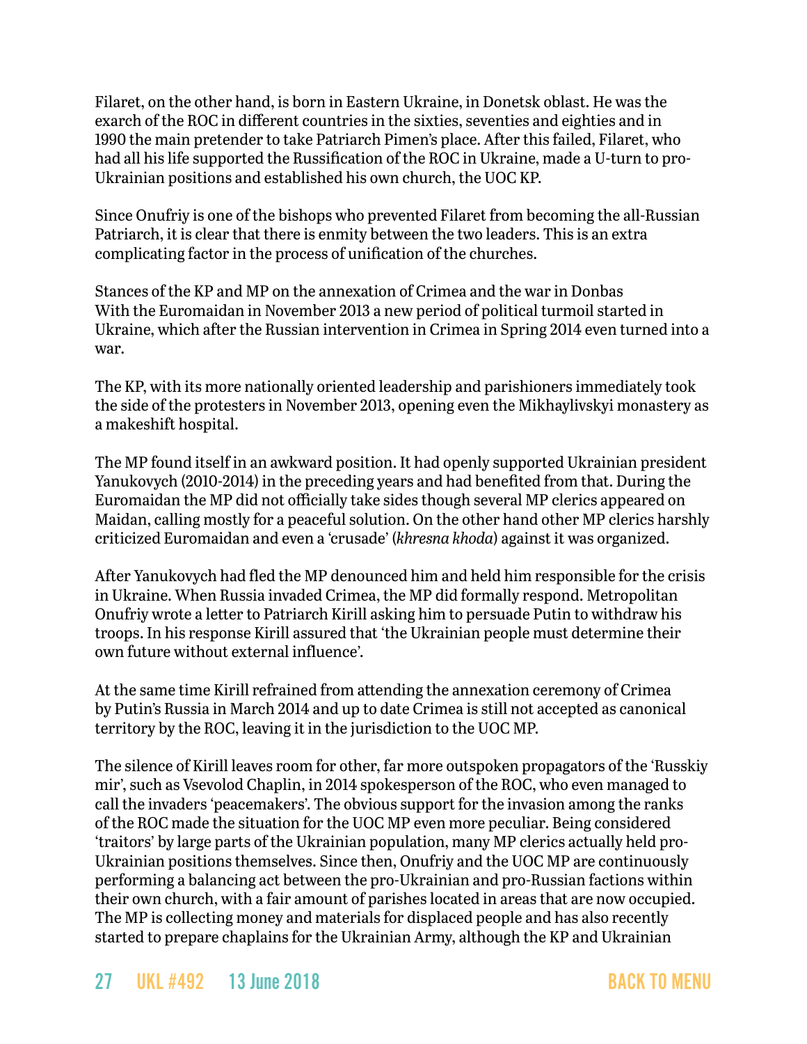Filaret, on the other hand, is born in Eastern Ukraine, in Donetsk oblast. He was the exarch of the ROC in different countries in the sixties, seventies and eighties and in 1990 the main pretender to take Patriarch Pimen's place. After this failed, Filaret, who had all his life supported the Russification of the ROC in Ukraine, made a U-turn to pro-Ukrainian positions and established his own church, the UOC KP.

Since Onufriy is one of the bishops who prevented Filaret from becoming the all-Russian Patriarch, it is clear that there is enmity between the two leaders. This is an extra complicating factor in the process of unification of the churches.

Stances of the KP and MP on the annexation of Crimea and the war in Donbas
With the Euromaidan in November 2013 a new period of political turmoil started in Ukraine, which after the Russian intervention in Crimea in Spring 2014 even turned into a war.

The KP, with its more nationally oriented leadership and parishioners immediately took the side of the protesters in November 2013, opening even the Mikhaylivskyi monastery as a makeshift hospital.

The MP found itself in an awkward position. It had openly supported Ukrainian president Yanukovych (2010-2014) in the preceding years and had benefited from that. During the Euromaidan the MP did not officially take sides though several MP clerics appeared on Maidan, calling mostly for a peaceful solution. On the other hand other MP clerics harshly criticized Euromaidan and even a 'crusade' (*khresna khoda*) against it was organized.

After Yanukovych had fled the MP denounced him and held him responsible for the crisis in Ukraine. When Russia invaded Crimea, the MP did formally respond. Metropolitan Onufriy wrote a letter to Patriarch Kirill asking him to persuade Putin to withdraw his troops. In his response Kirill assured that 'the Ukrainian people must determine their own future without external influence'.

At the same time Kirill refrained from attending the annexation ceremony of Crimea by Putin's Russia in March 2014 and up to date Crimea is still not accepted as canonical territory by the ROC, leaving it in the jurisdiction to the UOC MP.

The silence of Kirill leaves room for other, far more outspoken propagators of the 'Russkiy mir', such as Vsevolod Chaplin, in 2014 spokesperson of the ROC, who even managed to call the invaders 'peacemakers'. The obvious support for the invasion among the ranks of the ROC made the situation for the UOC MP even more peculiar. Being considered 'traitors' by large parts of the Ukrainian population, many MP clerics actually held pro-Ukrainian positions themselves. Since then, Onufriy and the UOC MP are continuously performing a balancing act between the pro-Ukrainian and pro-Russian factions within their own church, with a fair amount of parishes located in areas that are now occupied. The MP is collecting money and materials for displaced people and has also recently started to prepare chaplains for the Ukrainian Army, although the KP and Ukrainian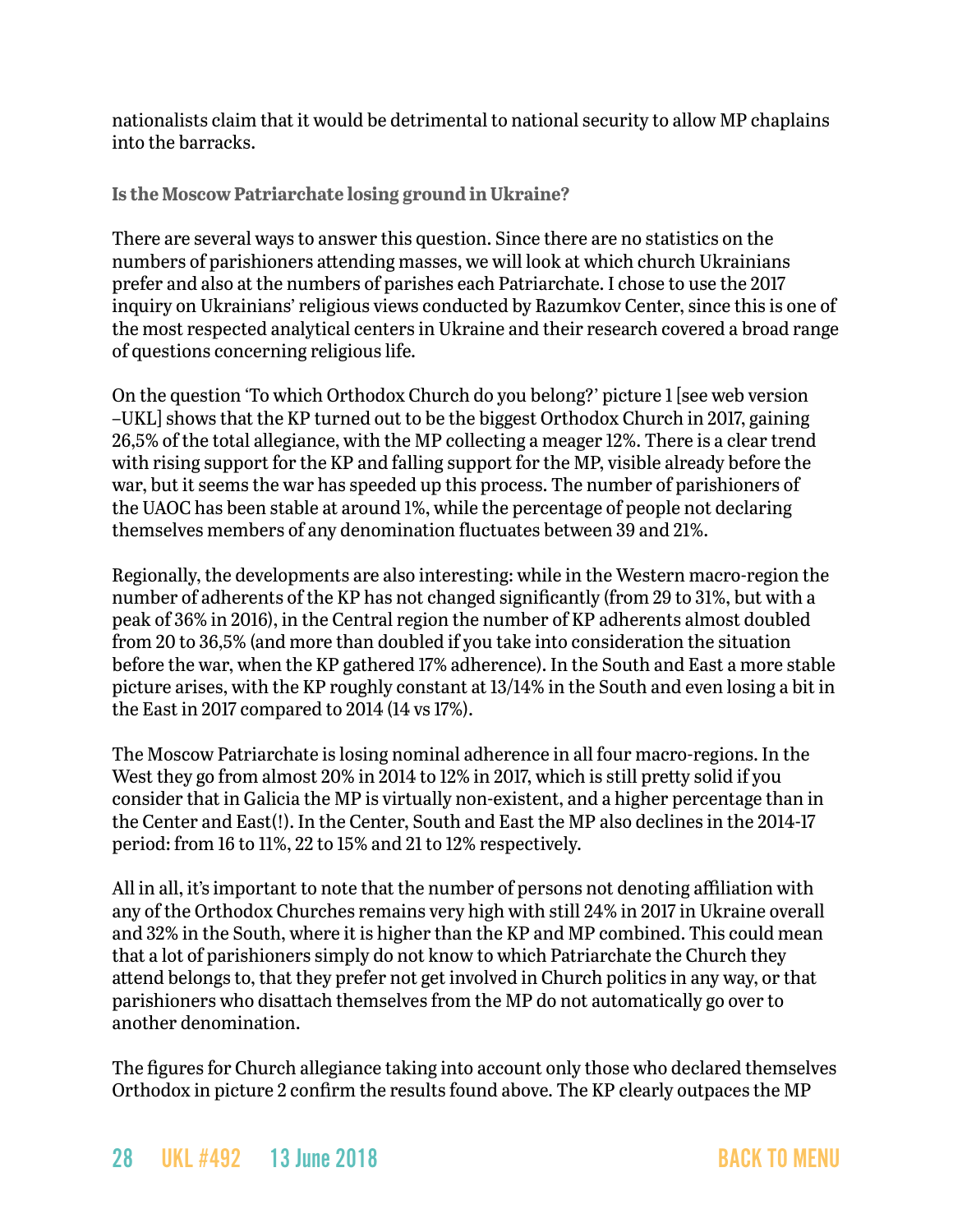nationalists claim that it would be detrimental to national security to allow MP chaplains into the barracks.

### Is the Moscow Patriarchate losing ground in Ukraine?

There are several ways to answer this question. Since there are no statistics on the numbers of parishioners attending masses, we will look at which church Ukrainians prefer and also at the numbers of parishes each Patriarchate. I chose to use the 2017 inquiry on Ukrainians' religious views conducted by Razumkov Center, since this is one of the most respected analytical centers in Ukraine and their research covered a broad range of questions concerning religious life.

On the question 'To which Orthodox Church do you belong?' picture 1 [see web version –UKL] shows that the KP turned out to be the biggest Orthodox Church in 2017, gaining 26,5% of the total allegiance, with the MP collecting a meager 12%. There is a clear trend with rising support for the KP and falling support for the MP, visible already before the war, but it seems the war has speeded up this process. The number of parishioners of the UAOC has been stable at around 1%, while the percentage of people not declaring themselves members of any denomination fluctuates between 39 and 21%.

Regionally, the developments are also interesting: while in the Western macro-region the number of adherents of the KP has not changed significantly (from 29 to 31%, but with a peak of 36% in 2016), in the Central region the number of KP adherents almost doubled from 20 to 36,5% (and more than doubled if you take into consideration the situation before the war, when the KP gathered 17% adherence). In the South and East a more stable picture arises, with the KP roughly constant at 13/14% in the South and even losing a bit in the East in 2017 compared to 2014 (14 vs 17%).

The Moscow Patriarchate is losing nominal adherence in all four macro-regions. In the West they go from almost 20% in 2014 to 12% in 2017, which is still pretty solid if you consider that in Galicia the MP is virtually non-existent, and a higher percentage than in the Center and East(!). In the Center, South and East the MP also declines in the 2014-17 period: from 16 to 11%, 22 to 15% and 21 to 12% respectively.

All in all, it's important to note that the number of persons not denoting affiliation with any of the Orthodox Churches remains very high with still 24% in 2017 in Ukraine overall and 32% in the South, where it is higher than the KP and MP combined. This could mean that a lot of parishioners simply do not know to which Patriarchate the Church they attend belongs to, that they prefer not get involved in Church politics in any way, or that parishioners who disattach themselves from the MP do not automatically go over to another denomination.

The figures for Church allegiance taking into account only those who declared themselves Orthodox in picture 2 confirm the results found above. The KP clearly outpaces the MP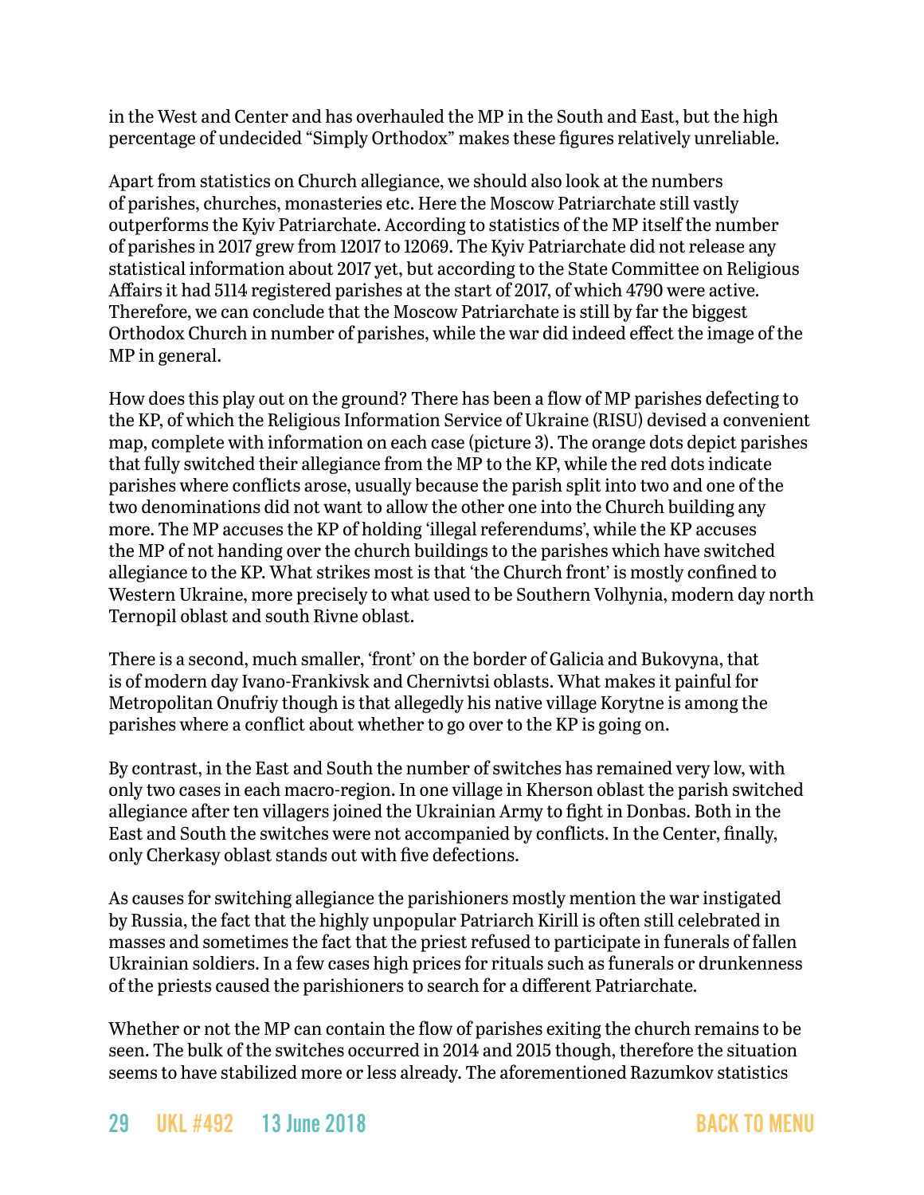in the West and Center and has overhauled the MP in the South and East, but the high percentage of undecided "Simply Orthodox" makes these figures relatively unreliable.

Apart from statistics on Church allegiance, we should also look at the numbers of parishes, churches, monasteries etc. Here the Moscow Patriarchate still vastly outperforms the Kyiv Patriarchate. According to statistics of the MP itself the number of parishes in 2017 grew from 12017 to 12069. The Kyiv Patriarchate did not release any statistical information about 2017 yet, but according to the State Committee on Religious Affairs it had 5114 registered parishes at the start of 2017, of which 4790 were active. Therefore, we can conclude that the Moscow Patriarchate is still by far the biggest Orthodox Church in number of parishes, while the war did indeed effect the image of the MP in general.

How does this play out on the ground? There has been a flow of MP parishes defecting to the KP, of which the Religious Information Service of Ukraine (RISU) devised a convenient map, complete with information on each case (picture 3). The orange dots depict parishes that fully switched their allegiance from the MP to the KP, while the red dots indicate parishes where conflicts arose, usually because the parish split into two and one of the two denominations did not want to allow the other one into the Church building any more. The MP accuses the KP of holding 'illegal referendums', while the KP accuses the MP of not handing over the church buildings to the parishes which have switched allegiance to the KP. What strikes most is that 'the Church front' is mostly confined to Western Ukraine, more precisely to what used to be Southern Volhynia, modern day north Ternopil oblast and south Rivne oblast.

There is a second, much smaller, 'front' on the border of Galicia and Bukovyna, that is of modern day Ivano-Frankivsk and Chernivtsi oblasts. What makes it painful for Metropolitan Onufriy though is that allegedly his native village Korytne is among the parishes where a conflict about whether to go over to the KP is going on.

By contrast, in the East and South the number of switches has remained very low, with only two cases in each macro-region. In one village in Kherson oblast the parish switched allegiance after ten villagers joined the Ukrainian Army to fight in Donbas. Both in the East and South the switches were not accompanied by conflicts. In the Center, finally, only Cherkasy oblast stands out with five defections.

As causes for switching allegiance the parishioners mostly mention the war instigated by Russia, the fact that the highly unpopular Patriarch Kirill is often still celebrated in masses and sometimes the fact that the priest refused to participate in funerals of fallen Ukrainian soldiers. In a few cases high prices for rituals such as funerals or drunkenness of the priests caused the parishioners to search for a different Patriarchate.

Whether or not the MP can contain the flow of parishes exiting the church remains to be seen. The bulk of the switches occurred in 2014 and 2015 though, therefore the situation seems to have stabilized more or less already. The aforementioned Razumkov statistics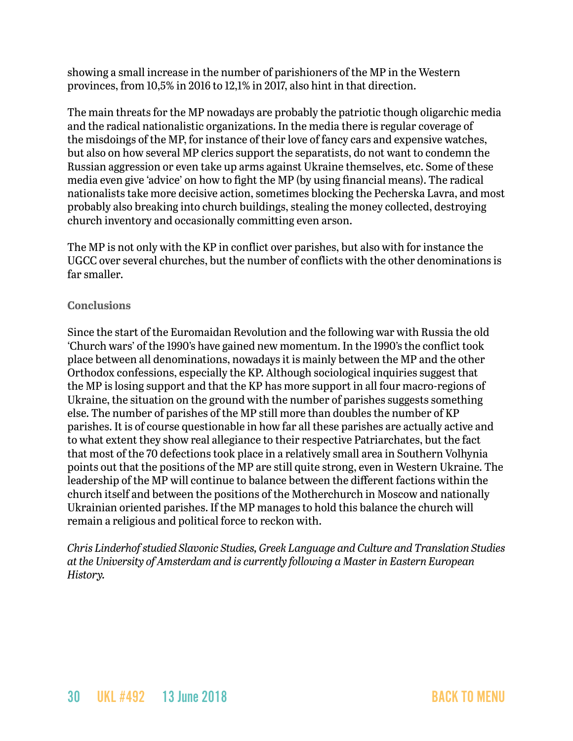showing a small increase in the number of parishioners of the MP in the Western provinces, from 10,5% in 2016 to 12,1% in 2017, also hint in that direction.

The main threats for the MP nowadays are probably the patriotic though oligarchic media and the radical nationalistic organizations. In the media there is regular coverage of the misdoings of the MP, for instance of their love of fancy cars and expensive watches, but also on how several MP clerics support the separatists, do not want to condemn the Russian aggression or even take up arms against Ukraine themselves, etc. Some of these media even give 'advice' on how to fight the MP (by using financial means). The radical nationalists take more decisive action, sometimes blocking the Pecherska Lavra, and most probably also breaking into church buildings, stealing the money collected, destroying church inventory and occasionally committing even arson.

The MP is not only with the KP in conflict over parishes, but also with for instance the UGCC over several churches, but the number of conflicts with the other denominations is far smaller.

### Conclusions

Since the start of the Euromaidan Revolution and the following war with Russia the old 'Church wars' of the 1990's have gained new momentum. In the 1990's the conflict took place between all denominations, nowadays it is mainly between the MP and the other Orthodox confessions, especially the KP. Although sociological inquiries suggest that the MP is losing support and that the KP has more support in all four macro-regions of Ukraine, the situation on the ground with the number of parishes suggests something else. The number of parishes of the MP still more than doubles the number of KP parishes. It is of course questionable in how far all these parishes are actually active and to what extent they show real allegiance to their respective Patriarchates, but the fact that most of the 70 defections took place in a relatively small area in Southern Volhynia points out that the positions of the MP are still quite strong, even in Western Ukraine. The leadership of the MP will continue to balance between the different factions within the church itself and between the positions of the Motherchurch in Moscow and nationally Ukrainian oriented parishes. If the MP manages to hold this balance the church will remain a religious and political force to reckon with.

*Chris Linderhof studied Slavonic Studies, Greek Language and Culture and Translation Studies at the University of Amsterdam and is currently following a Master in Eastern European History.*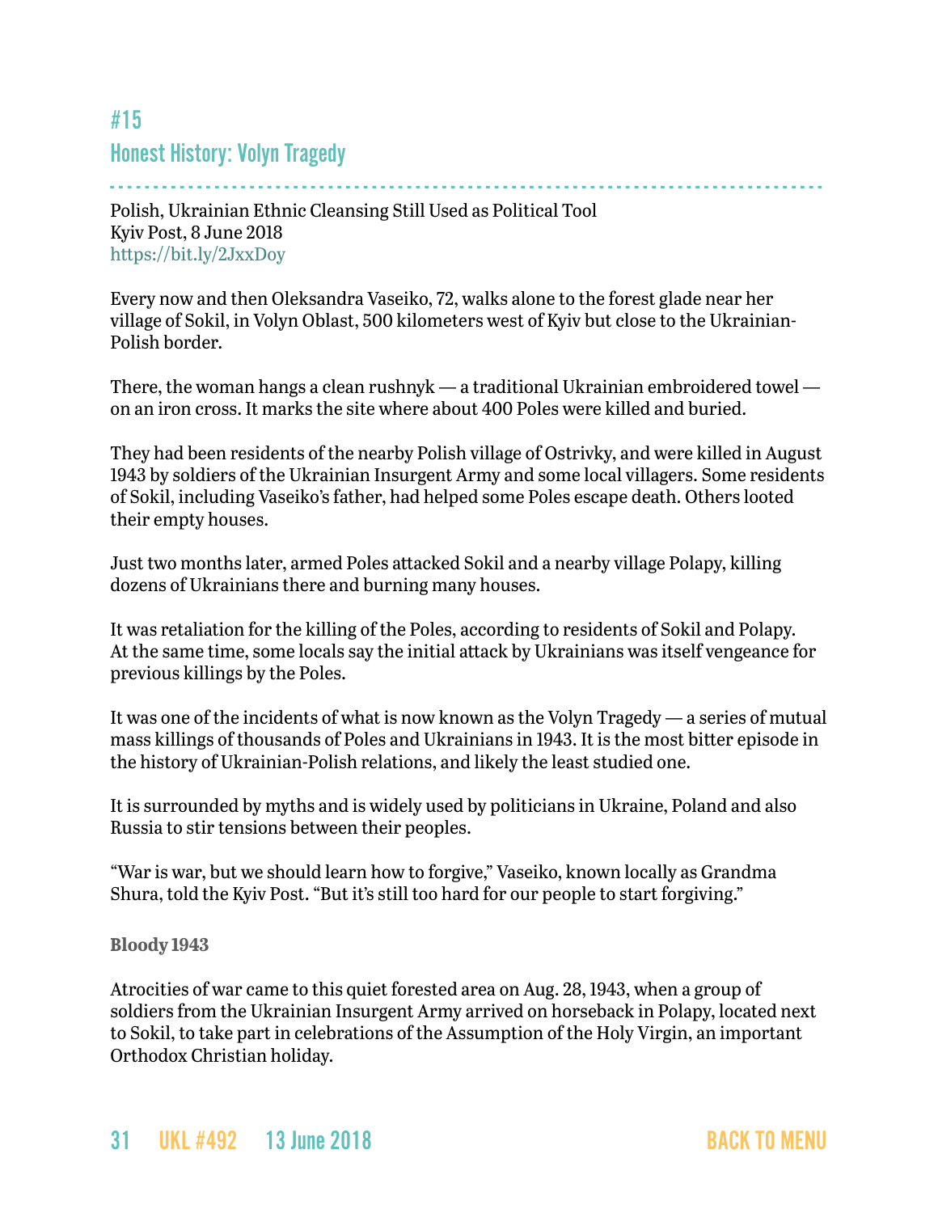## #15

## Honest History: Volyn Tragedy

Polish, Ukrainian Ethnic Cleansing Still Used as Political Tool
Kyiv Post, 8 June 2018
https://bit.ly/2JxxDoy

Every now and then Oleksandra Vaseiko, 72, walks alone to the forest glade near her village of Sokil, in Volyn Oblast, 500 kilometers west of Kyiv but close to the Ukrainian-Polish border.

There, the woman hangs a clean rushnyk — a traditional Ukrainian embroidered towel — on an iron cross. It marks the site where about 400 Poles were killed and buried.

They had been residents of the nearby Polish village of Ostrivky, and were killed in August 1943 by soldiers of the Ukrainian Insurgent Army and some local villagers. Some residents of Sokil, including Vaseiko's father, had helped some Poles escape death. Others looted their empty houses.

Just two months later, armed Poles attacked Sokil and a nearby village Polapy, killing dozens of Ukrainians there and burning many houses.

It was retaliation for the killing of the Poles, according to residents of Sokil and Polapy. At the same time, some locals say the initial attack by Ukrainians was itself vengeance for previous killings by the Poles.

It was one of the incidents of what is now known as the Volyn Tragedy — a series of mutual mass killings of thousands of Poles and Ukrainians in 1943. It is the most bitter episode in the history of Ukrainian-Polish relations, and likely the least studied one.

It is surrounded by myths and is widely used by politicians in Ukraine, Poland and also Russia to stir tensions between their peoples.

"War is war, but we should learn how to forgive," Vaseiko, known locally as Grandma Shura, told the Kyiv Post. "But it's still too hard for our people to start forgiving."

**Bloody 1943**

Atrocities of war came to this quiet forested area on Aug. 28, 1943, when a group of soldiers from the Ukrainian Insurgent Army arrived on horseback in Polapy, located next to Sokil, to take part in celebrations of the Assumption of the Holy Virgin, an important Orthodox Christian holiday.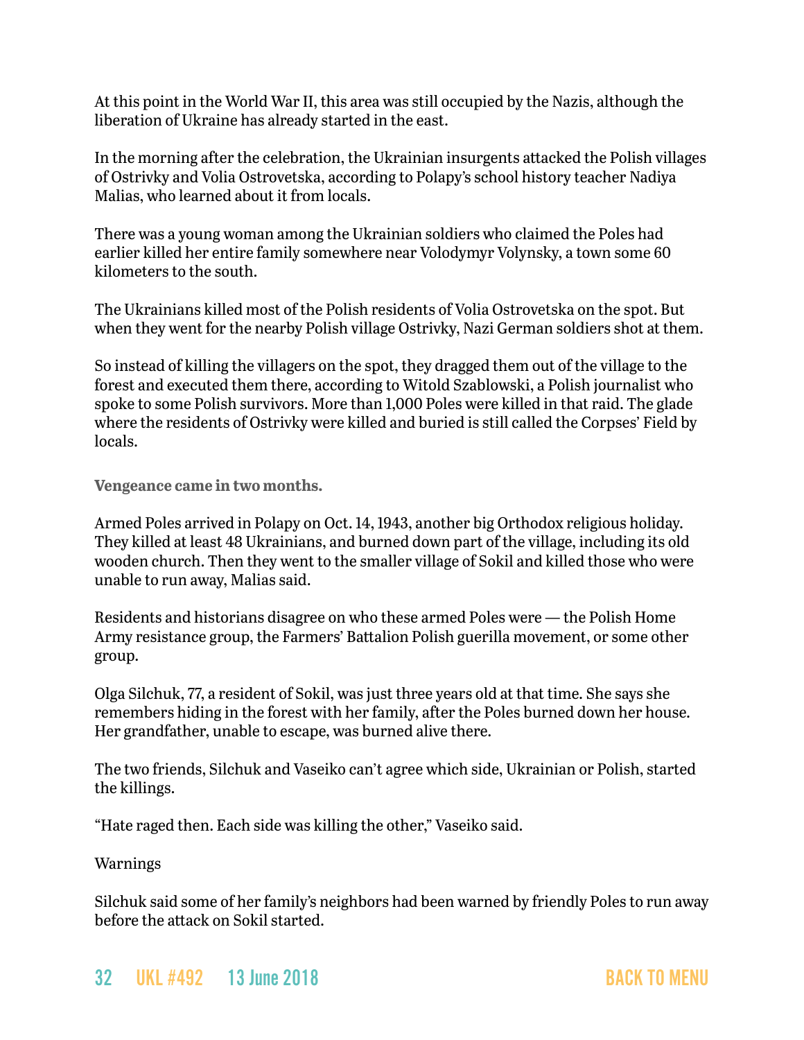At this point in the World War II, this area was still occupied by the Nazis, although the liberation of Ukraine has already started in the east.

In the morning after the celebration, the Ukrainian insurgents attacked the Polish villages of Ostrivky and Volia Ostrovetska, according to Polapy's school history teacher Nadiya Malias, who learned about it from locals.

There was a young woman among the Ukrainian soldiers who claimed the Poles had earlier killed her entire family somewhere near Volodymyr Volynsky, a town some 60 kilometers to the south.

The Ukrainians killed most of the Polish residents of Volia Ostrovetska on the spot. But when they went for the nearby Polish village Ostrivky, Nazi German soldiers shot at them.

So instead of killing the villagers on the spot, they dragged them out of the village to the forest and executed them there, according to Witold Szablowski, a Polish journalist who spoke to some Polish survivors. More than 1,000 Poles were killed in that raid. The glade where the residents of Ostrivky were killed and buried is still called the Corpses' Field by locals.

**Vengeance came in two months.**

Armed Poles arrived in Polapy on Oct. 14, 1943, another big Orthodox religious holiday. They killed at least 48 Ukrainians, and burned down part of the village, including its old wooden church. Then they went to the smaller village of Sokil and killed those who were unable to run away, Malias said.

Residents and historians disagree on who these armed Poles were — the Polish Home Army resistance group, the Farmers' Battalion Polish guerilla movement, or some other group.

Olga Silchuk, 77, a resident of Sokil, was just three years old at that time. She says she remembers hiding in the forest with her family, after the Poles burned down her house. Her grandfather, unable to escape, was burned alive there.

The two friends, Silchuk and Vaseiko can't agree which side, Ukrainian or Polish, started the killings.

"Hate raged then. Each side was killing the other," Vaseiko said.

Warnings

Silchuk said some of her family's neighbors had been warned by friendly Poles to run away before the attack on Sokil started.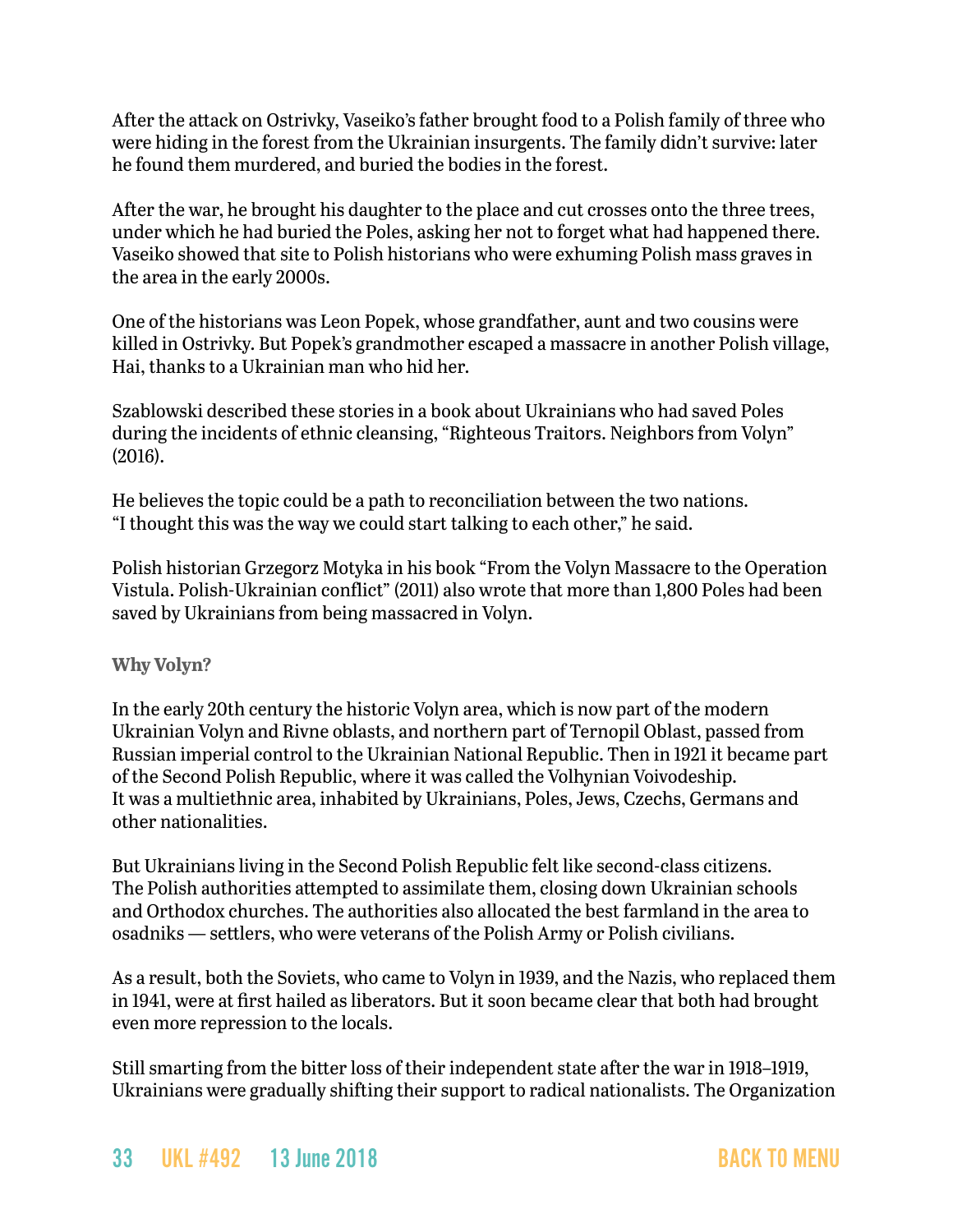After the attack on Ostrivky, Vaseiko's father brought food to a Polish family of three who were hiding in the forest from the Ukrainian insurgents. The family didn't survive: later he found them murdered, and buried the bodies in the forest.

After the war, he brought his daughter to the place and cut crosses onto the three trees, under which he had buried the Poles, asking her not to forget what had happened there. Vaseiko showed that site to Polish historians who were exhuming Polish mass graves in the area in the early 2000s.

One of the historians was Leon Popek, whose grandfather, aunt and two cousins were killed in Ostrivky. But Popek's grandmother escaped a massacre in another Polish village, Hai, thanks to a Ukrainian man who hid her.

Szablowski described these stories in a book about Ukrainians who had saved Poles during the incidents of ethnic cleansing, "Righteous Traitors. Neighbors from Volyn" (2016).

He believes the topic could be a path to reconciliation between the two nations. "I thought this was the way we could start talking to each other," he said.

Polish historian Grzegorz Motyka in his book "From the Volyn Massacre to the Operation Vistula. Polish-Ukrainian conflict" (2011) also wrote that more than 1,800 Poles had been saved by Ukrainians from being massacred in Volyn.

**Why Volyn?**

In the early 20th century the historic Volyn area, which is now part of the modern Ukrainian Volyn and Rivne oblasts, and northern part of Ternopil Oblast, passed from Russian imperial control to the Ukrainian National Republic. Then in 1921 it became part of the Second Polish Republic, where it was called the Volhynian Voivodeship. It was a multiethnic area, inhabited by Ukrainians, Poles, Jews, Czechs, Germans and other nationalities.

But Ukrainians living in the Second Polish Republic felt like second-class citizens. The Polish authorities attempted to assimilate them, closing down Ukrainian schools and Orthodox churches. The authorities also allocated the best farmland in the area to osadniks — settlers, who were veterans of the Polish Army or Polish civilians.

As a result, both the Soviets, who came to Volyn in 1939, and the Nazis, who replaced them in 1941, were at first hailed as liberators. But it soon became clear that both had brought even more repression to the locals.

Still smarting from the bitter loss of their independent state after the war in 1918–1919, Ukrainians were gradually shifting their support to radical nationalists. The Organization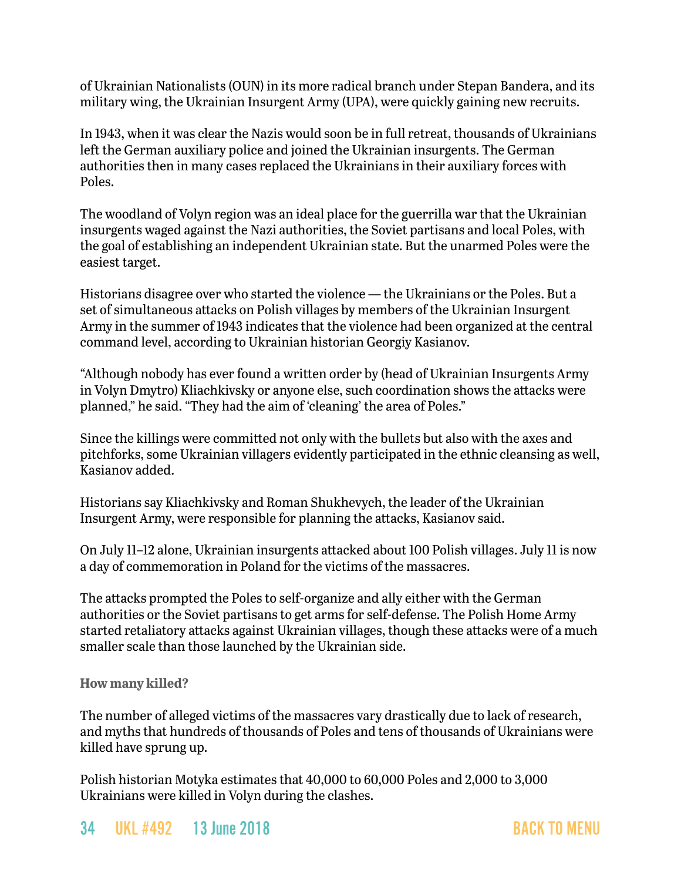of Ukrainian Nationalists (OUN) in its more radical branch under Stepan Bandera, and its military wing, the Ukrainian Insurgent Army (UPA), were quickly gaining new recruits.

In 1943, when it was clear the Nazis would soon be in full retreat, thousands of Ukrainians left the German auxiliary police and joined the Ukrainian insurgents. The German authorities then in many cases replaced the Ukrainians in their auxiliary forces with Poles.

The woodland of Volyn region was an ideal place for the guerrilla war that the Ukrainian insurgents waged against the Nazi authorities, the Soviet partisans and local Poles, with the goal of establishing an independent Ukrainian state. But the unarmed Poles were the easiest target.

Historians disagree over who started the violence — the Ukrainians or the Poles. But a set of simultaneous attacks on Polish villages by members of the Ukrainian Insurgent Army in the summer of 1943 indicates that the violence had been organized at the central command level, according to Ukrainian historian Georgiy Kasianov.

"Although nobody has ever found a written order by (head of Ukrainian Insurgents Army in Volyn Dmytro) Kliachkivsky or anyone else, such coordination shows the attacks were planned," he said. "They had the aim of 'cleaning' the area of Poles."

Since the killings were committed not only with the bullets but also with the axes and pitchforks, some Ukrainian villagers evidently participated in the ethnic cleansing as well, Kasianov added.

Historians say Kliachkivsky and Roman Shukhevych, the leader of the Ukrainian Insurgent Army, were responsible for planning the attacks, Kasianov said.

On July 11–12 alone, Ukrainian insurgents attacked about 100 Polish villages. July 11 is now a day of commemoration in Poland for the victims of the massacres.

The attacks prompted the Poles to self-organize and ally either with the German authorities or the Soviet partisans to get arms for self-defense. The Polish Home Army started retaliatory attacks against Ukrainian villages, though these attacks were of a much smaller scale than those launched by the Ukrainian side.

**How many killed?**

The number of alleged victims of the massacres vary drastically due to lack of research, and myths that hundreds of thousands of Poles and tens of thousands of Ukrainians were killed have sprung up.

Polish historian Motyka estimates that 40,000 to 60,000 Poles and 2,000 to 3,000 Ukrainians were killed in Volyn during the clashes.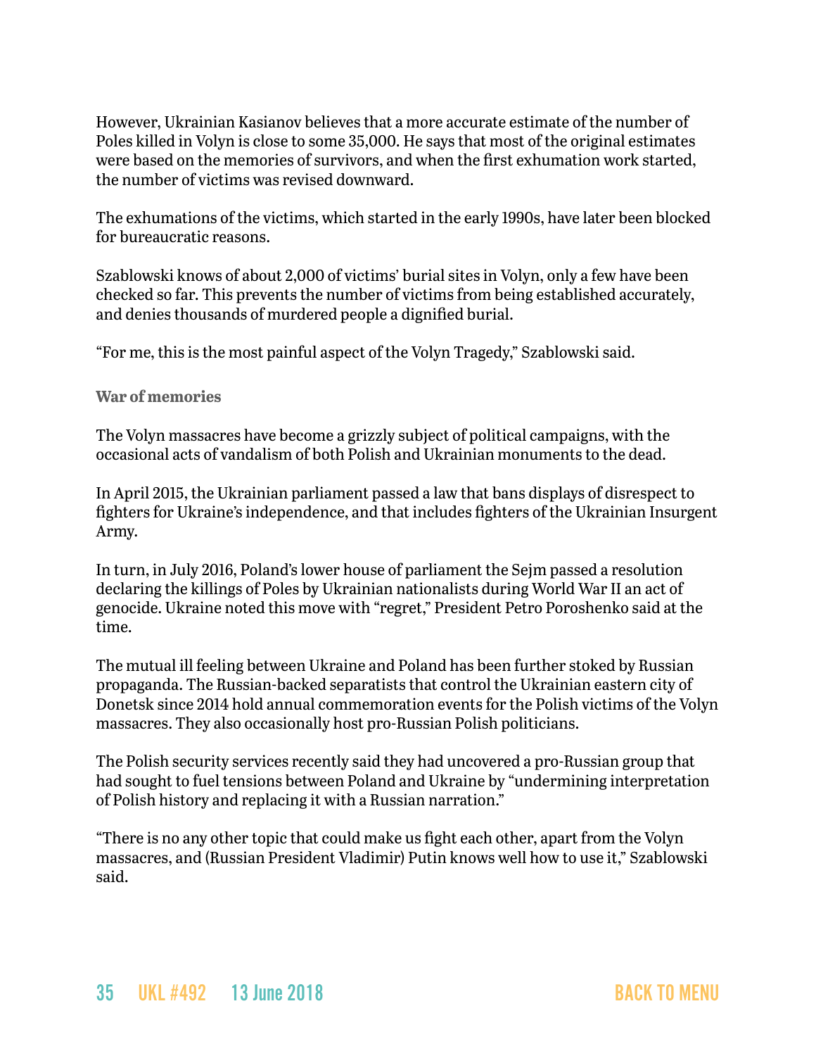However, Ukrainian Kasianov believes that a more accurate estimate of the number of Poles killed in Volyn is close to some 35,000. He says that most of the original estimates were based on the memories of survivors, and when the first exhumation work started, the number of victims was revised downward.

The exhumations of the victims, which started in the early 1990s, have later been blocked for bureaucratic reasons.

Szablowski knows of about 2,000 of victims' burial sites in Volyn, only a few have been checked so far. This prevents the number of victims from being established accurately, and denies thousands of murdered people a dignified burial.

"For me, this is the most painful aspect of the Volyn Tragedy," Szablowski said.

### War of memories

The Volyn massacres have become a grizzly subject of political campaigns, with the occasional acts of vandalism of both Polish and Ukrainian monuments to the dead.

In April 2015, the Ukrainian parliament passed a law that bans displays of disrespect to fighters for Ukraine's independence, and that includes fighters of the Ukrainian Insurgent Army.

In turn, in July 2016, Poland's lower house of parliament the Sejm passed a resolution declaring the killings of Poles by Ukrainian nationalists during World War II an act of genocide. Ukraine noted this move with "regret," President Petro Poroshenko said at the time.

The mutual ill feeling between Ukraine and Poland has been further stoked by Russian propaganda. The Russian-backed separatists that control the Ukrainian eastern city of Donetsk since 2014 hold annual commemoration events for the Polish victims of the Volyn massacres. They also occasionally host pro-Russian Polish politicians.

The Polish security services recently said they had uncovered a pro-Russian group that had sought to fuel tensions between Poland and Ukraine by "undermining interpretation of Polish history and replacing it with a Russian narration."

"There is no any other topic that could make us fight each other, apart from the Volyn massacres, and (Russian President Vladimir) Putin knows well how to use it," Szablowski said.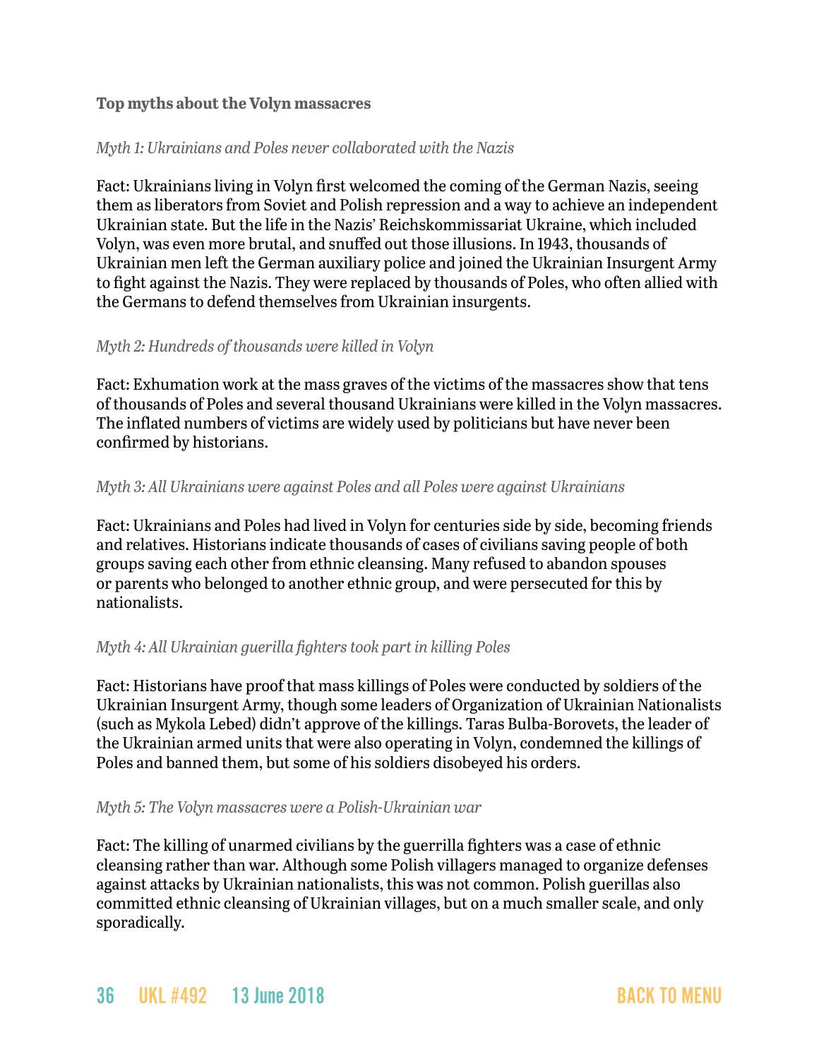**Top myths about the Volyn massacres**

*Myth 1: Ukrainians and Poles never collaborated with the Nazis*

Fact: Ukrainians living in Volyn first welcomed the coming of the German Nazis, seeing them as liberators from Soviet and Polish repression and a way to achieve an independent Ukrainian state. But the life in the Nazis' Reichskommissariat Ukraine, which included Volyn, was even more brutal, and snuffed out those illusions. In 1943, thousands of Ukrainian men left the German auxiliary police and joined the Ukrainian Insurgent Army to fight against the Nazis. They were replaced by thousands of Poles, who often allied with the Germans to defend themselves from Ukrainian insurgents.

*Myth 2: Hundreds of thousands were killed in Volyn*

Fact: Exhumation work at the mass graves of the victims of the massacres show that tens of thousands of Poles and several thousand Ukrainians were killed in the Volyn massacres. The inflated numbers of victims are widely used by politicians but have never been confirmed by historians.

*Myth 3: All Ukrainians were against Poles and all Poles were against Ukrainians*

Fact: Ukrainians and Poles had lived in Volyn for centuries side by side, becoming friends and relatives. Historians indicate thousands of cases of civilians saving people of both groups saving each other from ethnic cleansing. Many refused to abandon spouses or parents who belonged to another ethnic group, and were persecuted for this by nationalists.

*Myth 4: All Ukrainian gurilla fighters took part in killing Poles*

Fact: Historians have proof that mass killings of Poles were conducted by soldiers of the Ukrainian Insurgent Army, though some leaders of Organization of Ukrainian Nationalists (such as Mykola Lebed) didn't approve of the killings. Taras Bulba-Borovets, the leader of the Ukrainian armed units that were also operating in Volyn, condemned the killings of Poles and banned them, but some of his soldiers disobeyed his orders.

*Myth 5: The Volyn massacres were a Polish-Ukrainian war*

Fact: The killing of unarmed civilians by the guerrilla fighters was a case of ethnic cleansing rather than war. Although some Polish villagers managed to organize defenses against attacks by Ukrainian nationalists, this was not common. Polish guerillas also committed ethnic cleansing of Ukrainian villages, but on a much smaller scale, and only sporadically.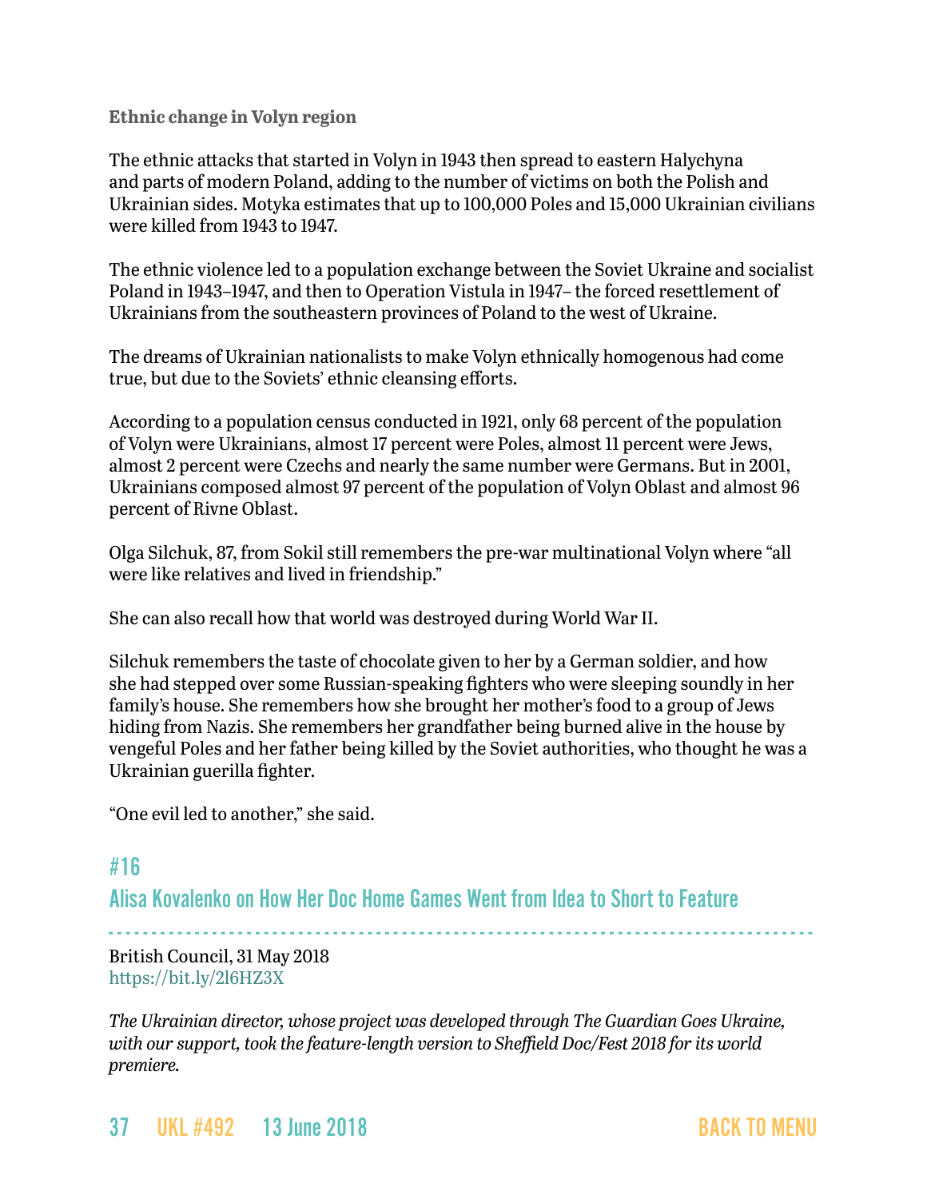**Ethnic change in Volyn region**

The ethnic attacks that started in Volyn in 1943 then spread to eastern Halychyna and parts of modern Poland, adding to the number of victims on both the Polish and Ukrainian sides. Motyka estimates that up to 100,000 Poles and 15,000 Ukrainian civilians were killed from 1943 to 1947.

The ethnic violence led to a population exchange between the Soviet Ukraine and socialist Poland in 1943–1947, and then to Operation Vistula in 1947– the forced resettlement of Ukrainians from the southeastern provinces of Poland to the west of Ukraine.

The dreams of Ukrainian nationalists to make Volyn ethnically homogenous had come true, but due to the Soviets' ethnic cleansing efforts.

According to a population census conducted in 1921, only 68 percent of the population of Volyn were Ukrainians, almost 17 percent were Poles, almost 11 percent were Jews, almost 2 percent were Czechs and nearly the same number were Germans. But in 2001, Ukrainians composed almost 97 percent of the population of Volyn Oblast and almost 96 percent of Rivne Oblast.

Olga Silchuk, 87, from Sokil still remembers the pre-war multinational Volyn where "all were like relatives and lived in friendship."

She can also recall how that world was destroyed during World War II.

Silchuk remembers the taste of chocolate given to her by a German soldier, and how she had stepped over some Russian-speaking fighters who were sleeping soundly in her family's house. She remembers how she brought her mother's food to a group of Jews hiding from Nazis. She remembers her grandfather being burned alive in the house by vengeful Poles and her father being killed by the Soviet authorities, who thought he was a Ukrainian guerilla fighter.

"One evil led to another," she said.

## #16
## Alisa Kovalenko on How Her Doc Home Games Went from Idea to Short to Feature

British Council, 31 May 2018
https://bit.ly/2l6HZ3X

*The Ukrainian director, whose project was developed through The Guardian Goes Ukraine, with our support, took the feature-length version to Sheffield Doc/Fest 2018 for its world premiere.*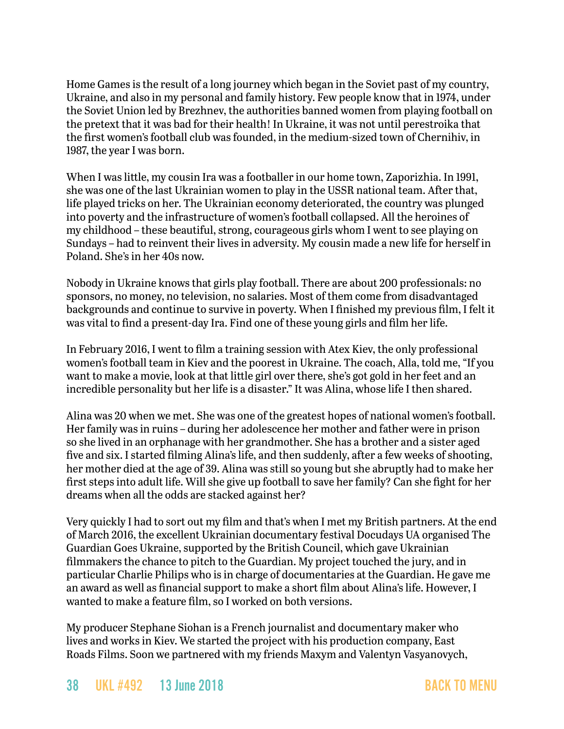Home Games is the result of a long journey which began in the Soviet past of my country, Ukraine, and also in my personal and family history. Few people know that in 1974, under the Soviet Union led by Brezhnev, the authorities banned women from playing football on the pretext that it was bad for their health! In Ukraine, it was not until perestroika that the first women's football club was founded, in the medium-sized town of Chernihiv, in 1987, the year I was born.

When I was little, my cousin Ira was a footballer in our home town, Zaporizhia. In 1991, she was one of the last Ukrainian women to play in the USSR national team. After that, life played tricks on her. The Ukrainian economy deteriorated, the country was plunged into poverty and the infrastructure of women's football collapsed. All the heroines of my childhood – these beautiful, strong, courageous girls whom I went to see playing on Sundays – had to reinvent their lives in adversity. My cousin made a new life for herself in Poland. She's in her 40s now.

Nobody in Ukraine knows that girls play football. There are about 200 professionals: no sponsors, no money, no television, no salaries. Most of them come from disadvantaged backgrounds and continue to survive in poverty. When I finished my previous film, I felt it was vital to find a present-day Ira. Find one of these young girls and film her life.

In February 2016, I went to film a training session with Atex Kiev, the only professional women's football team in Kiev and the poorest in Ukraine. The coach, Alla, told me, "If you want to make a movie, look at that little girl over there, she's got gold in her feet and an incredible personality but her life is a disaster." It was Alina, whose life I then shared.

Alina was 20 when we met. She was one of the greatest hopes of national women's football. Her family was in ruins – during her adolescence her mother and father were in prison so she lived in an orphanage with her grandmother. She has a brother and a sister aged five and six. I started filming Alina's life, and then suddenly, after a few weeks of shooting, her mother died at the age of 39. Alina was still so young but she abruptly had to make her first steps into adult life. Will she give up football to save her family? Can she fight for her dreams when all the odds are stacked against her?

Very quickly I had to sort out my film and that's when I met my British partners. At the end of March 2016, the excellent Ukrainian documentary festival Docudays UA organised The Guardian Goes Ukraine, supported by the British Council, which gave Ukrainian filmmakers the chance to pitch to the Guardian. My project touched the jury, and in particular Charlie Philips who is in charge of documentaries at the Guardian. He gave me an award as well as financial support to make a short film about Alina's life. However, I wanted to make a feature film, so I worked on both versions.

My producer Stephane Siohan is a French journalist and documentary maker who lives and works in Kiev. We started the project with his production company, East Roads Films. Soon we partnered with my friends Maxym and Valentyn Vasyanovych,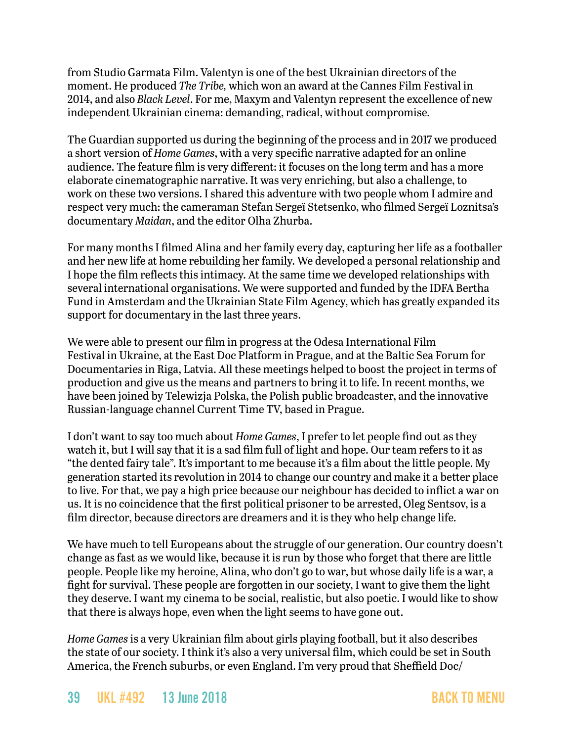from Studio Garmata Film. Valentyn is one of the best Ukrainian directors of the moment. He produced *The Tribe,* which won an award at the Cannes Film Festival in 2014, and also *Black Level*. For me, Maxym and Valentyn represent the excellence of new independent Ukrainian cinema: demanding, radical, without compromise.

The Guardian supported us during the beginning of the process and in 2017 we produced a short version of *Home Games*, with a very specific narrative adapted for an online audience. The feature film is very different: it focuses on the long term and has a more elaborate cinematographic narrative. It was very enriching, but also a challenge, to work on these two versions. I shared this adventure with two people whom I admire and respect very much: the cameraman Stefan Sergeï Stetsenko, who filmed Sergeï Loznitsa's documentary *Maidan*, and the editor Olha Zhurba.

For many months I filmed Alina and her family every day, capturing her life as a footballer and her new life at home rebuilding her family. We developed a personal relationship and I hope the film reflects this intimacy. At the same time we developed relationships with several international organisations. We were supported and funded by the IDFA Bertha Fund in Amsterdam and the Ukrainian State Film Agency, which has greatly expanded its support for documentary in the last three years.

We were able to present our film in progress at the Odesa International Film Festival in Ukraine, at the East Doc Platform in Prague, and at the Baltic Sea Forum for Documentaries in Riga, Latvia. All these meetings helped to boost the project in terms of production and give us the means and partners to bring it to life. In recent months, we have been joined by Telewizja Polska, the Polish public broadcaster, and the innovative Russian-language channel Current Time TV, based in Prague.

I don't want to say too much about *Home Games*, I prefer to let people find out as they watch it, but I will say that it is a sad film full of light and hope. Our team refers to it as "the dented fairy tale". It's important to me because it's a film about the little people. My generation started its revolution in 2014 to change our country and make it a better place to live. For that, we pay a high price because our neighbour has decided to inflict a war on us. It is no coincidence that the first political prisoner to be arrested, Oleg Sentsov, is a film director, because directors are dreamers and it is they who help change life.

We have much to tell Europeans about the struggle of our generation. Our country doesn't change as fast as we would like, because it is run by those who forget that there are little people. People like my heroine, Alina, who don't go to war, but whose daily life is a war, a fight for survival. These people are forgotten in our society, I want to give them the light they deserve. I want my cinema to be social, realistic, but also poetic. I would like to show that there is always hope, even when the light seems to have gone out.

*Home Games* is a very Ukrainian film about girls playing football, but it also describes the state of our society. I think it's also a very universal film, which could be set in South America, the French suburbs, or even England. I'm very proud that Sheffield Doc/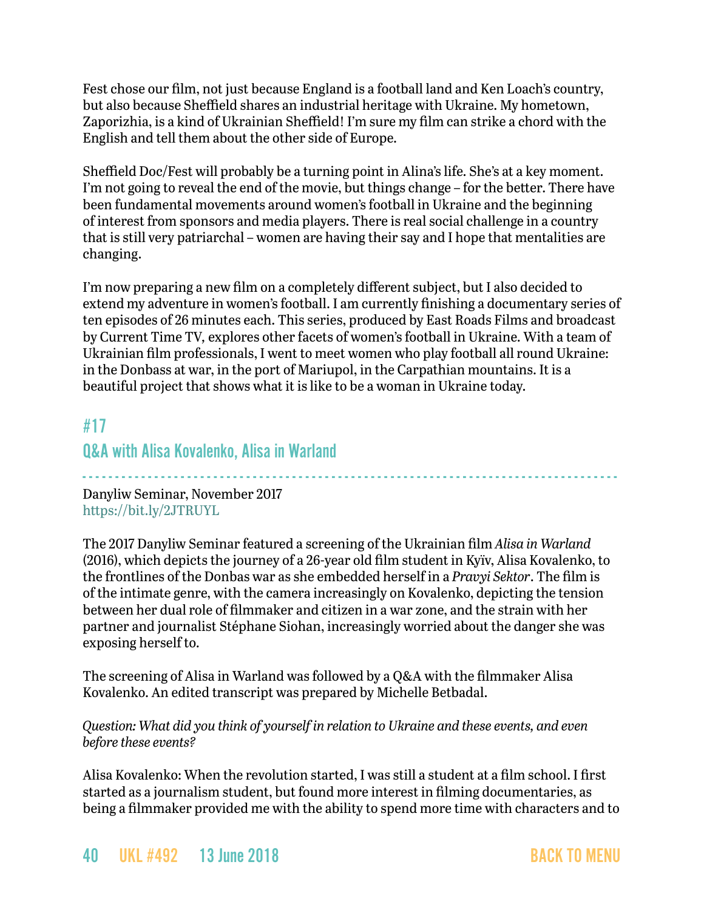Fest chose our film, not just because England is a football land and Ken Loach's country, but also because Sheffield shares an industrial heritage with Ukraine. My hometown, Zaporizhia, is a kind of Ukrainian Sheffield! I'm sure my film can strike a chord with the English and tell them about the other side of Europe.

Sheffield Doc/Fest will probably be a turning point in Alina's life. She's at a key moment. I'm not going to reveal the end of the movie, but things change – for the better. There have been fundamental movements around women's football in Ukraine and the beginning of interest from sponsors and media players. There is real social challenge in a country that is still very patriarchal – women are having their say and I hope that mentalities are changing.

I'm now preparing a new film on a completely different subject, but I also decided to extend my adventure in women's football. I am currently finishing a documentary series of ten episodes of 26 minutes each. This series, produced by East Roads Films and broadcast by Current Time TV, explores other facets of women's football in Ukraine. With a team of Ukrainian film professionals, I went to meet women who play football all round Ukraine: in the Donbass at war, in the port of Mariupol, in the Carpathian mountains. It is a beautiful project that shows what it is like to be a woman in Ukraine today.

## #17

## Q&A with Alisa Kovalenko, Alisa in Warland

Danyliw Seminar, November 2017
https://bit.ly/2JTRUYL

The 2017 Danyliw Seminar featured a screening of the Ukrainian film *Alisa in Warland* (2016), which depicts the journey of a 26-year old film student in Kyïv, Alisa Kovalenko, to the frontlines of the Donbas war as she embedded herself in a *Pravyi Sektor*. The film is of the intimate genre, with the camera increasingly on Kovalenko, depicting the tension between her dual role of filmmaker and citizen in a war zone, and the strain with her partner and journalist Stéphane Siohan, increasingly worried about the danger she was exposing herself to.

The screening of Alisa in Warland was followed by a Q&A with the filmmaker Alisa Kovalenko. An edited transcript was prepared by Michelle Betbadal.

*Question: What did you think of yourself in relation to Ukraine and these events, and even before these events?*

Alisa Kovalenko: When the revolution started, I was still a student at a film school. I first started as a journalism student, but found more interest in filming documentaries, as being a filmmaker provided me with the ability to spend more time with characters and to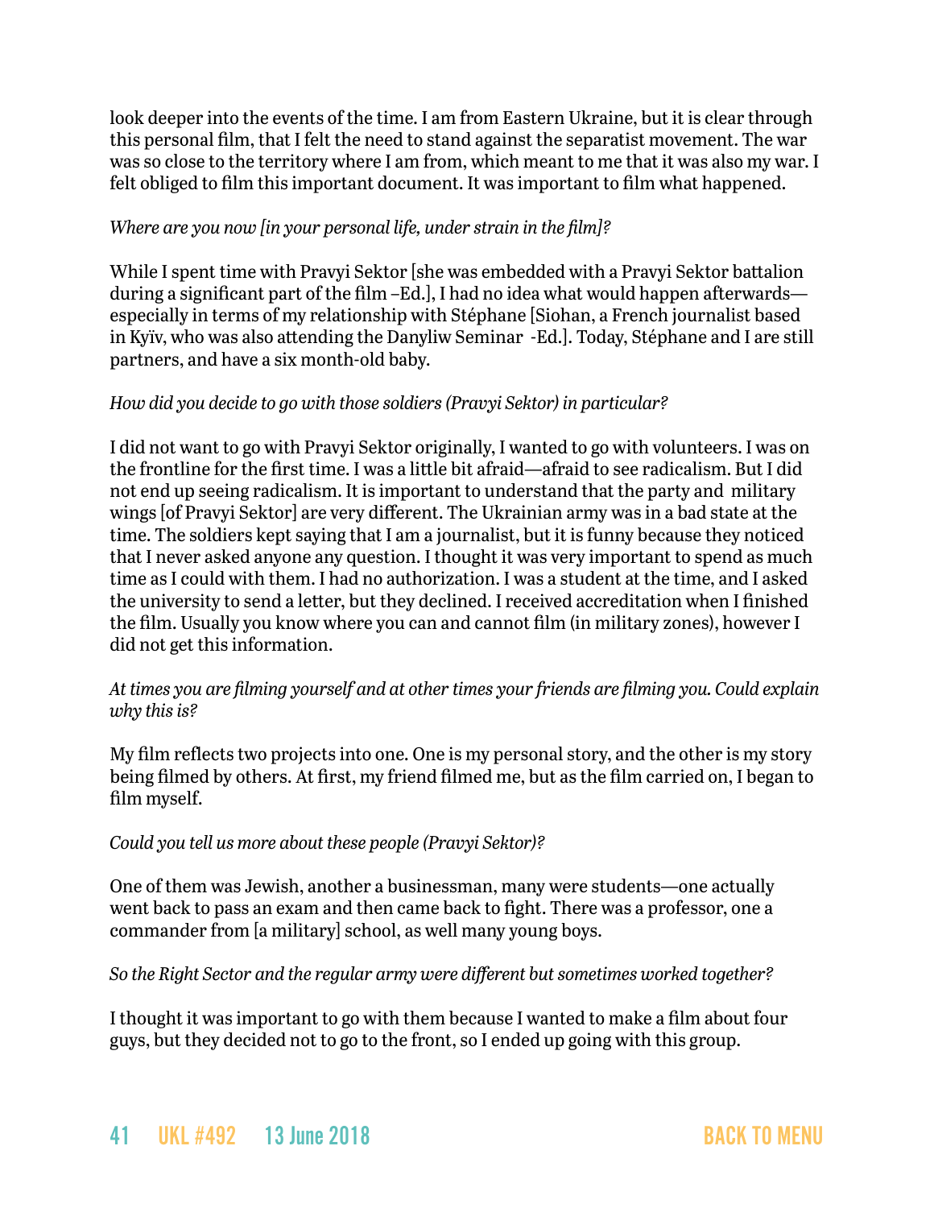look deeper into the events of the time. I am from Eastern Ukraine, but it is clear through this personal film, that I felt the need to stand against the separatist movement. The war was so close to the territory where I am from, which meant to me that it was also my war. I felt obliged to film this important document. It was important to film what happened.

*Where are you now [in your personal life, under strain in the film]?*

While I spent time with Pravyi Sektor [she was embedded with a Pravyi Sektor battalion during a significant part of the film –Ed.], I had no idea what would happen afterwards—especially in terms of my relationship with Stéphane [Siohan, a French journalist based in Kyïv, who was also attending the Danyliw Seminar -Ed.]. Today, Stéphane and I are still partners, and have a six month-old baby.

*How did you decide to go with those soldiers (Pravyi Sektor) in particular?*

I did not want to go with Pravyi Sektor originally, I wanted to go with volunteers. I was on the frontline for the first time. I was a little bit afraid—afraid to see radicalism. But I did not end up seeing radicalism. It is important to understand that the party and military wings [of Pravyi Sektor] are very different. The Ukrainian army was in a bad state at the time. The soldiers kept saying that I am a journalist, but it is funny because they noticed that I never asked anyone any question. I thought it was very important to spend as much time as I could with them. I had no authorization. I was a student at the time, and I asked the university to send a letter, but they declined. I received accreditation when I finished the film. Usually you know where you can and cannot film (in military zones), however I did not get this information.

*At times you are filming yourself and at other times your friends are filming you. Could explain why this is?*

My film reflects two projects into one. One is my personal story, and the other is my story being filmed by others. At first, my friend filmed me, but as the film carried on, I began to film myself.

*Could you tell us more about these people (Pravyi Sektor)?*

One of them was Jewish, another a businessman, many were students—one actually went back to pass an exam and then came back to fight. There was a professor, one a commander from [a military] school, as well many young boys.

*So the Right Sector and the regular army were different but sometimes worked together?*

I thought it was important to go with them because I wanted to make a film about four guys, but they decided not to go to the front, so I ended up going with this group.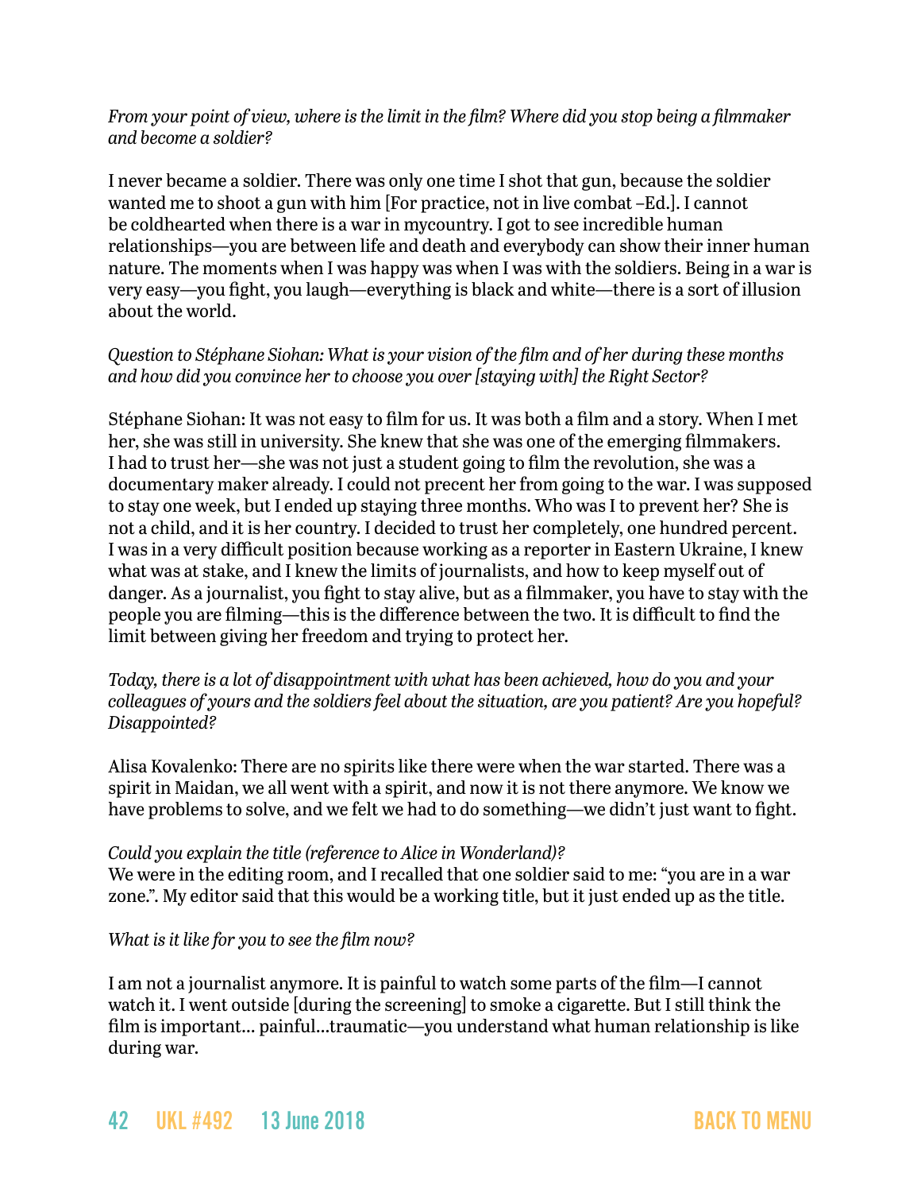*From your point of view, where is the limit in the film? Where did you stop being a filmmaker and become a soldier?*

I never became a soldier. There was only one time I shot that gun, because the soldier wanted me to shoot a gun with him [For practice, not in live combat –Ed.]. I cannot be coldhearted when there is a war in mycountry. I got to see incredible human relationships—you are between life and death and everybody can show their inner human nature. The moments when I was happy was when I was with the soldiers. Being in a war is very easy—you fight, you laugh—everything is black and white—there is a sort of illusion about the world.

*Question to Stéphane Siohan: What is your vision of the film and of her during these months and how did you convince her to choose you over [staying with] the Right Sector?*

Stéphane Siohan: It was not easy to film for us. It was both a film and a story. When I met her, she was still in university. She knew that she was one of the emerging filmmakers. I had to trust her—she was not just a student going to film the revolution, she was a documentary maker already. I could not precent her from going to the war. I was supposed to stay one week, but I ended up staying three months. Who was I to prevent her? She is not a child, and it is her country. I decided to trust her completely, one hundred percent. I was in a very difficult position because working as a reporter in Eastern Ukraine, I knew what was at stake, and I knew the limits of journalists, and how to keep myself out of danger. As a journalist, you fight to stay alive, but as a filmmaker, you have to stay with the people you are filming—this is the difference between the two. It is difficult to find the limit between giving her freedom and trying to protect her.

*Today, there is a lot of disappointment with what has been achieved, how do you and your colleagues of yours and the soldiers feel about the situation, are you patient? Are you hopeful? Disappointed?*

Alisa Kovalenko: There are no spirits like there were when the war started. There was a spirit in Maidan, we all went with a spirit, and now it is not there anymore. We know we have problems to solve, and we felt we had to do something—we didn't just want to fight.

*Could you explain the title (reference to Alice in Wonderland)?*
We were in the editing room, and I recalled that one soldier said to me: "you are in a war zone.". My editor said that this would be a working title, but it just ended up as the title.

*What is it like for you to see the film now?*

I am not a journalist anymore. It is painful to watch some parts of the film—I cannot watch it. I went outside [during the screening] to smoke a cigarette. But I still think the film is important... painful...traumatic—you understand what human relationship is like during war.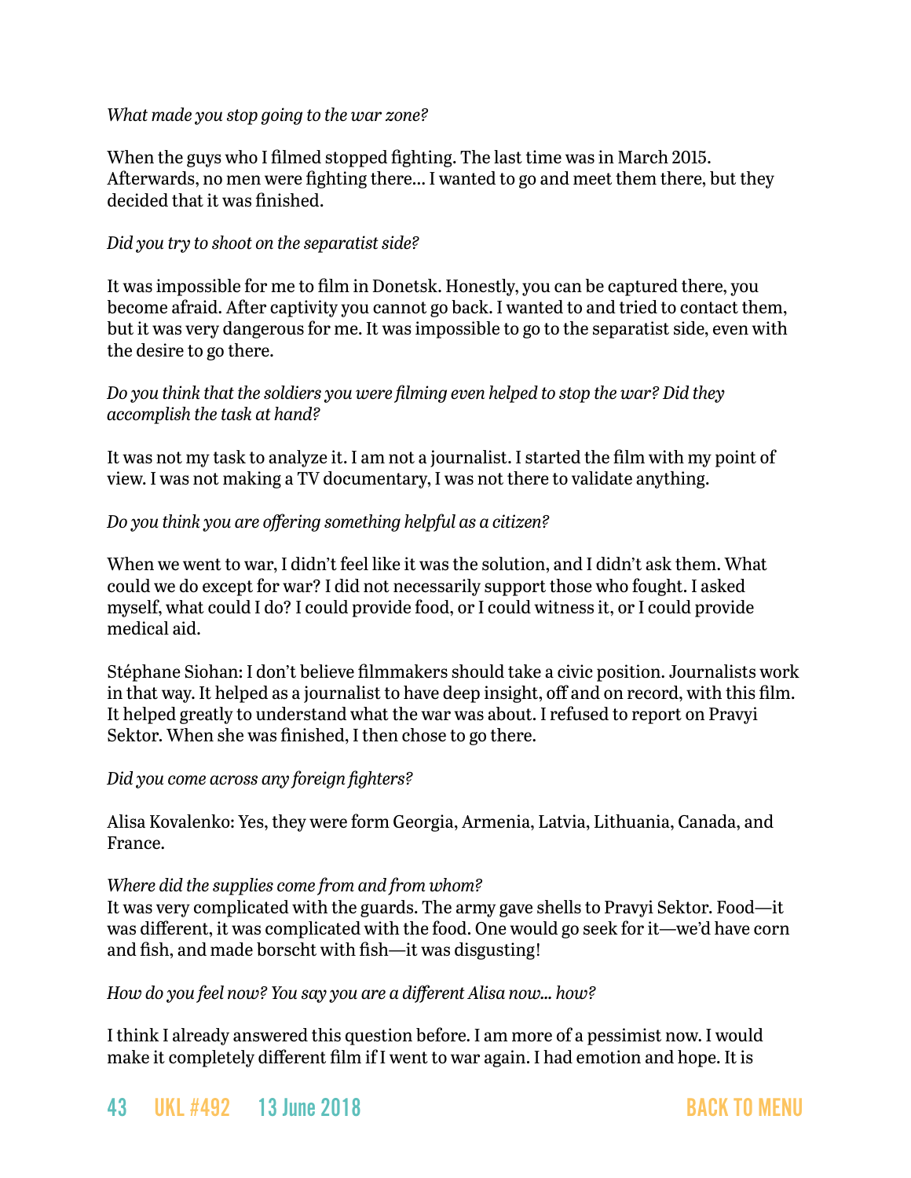*What made you stop going to the war zone?*

When the guys who I filmed stopped fighting. The last time was in March 2015. Afterwards, no men were fighting there... I wanted to go and meet them there, but they decided that it was finished.

*Did you try to shoot on the separatist side?*

It was impossible for me to film in Donetsk. Honestly, you can be captured there, you become afraid. After captivity you cannot go back. I wanted to and tried to contact them, but it was very dangerous for me. It was impossible to go to the separatist side, even with the desire to go there.

*Do you think that the soldiers you were filming even helped to stop the war? Did they accomplish the task at hand?*

It was not my task to analyze it. I am not a journalist. I started the film with my point of view. I was not making a TV documentary, I was not there to validate anything.

*Do you think you are offering something helpful as a citizen?*

When we went to war, I didn't feel like it was the solution, and I didn't ask them. What could we do except for war? I did not necessarily support those who fought. I asked myself, what could I do? I could provide food, or I could witness it, or I could provide medical aid.

Stéphane Siohan: I don't believe filmmakers should take a civic position. Journalists work in that way. It helped as a journalist to have deep insight, off and on record, with this film. It helped greatly to understand what the war was about. I refused to report on Pravyi Sektor. When she was finished, I then chose to go there.

*Did you come across any foreign fighters?*

Alisa Kovalenko: Yes, they were form Georgia, Armenia, Latvia, Lithuania, Canada, and France.

*Where did the supplies come from and from whom?*
It was very complicated with the guards. The army gave shells to Pravyi Sektor. Food—it was different, it was complicated with the food. One would go seek for it—we'd have corn and fish, and made borscht with fish—it was disgusting!

*How do you feel now? You say you are a different Alisa now... how?*

I think I already answered this question before. I am more of a pessimist now. I would make it completely different film if I went to war again. I had emotion and hope. It is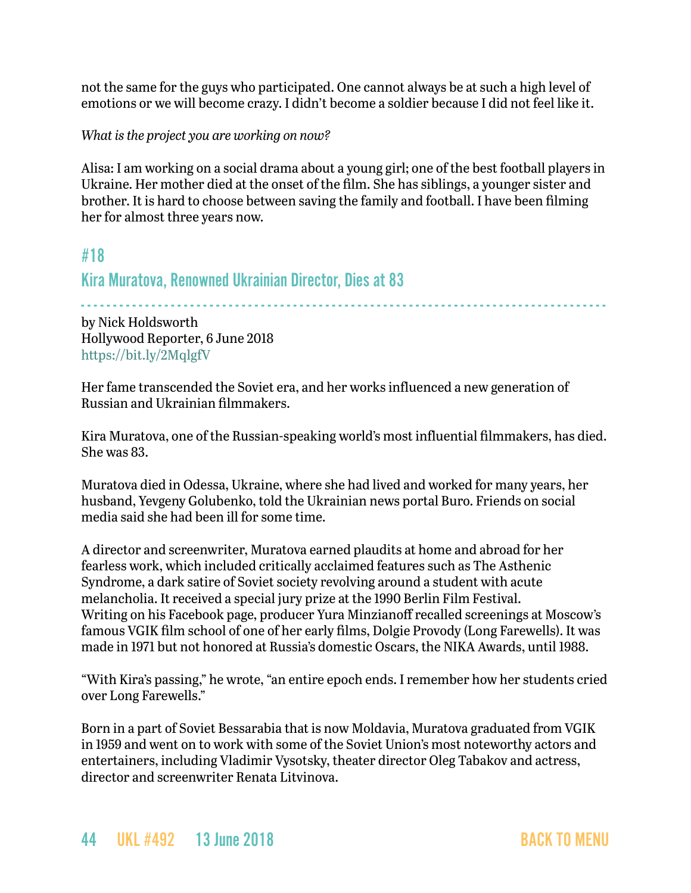not the same for the guys who participated. One cannot always be at such a high level of emotions or we will become crazy. I didn't become a soldier because I did not feel like it.

*What is the project you are working on now?*

Alisa: I am working on a social drama about a young girl; one of the best football players in Ukraine. Her mother died at the onset of the film. She has siblings, a younger sister and brother. It is hard to choose between saving the family and football. I have been filming her for almost three years now.

## #18

## Kira Muratova, Renowned Ukrainian Director, Dies at 83

by Nick Holdsworth
Hollywood Reporter, 6 June 2018
https://bit.ly/2MqlgfV

Her fame transcended the Soviet era, and her works influenced a new generation of Russian and Ukrainian filmmakers.

Kira Muratova, one of the Russian-speaking world's most influential filmmakers, has died. She was 83.

Muratova died in Odessa, Ukraine, where she had lived and worked for many years, her husband, Yevgeny Golubenko, told the Ukrainian news portal Buro. Friends on social media said she had been ill for some time.

A director and screenwriter, Muratova earned plaudits at home and abroad for her fearless work, which included critically acclaimed features such as The Asthenic Syndrome, a dark satire of Soviet society revolving around a student with acute melancholia. It received a special jury prize at the 1990 Berlin Film Festival.
Writing on his Facebook page, producer Yura Minzianoff recalled screenings at Moscow's famous VGIK film school of one of her early films, Dolgie Provody (Long Farewells). It was made in 1971 but not honored at Russia's domestic Oscars, the NIKA Awards, until 1988.

"With Kira's passing," he wrote, "an entire epoch ends. I remember how her students cried over Long Farewells."

Born in a part of Soviet Bessarabia that is now Moldavia, Muratova graduated from VGIK in 1959 and went on to work with some of the Soviet Union's most noteworthy actors and entertainers, including Vladimir Vysotsky, theater director Oleg Tabakov and actress, director and screenwriter Renata Litvinova.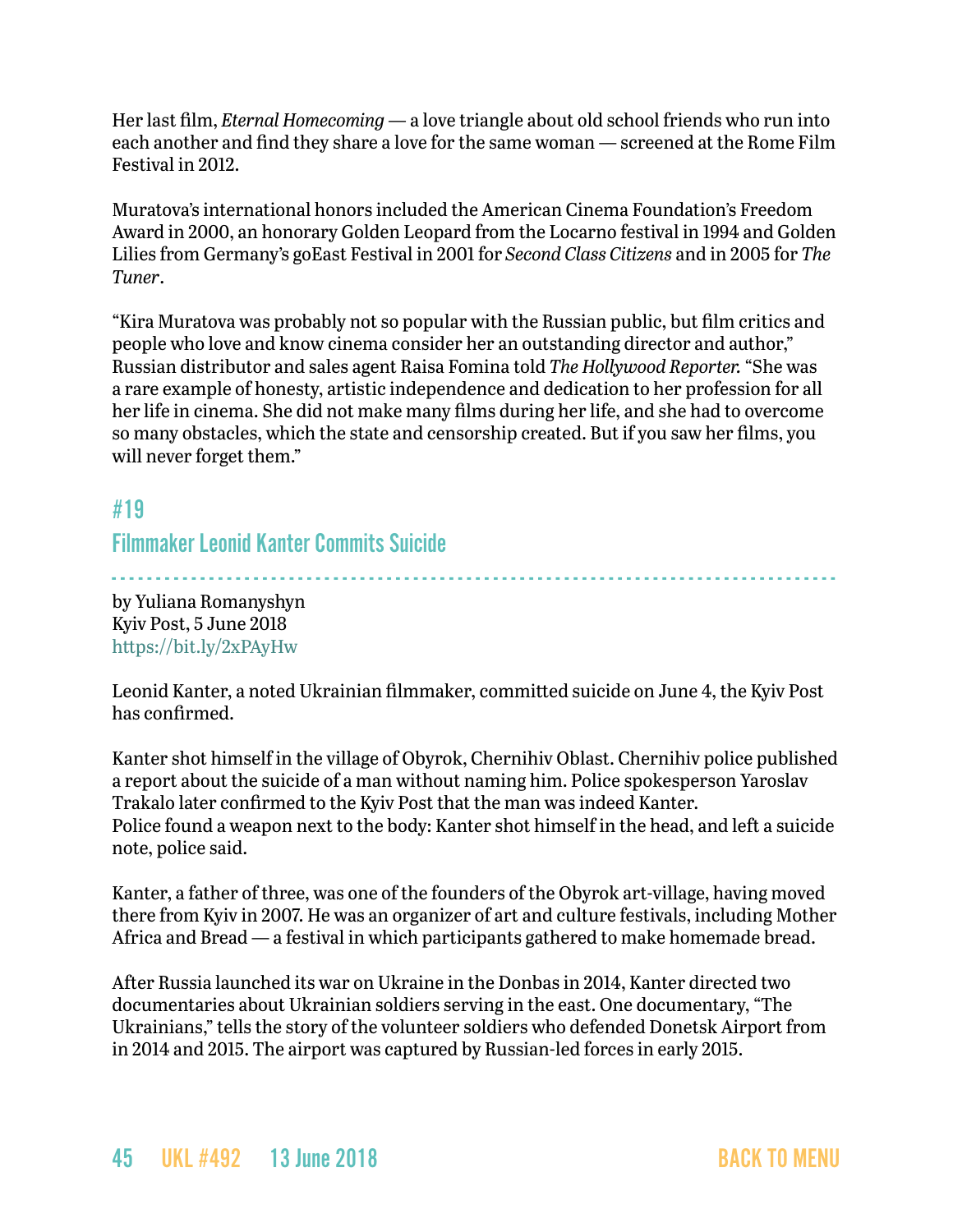Her last film, *Eternal Homecoming* — a love triangle about old school friends who run into each another and find they share a love for the same woman — screened at the Rome Film Festival in 2012.

Muratova's international honors included the American Cinema Foundation's Freedom Award in 2000, an honorary Golden Leopard from the Locarno festival in 1994 and Golden Lilies from Germany's goEast Festival in 2001 for *Second Class Citizens* and in 2005 for *The Tuner*.

"Kira Muratova was probably not so popular with the Russian public, but film critics and people who love and know cinema consider her an outstanding director and author," Russian distributor and sales agent Raisa Fomina told *The Hollywood Reporter.* "She was a rare example of honesty, artistic independence and dedication to her profession for all her life in cinema. She did not make many films during her life, and she had to overcome so many obstacles, which the state and censorship created. But if you saw her films, you will never forget them."

## #19
## Filmmaker Leonid Kanter Commits Suicide

by Yuliana Romanyshyn
Kyiv Post, 5 June 2018
https://bit.ly/2xPAyHw

Leonid Kanter, a noted Ukrainian filmmaker, committed suicide on June 4, the Kyiv Post has confirmed.

Kanter shot himself in the village of Obyrok, Chernihiv Oblast. Chernihiv police published a report about the suicide of a man without naming him. Police spokesperson Yaroslav Trakalo later confirmed to the Kyiv Post that the man was indeed Kanter.
Police found a weapon next to the body: Kanter shot himself in the head, and left a suicide note, police said.

Kanter, a father of three, was one of the founders of the Obyrok art-village, having moved there from Kyiv in 2007. He was an organizer of art and culture festivals, including Mother Africa and Bread — a festival in which participants gathered to make homemade bread.

After Russia launched its war on Ukraine in the Donbas in 2014, Kanter directed two documentaries about Ukrainian soldiers serving in the east. One documentary, "The Ukrainians," tells the story of the volunteer soldiers who defended Donetsk Airport from in 2014 and 2015. The airport was captured by Russian-led forces in early 2015.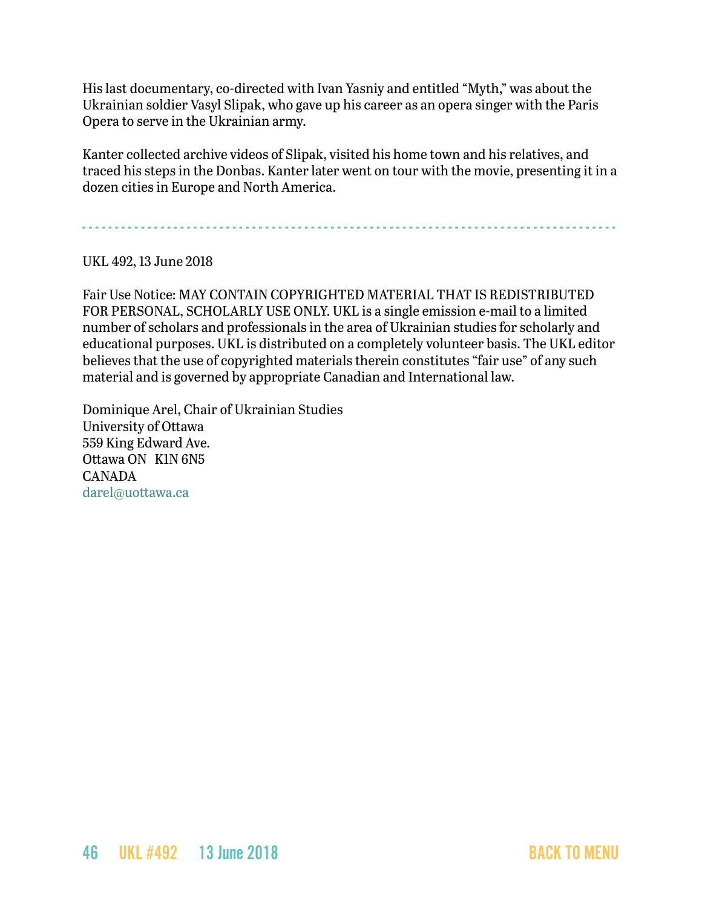His last documentary, co-directed with Ivan Yasniy and entitled "Myth," was about the Ukrainian soldier Vasyl Slipak, who gave up his career as an opera singer with the Paris Opera to serve in the Ukrainian army.

Kanter collected archive videos of Slipak, visited his home town and his relatives, and traced his steps in the Donbas. Kanter later went on tour with the movie, presenting it in a dozen cities in Europe and North America.

---

UKL 492, 13 June 2018

Fair Use Notice: MAY CONTAIN COPYRIGHTED MATERIAL THAT IS REDISTRIBUTED FOR PERSONAL, SCHOLARLY USE ONLY. UKL is a single emission e-mail to a limited number of scholars and professionals in the area of Ukrainian studies for scholarly and educational purposes. UKL is distributed on a completely volunteer basis. The UKL editor believes that the use of copyrighted materials therein constitutes "fair use" of any such material and is governed by appropriate Canadian and International law.

Dominique Arel, Chair of Ukrainian Studies
University of Ottawa
559 King Edward Ave.
Ottawa ON K1N 6N5
CANADA
darel@uottawa.ca